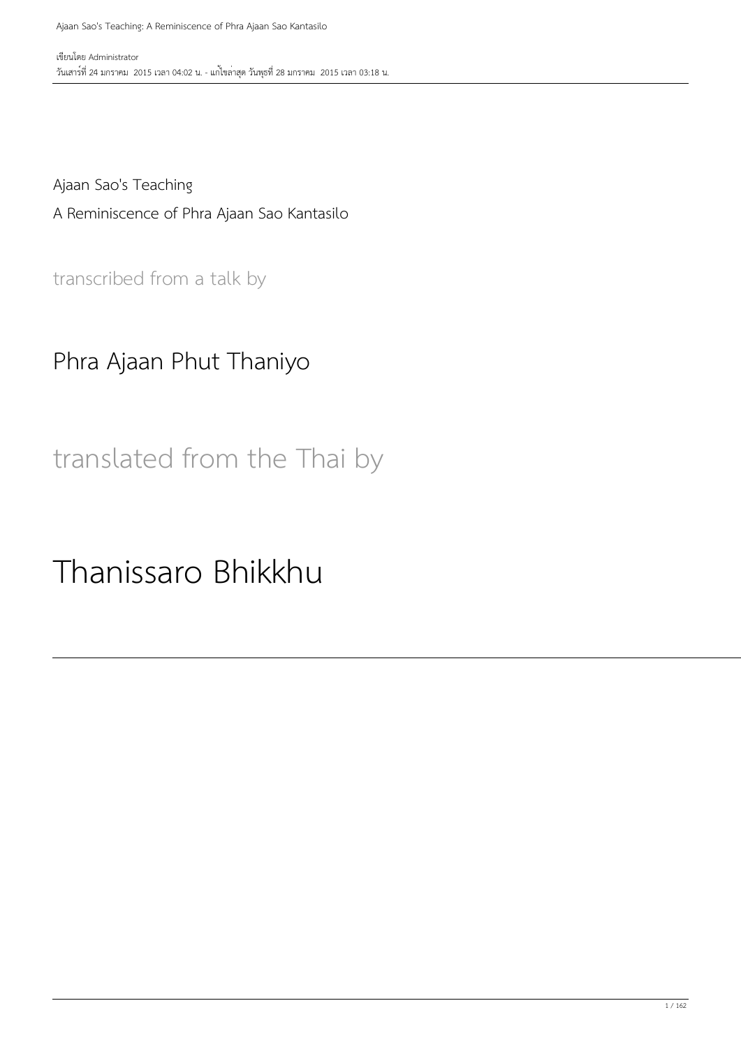เขียนโดย Administrator
วันเสาร์ที่ 24 มกราคม 2015 เวลา 04:02 น. - แก้ไขล่าสุด วันพุธที่ 28 มกราคม 2015 เวลา 03:18 น.

Ajaan Sao's Teaching

A Reminiscence of Phra Ajaan Sao Kantasilo

transcribed from a talk by

## Phra Ajaan Phut Thaniyo

translated from the Thai by

# Thanissaro Bhikkhu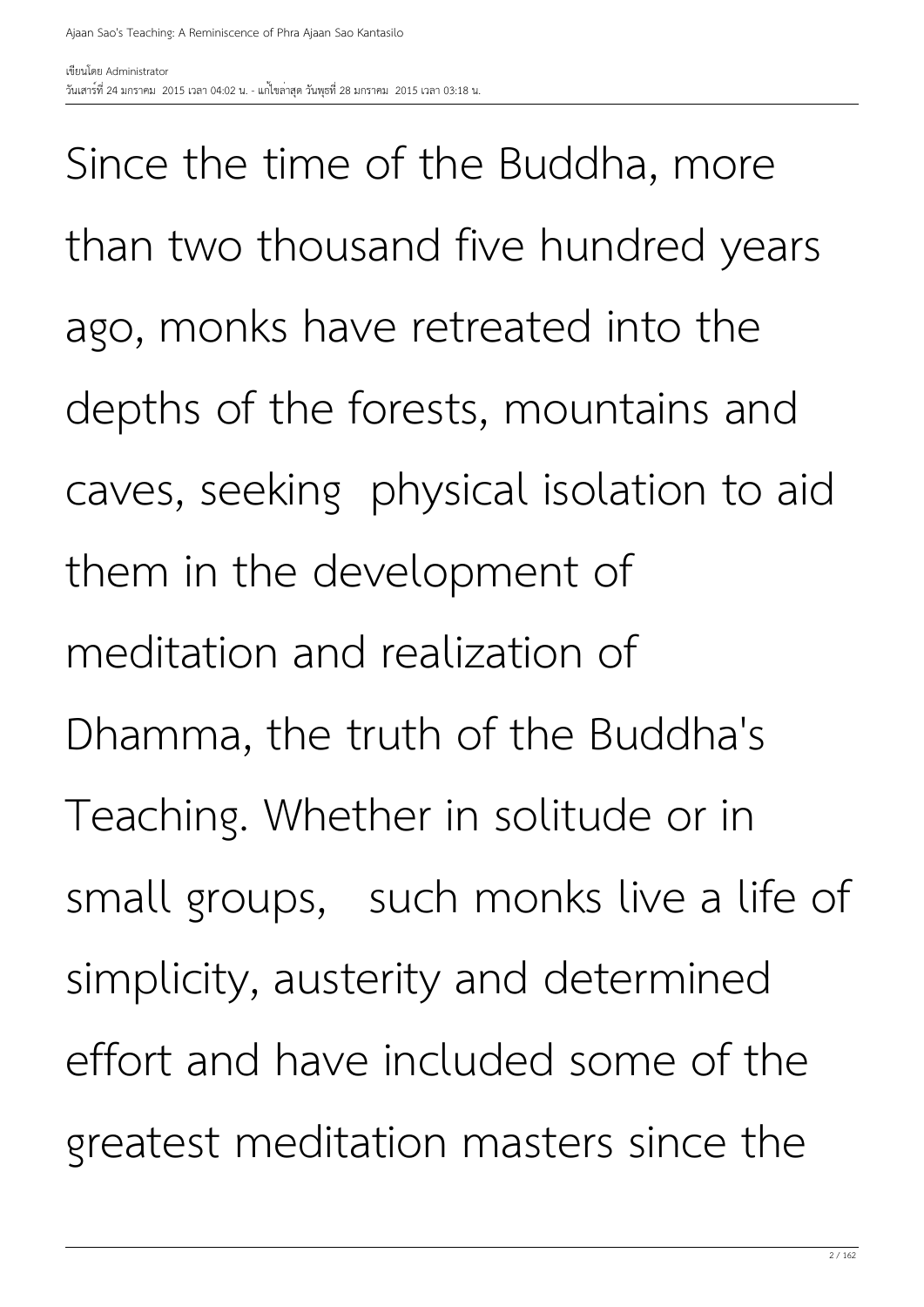Since the time of the Buddha, more than two thousand five hundred years ago, monks have retreated into the depths of the forests, mountains and caves, seeking physical isolation to aid them in the development of meditation and realization of Dhamma, the truth of the Buddha's Teaching. Whether in solitude or in small groups, such monks live a life of simplicity, austerity and determined effort and have included some of the greatest meditation masters since the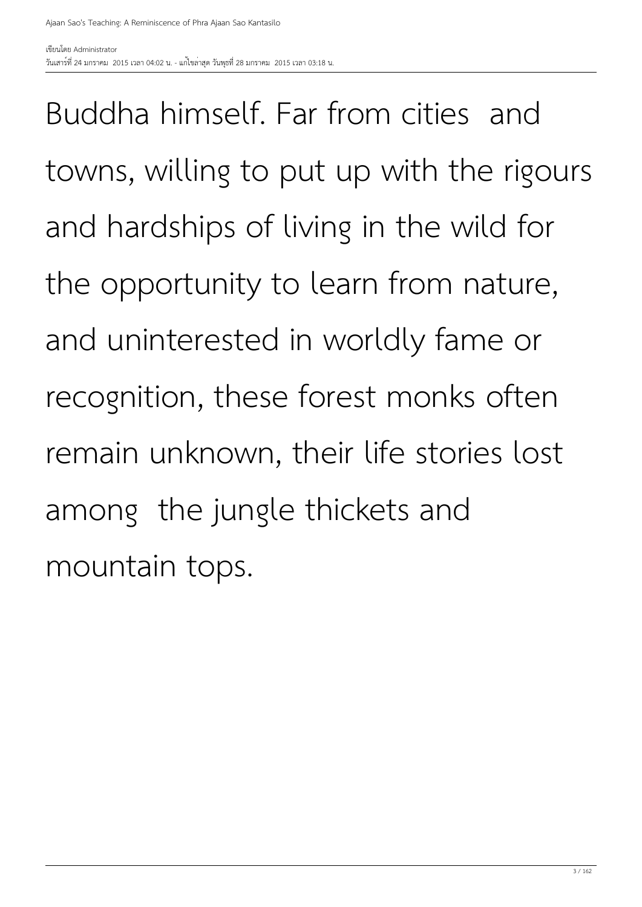Buddha himself. Far from cities and towns, willing to put up with the rigours and hardships of living in the wild for the opportunity to learn from nature, and uninterested in worldly fame or recognition, these forest monks often remain unknown, their life stories lost among the jungle thickets and mountain tops.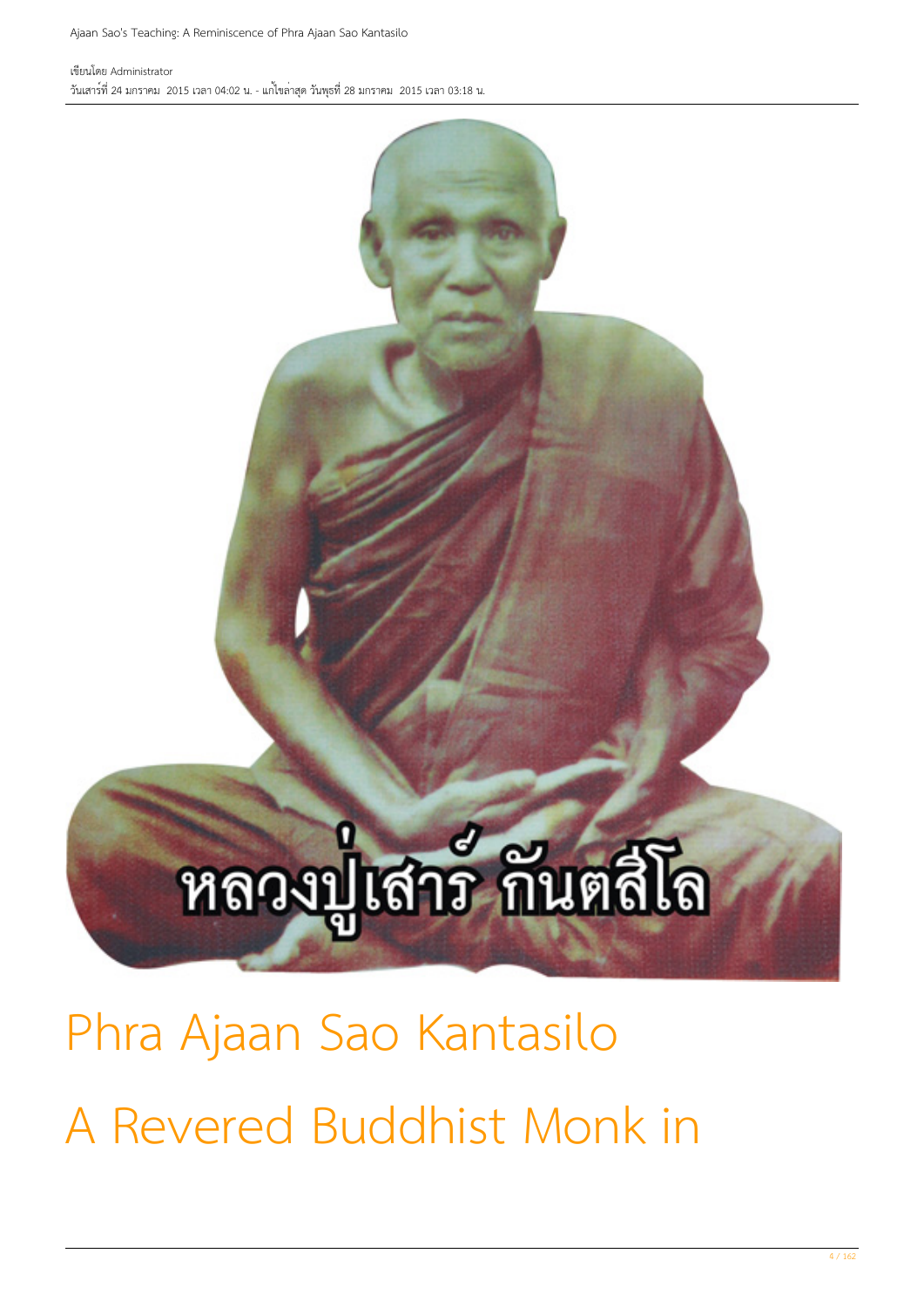# Phra Ajaan Sao Kantasilo

# A Revered Buddhist Monk in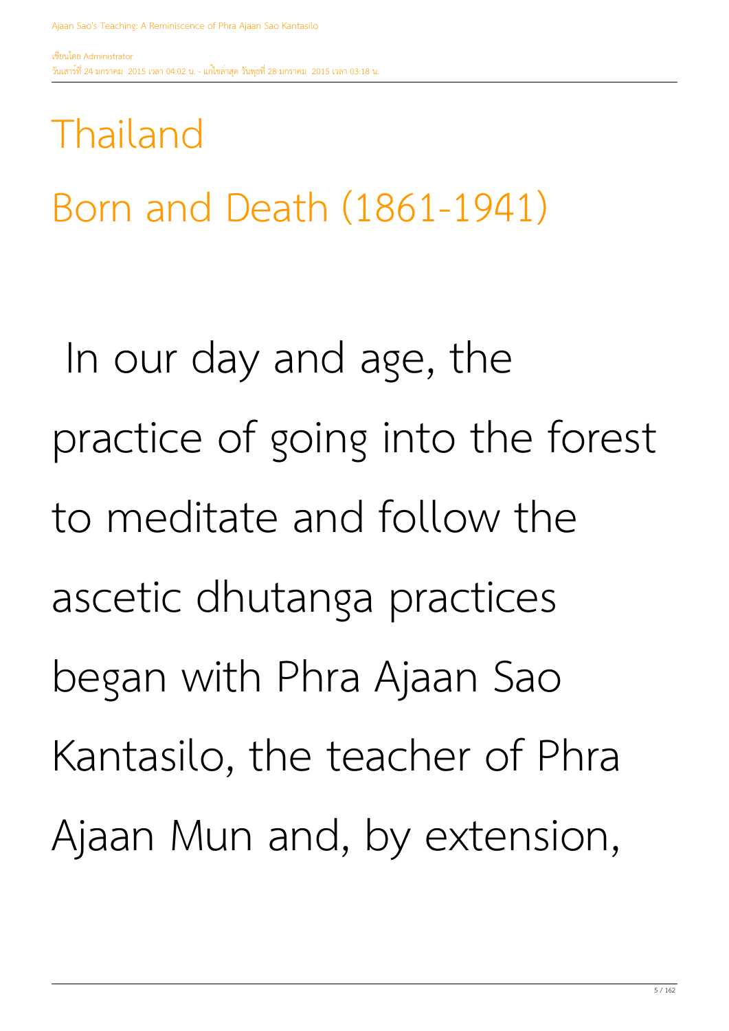# Thailand

## Born and Death (1861-1941)

In our day and age, the practice of going into the forest to meditate and follow the ascetic dhutanga practices began with Phra Ajaan Sao Kantasilo, the teacher of Phra Ajaan Mun and, by extension,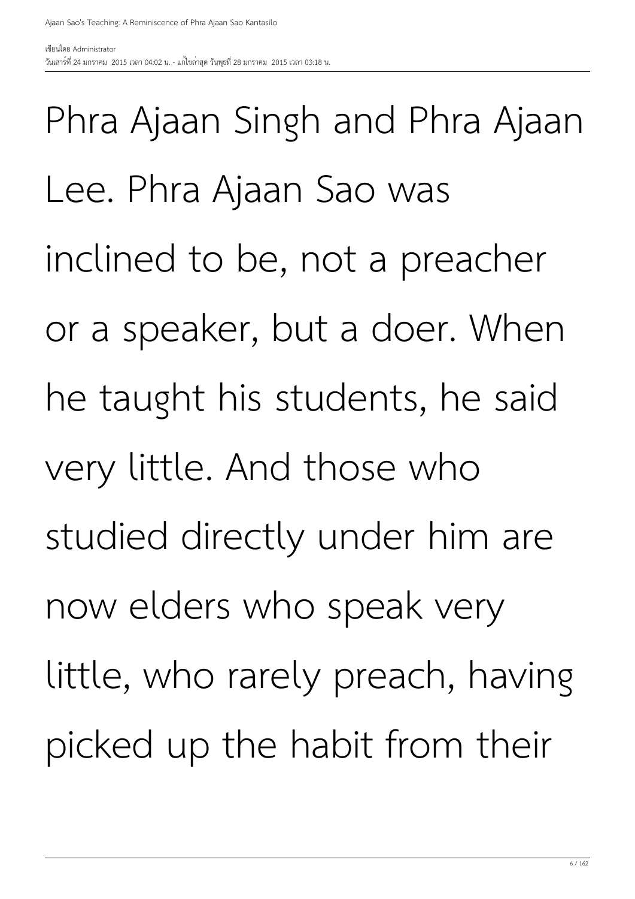Phra Ajaan Singh and Phra Ajaan Lee. Phra Ajaan Sao was inclined to be, not a preacher or a speaker, but a doer. When he taught his students, he said very little. And those who studied directly under him are now elders who speak very little, who rarely preach, having picked up the habit from their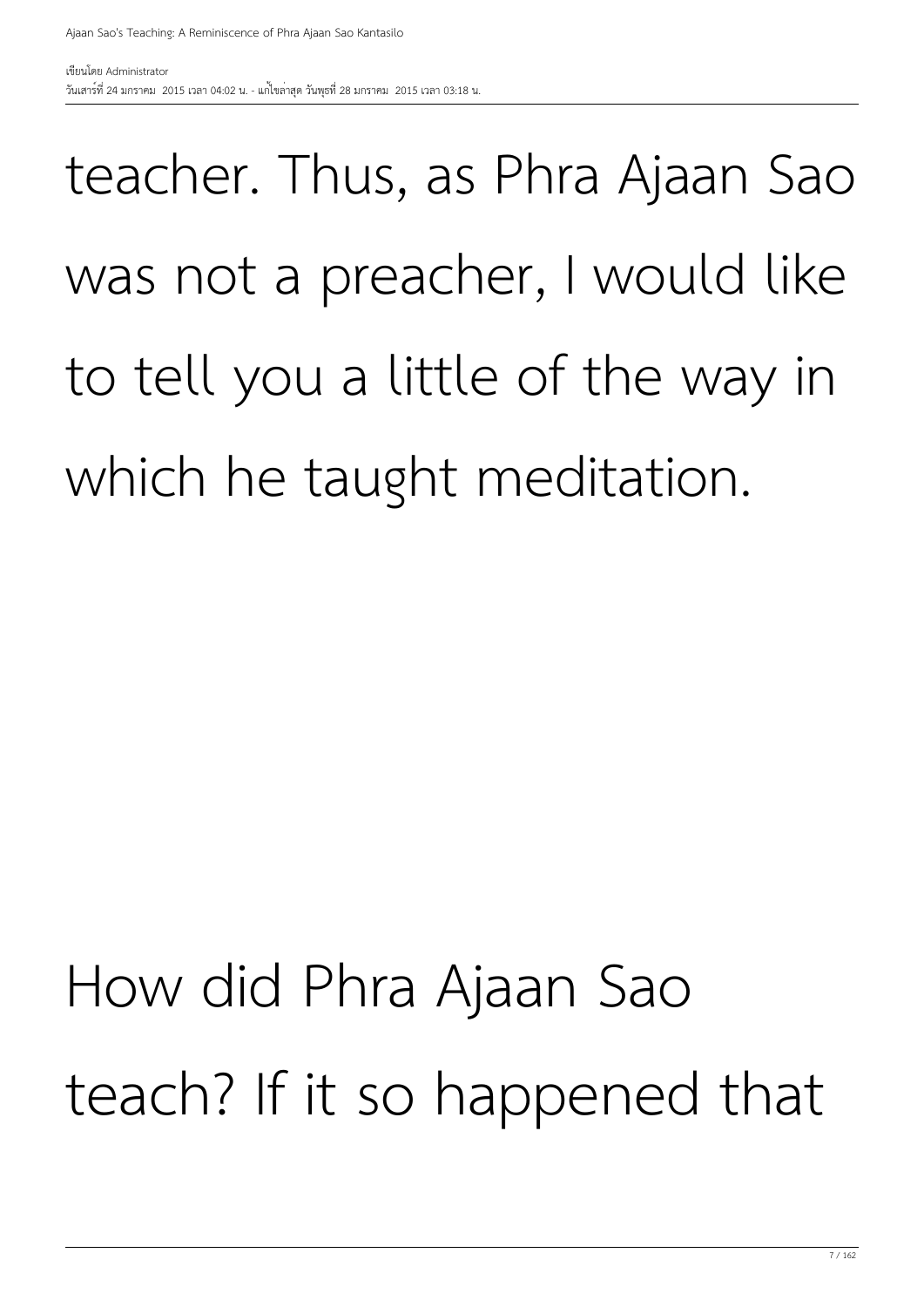teacher. Thus, as Phra Ajaan Sao was not a preacher, I would like to tell you a little of the way in which he taught meditation.

How did Phra Ajaan Sao teach? If it so happened that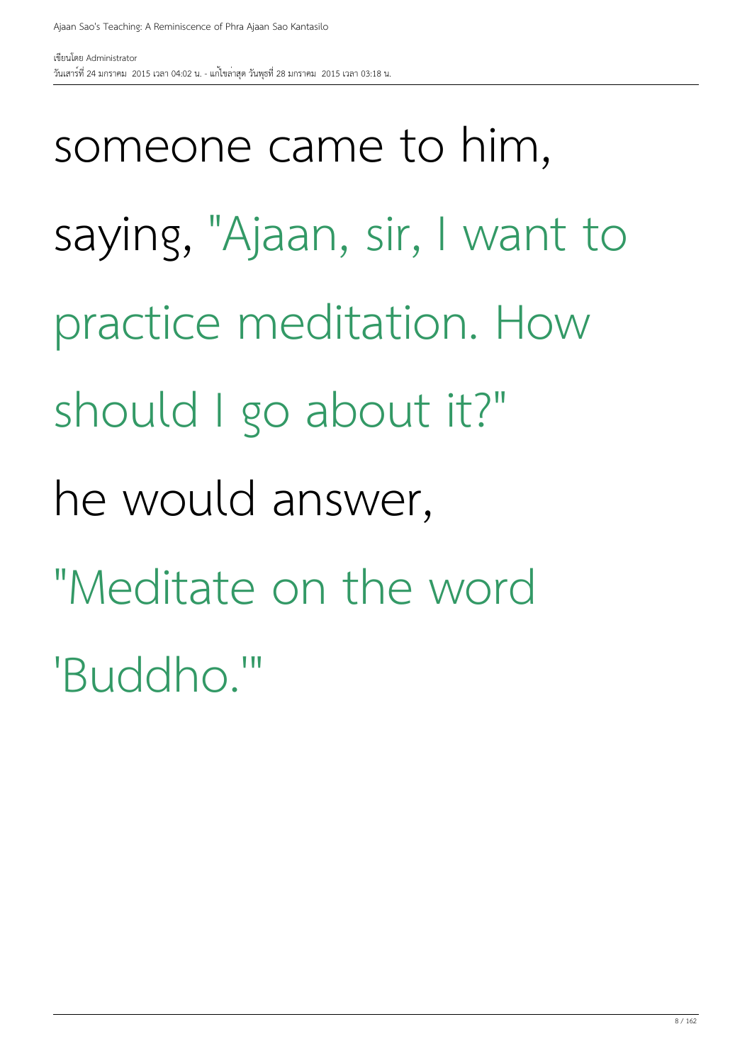someone came to him, saying, "Ajaan, sir, I want to practice meditation. How should I go about it?" he would answer, "Meditate on the word 'Buddho.'"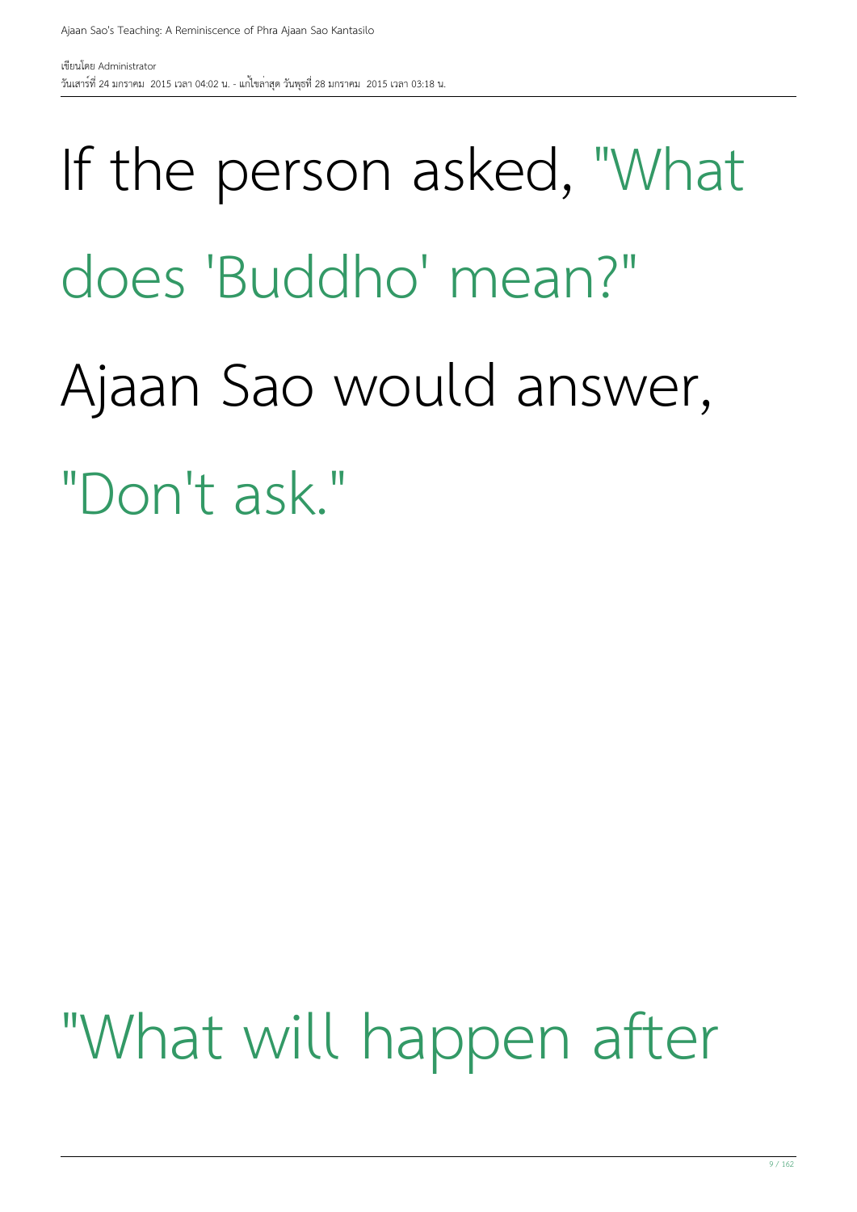If the person asked, "What does 'Buddho' mean?" Ajaan Sao would answer, "Don't ask."

"What will happen after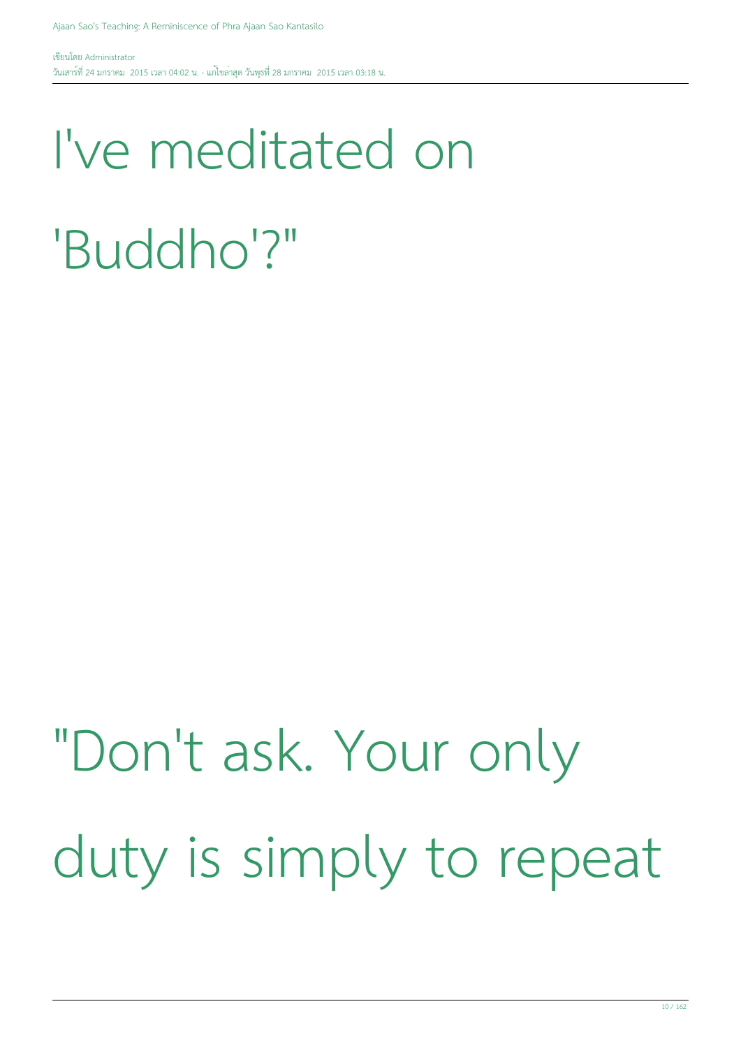I've meditated on 'Buddho'?"

"Don't ask. Your only duty is simply to repeat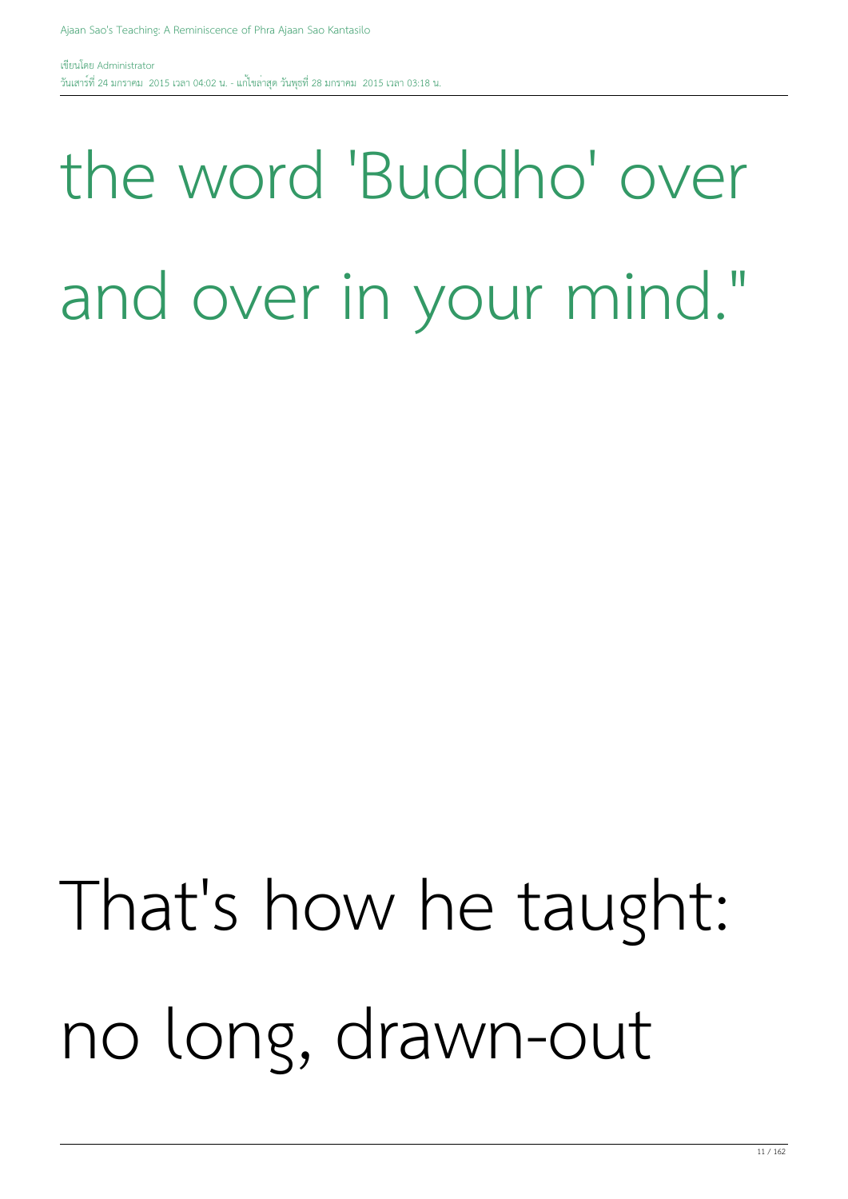the word 'Buddho' over and over in your mind."

That's how he taught: no long, drawn-out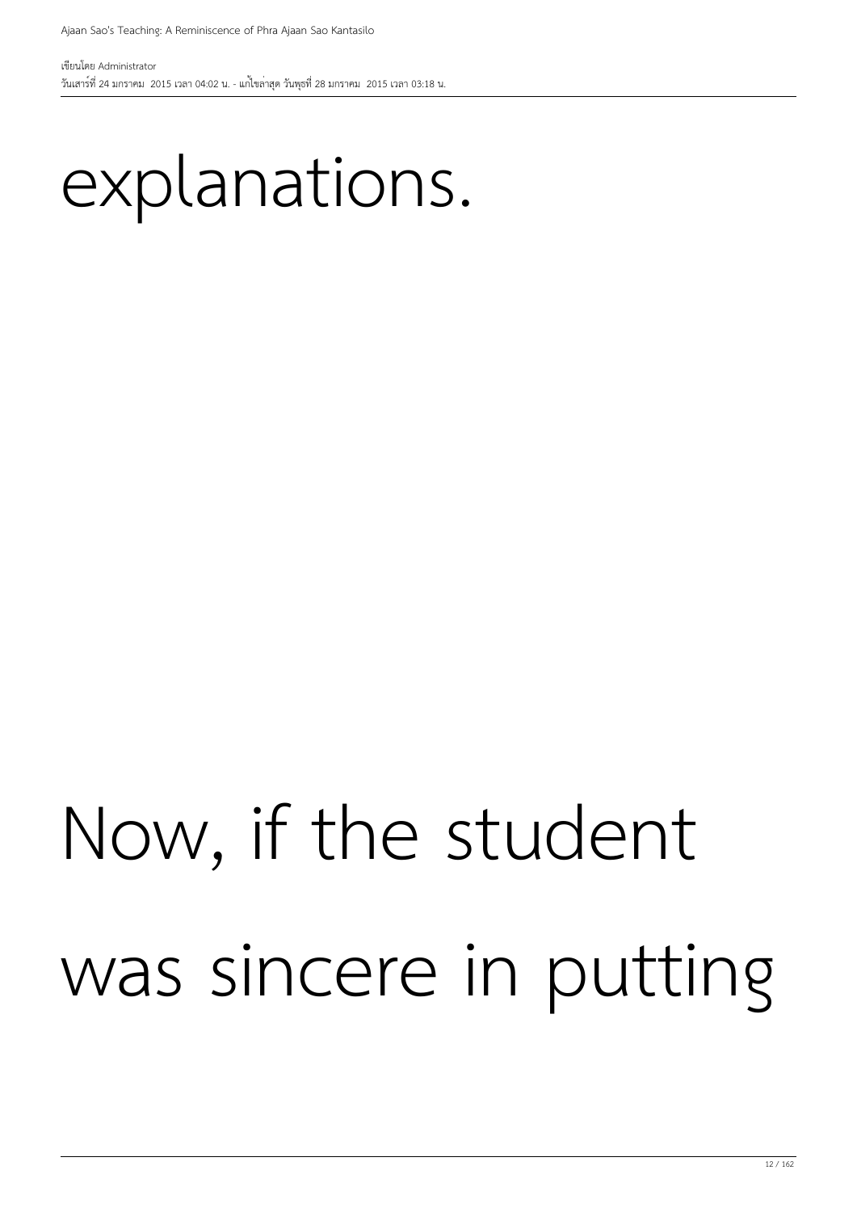explanations.

Now, if the student was sincere in putting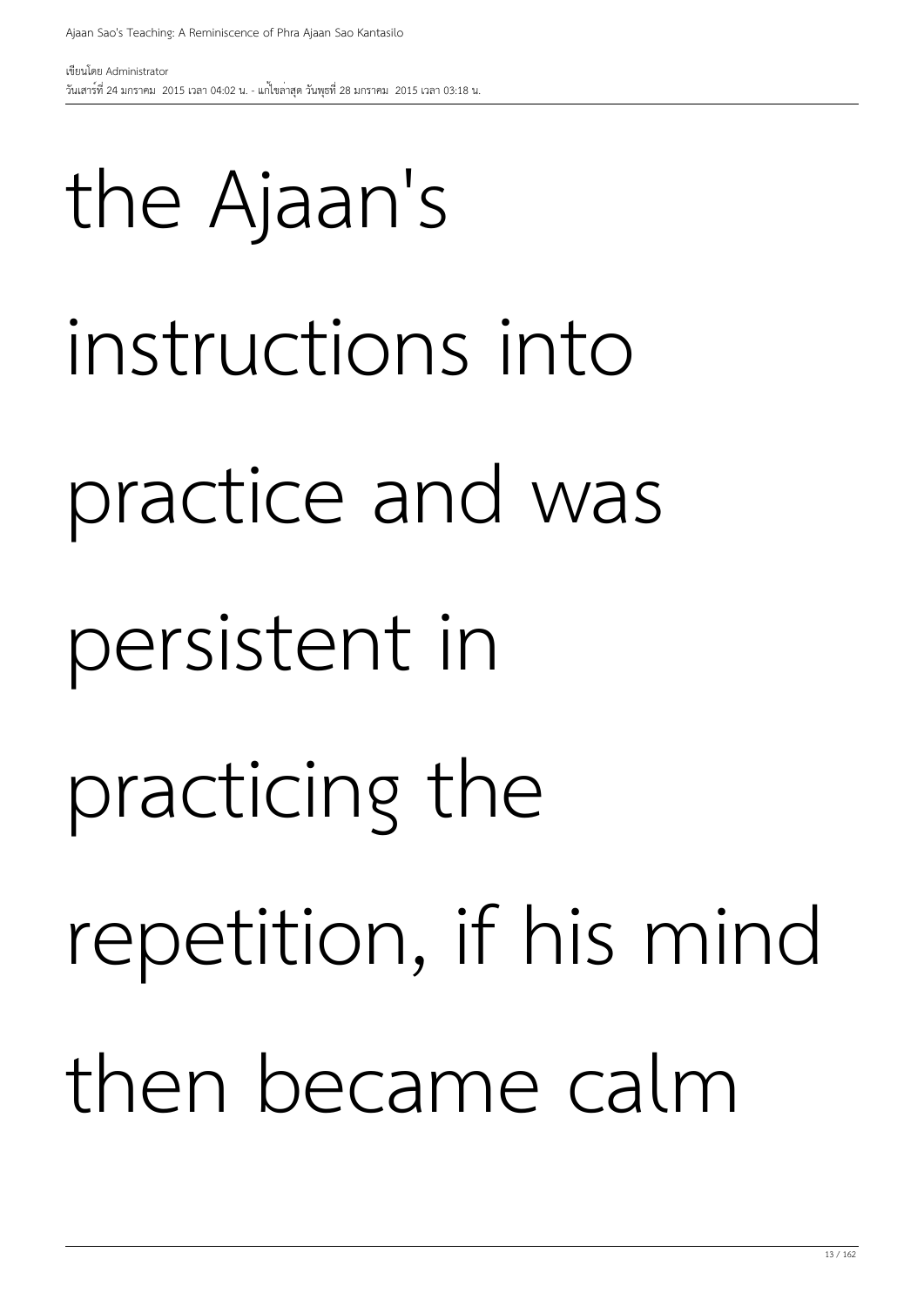the Ajaan's instructions into practice and was persistent in practicing the repetition, if his mind then became calm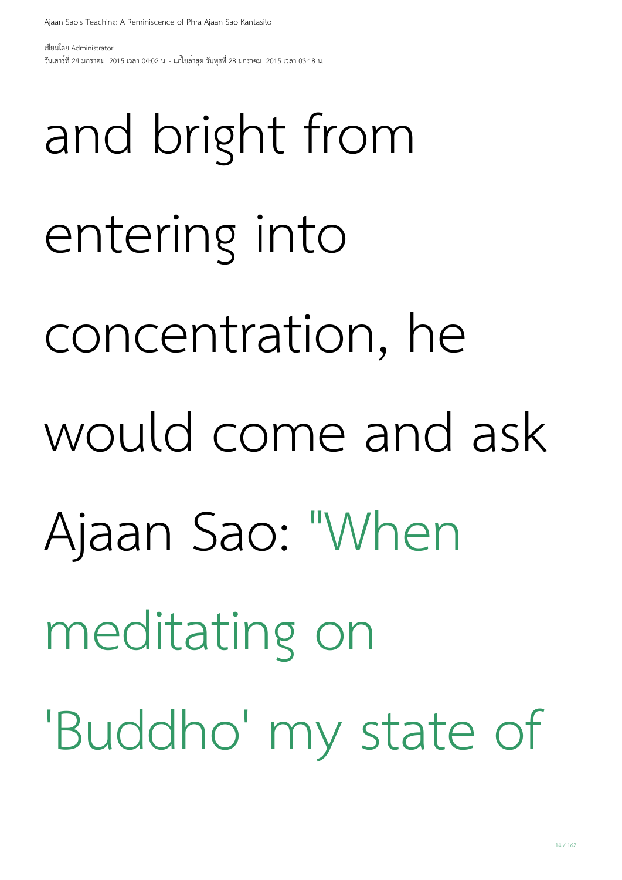and bright from entering into concentration, he would come and ask Ajaan Sao: "When meditating on 'Buddho' my state of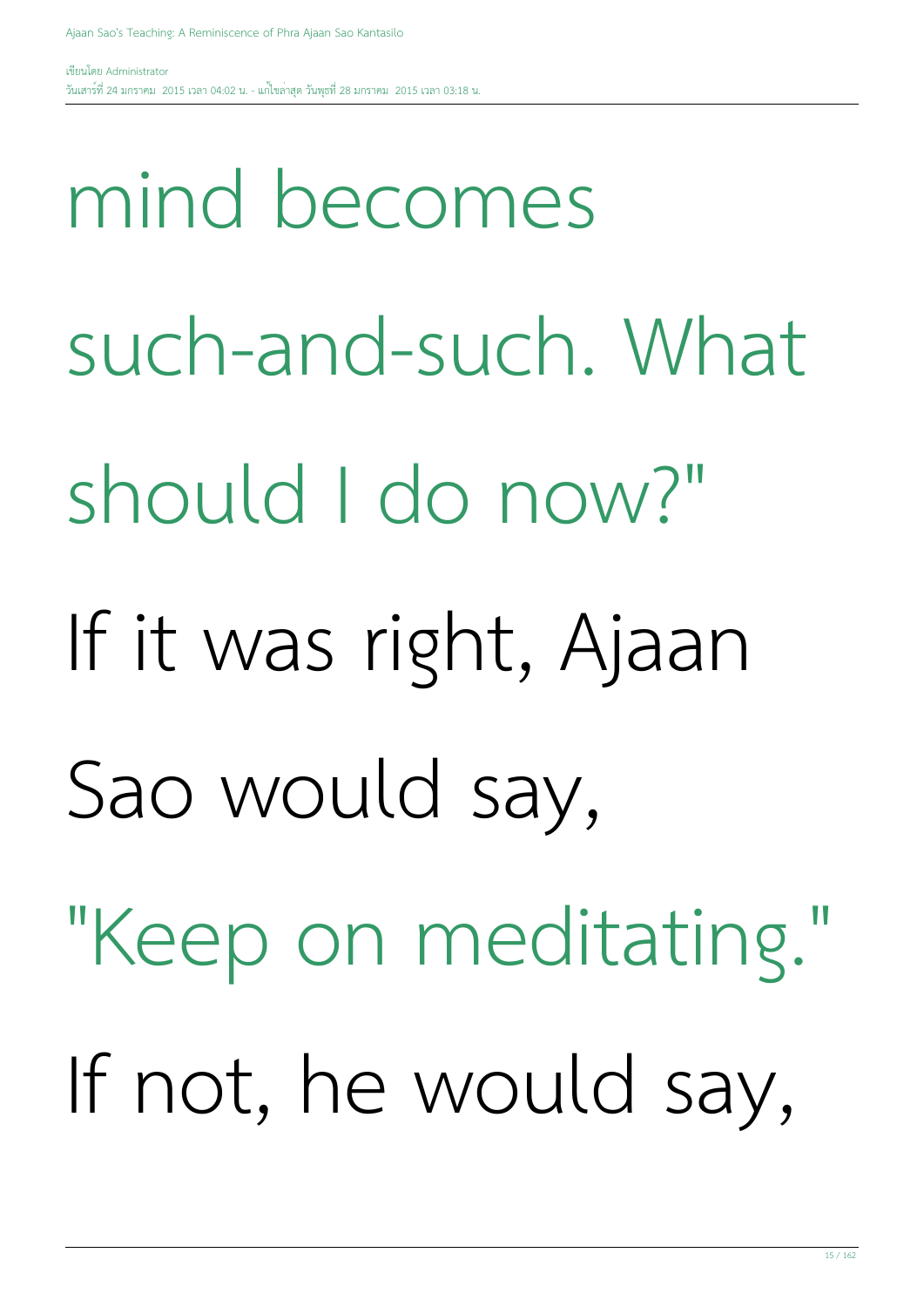mind becomes such-and-such. What should I do now?"

If it was right, Ajaan Sao would say, "Keep on meditating."

If not, he would say,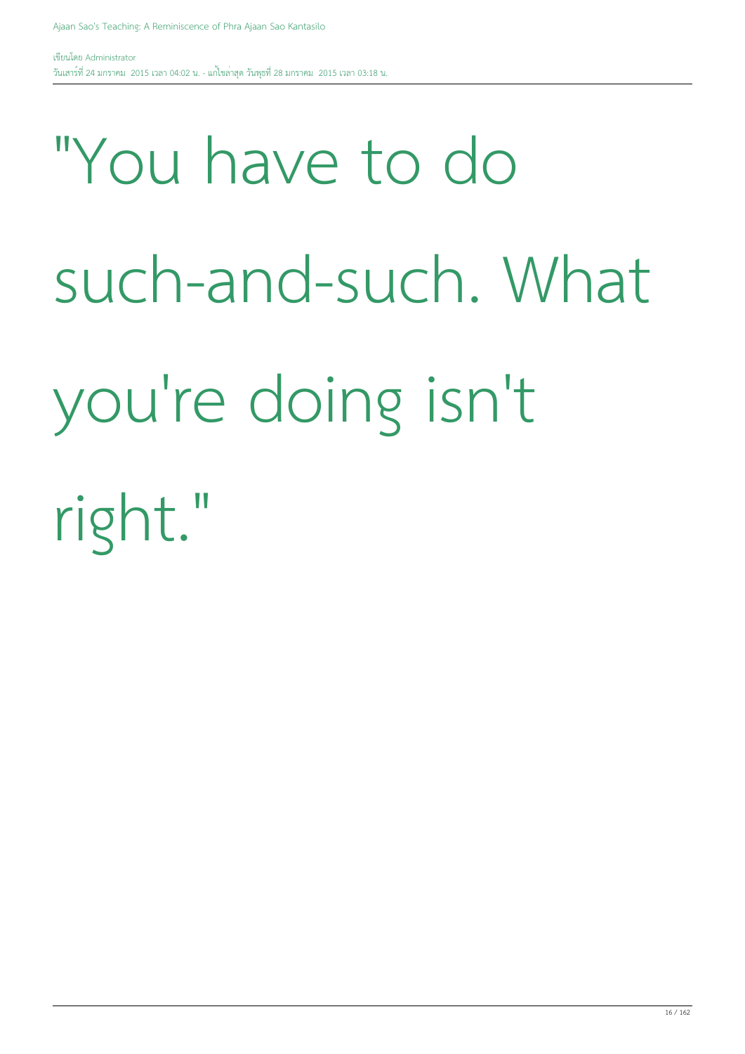"You have to do such-and-such. What you're doing isn't right."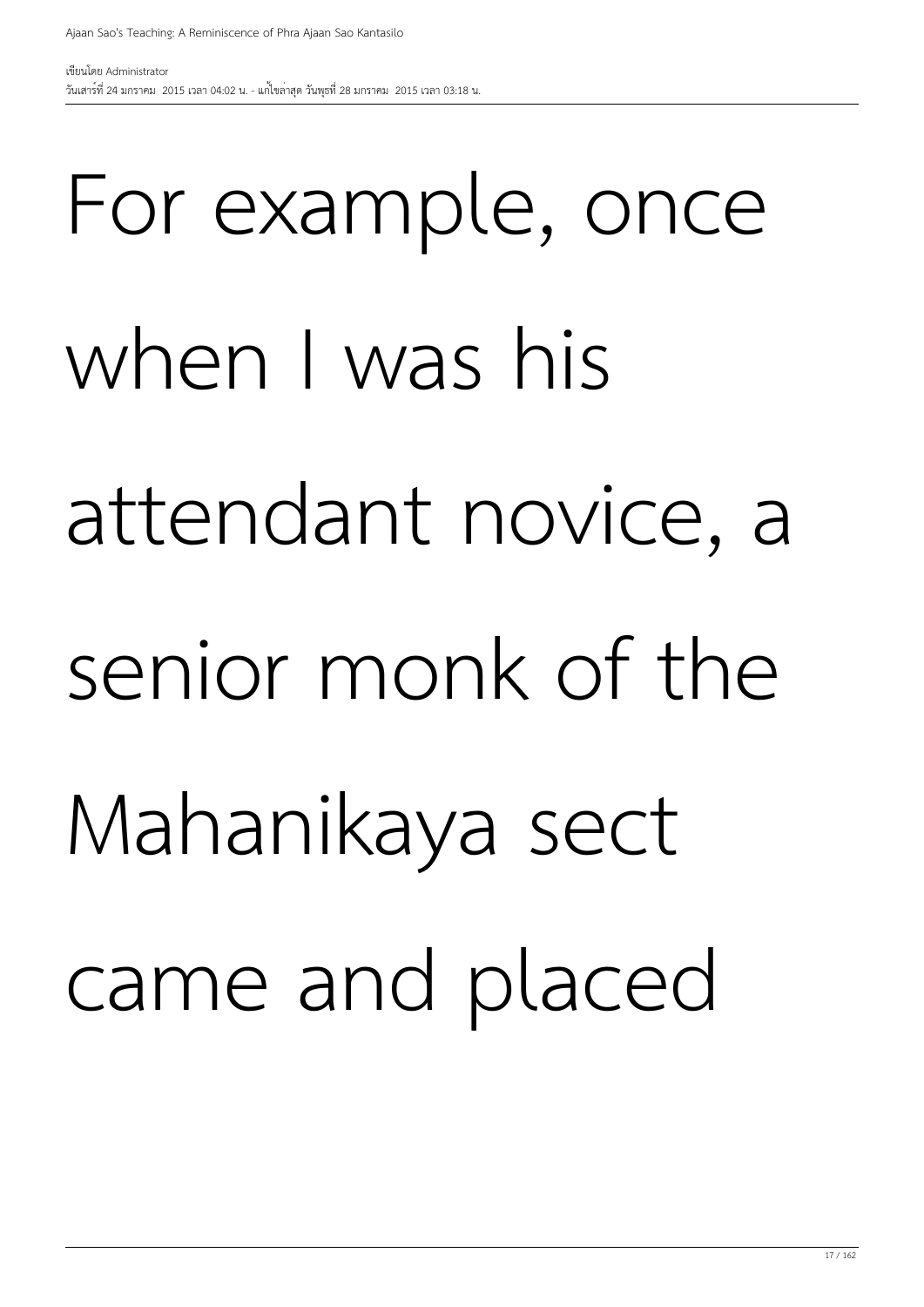For example, once when I was his attendant novice, a senior monk of the Mahanikaya sect came and placed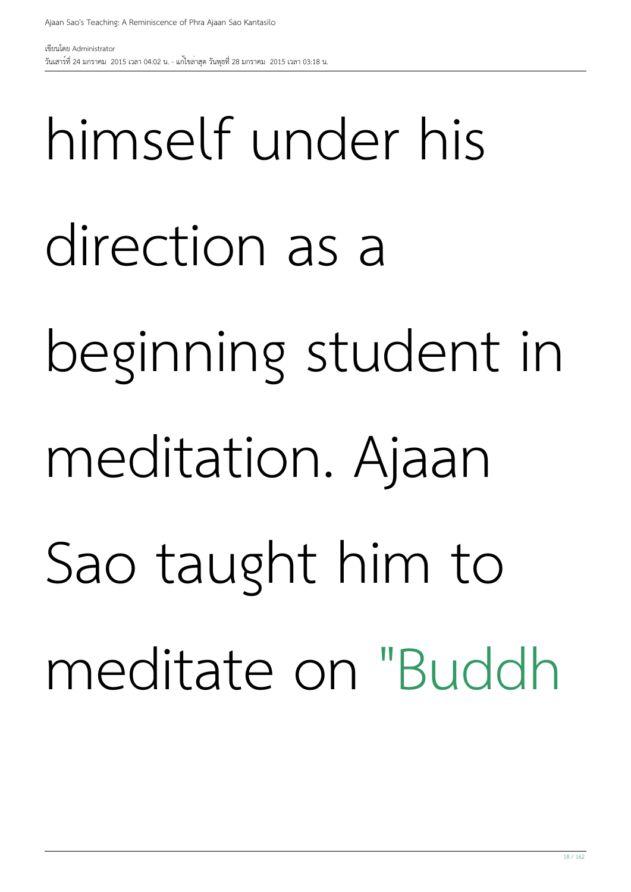himself under his direction as a beginning student in meditation. Ajaan Sao taught him to meditate on "Buddh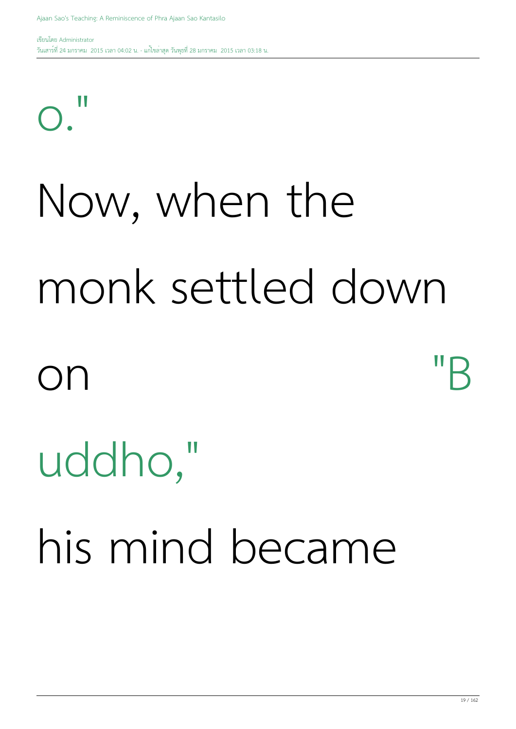o."

Now, when the monk settled down on "Buddho," his mind became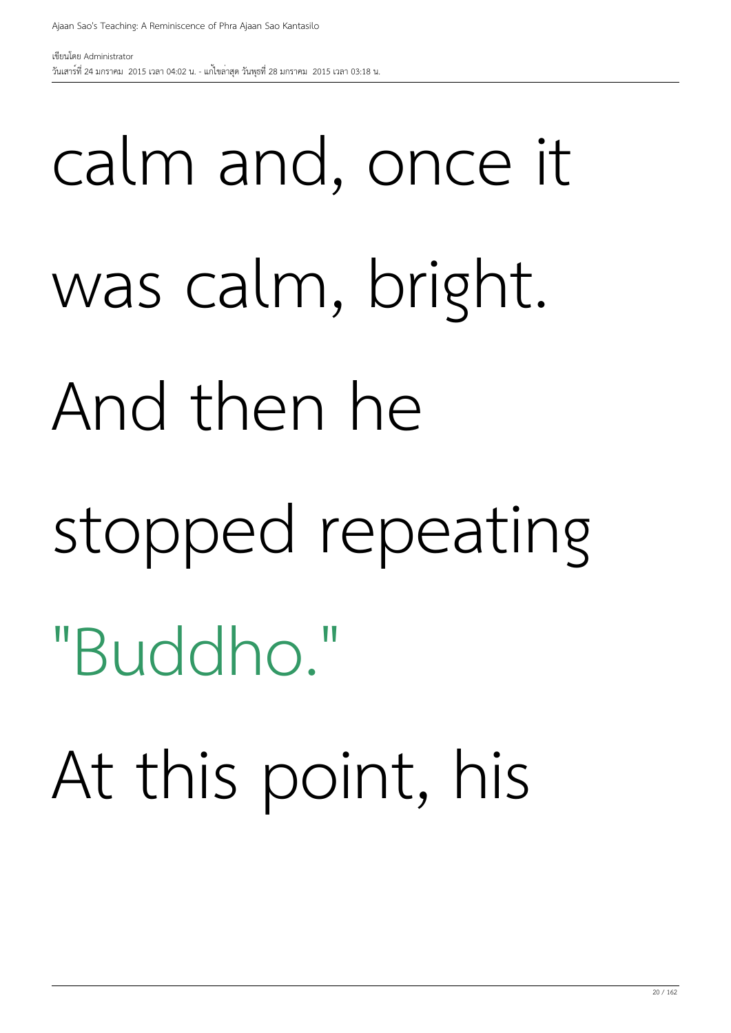calm and, once it was calm, bright. And then he stopped repeating "Buddho." At this point, his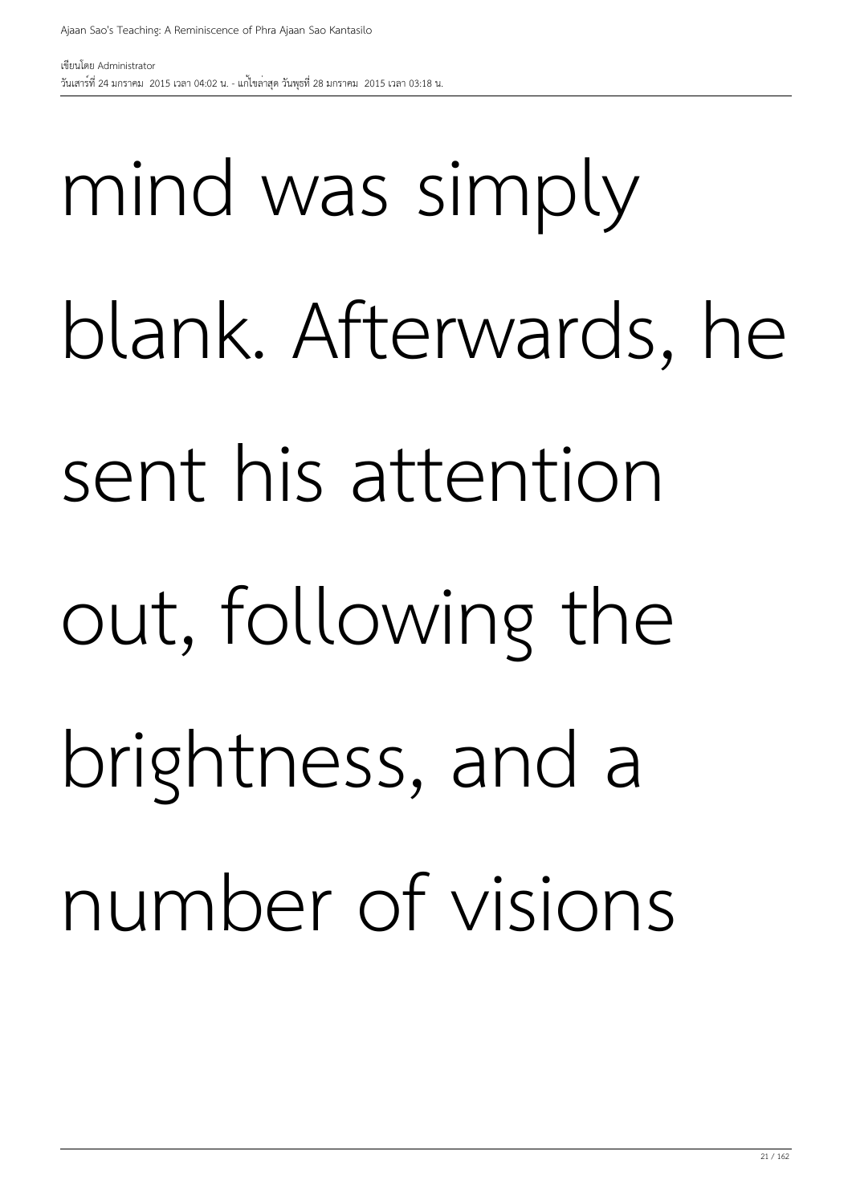mind was simply blank. Afterwards, he sent his attention out, following the brightness, and a number of visions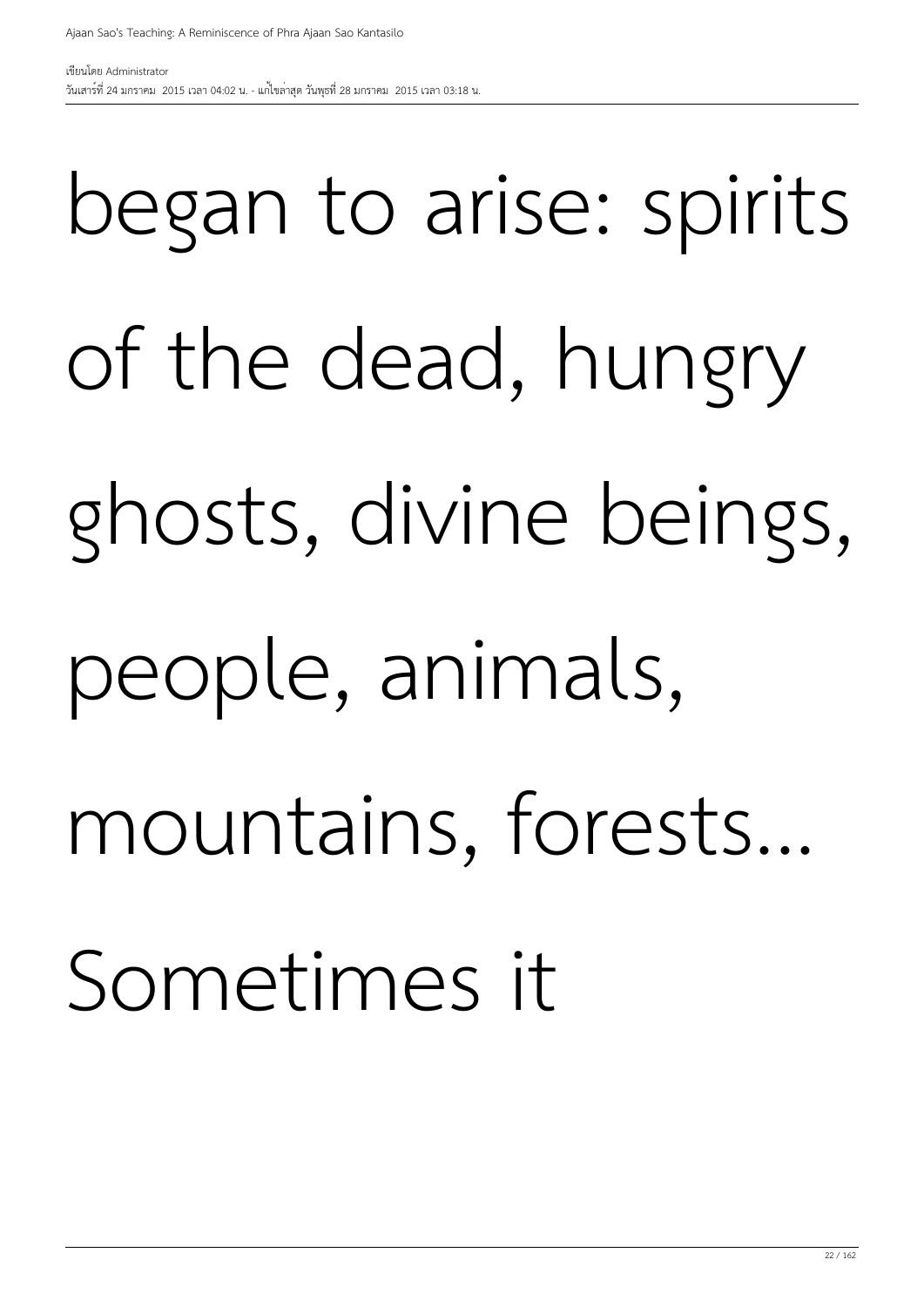began to arise: spirits of the dead, hungry ghosts, divine beings, people, animals, mountains, forests... Sometimes it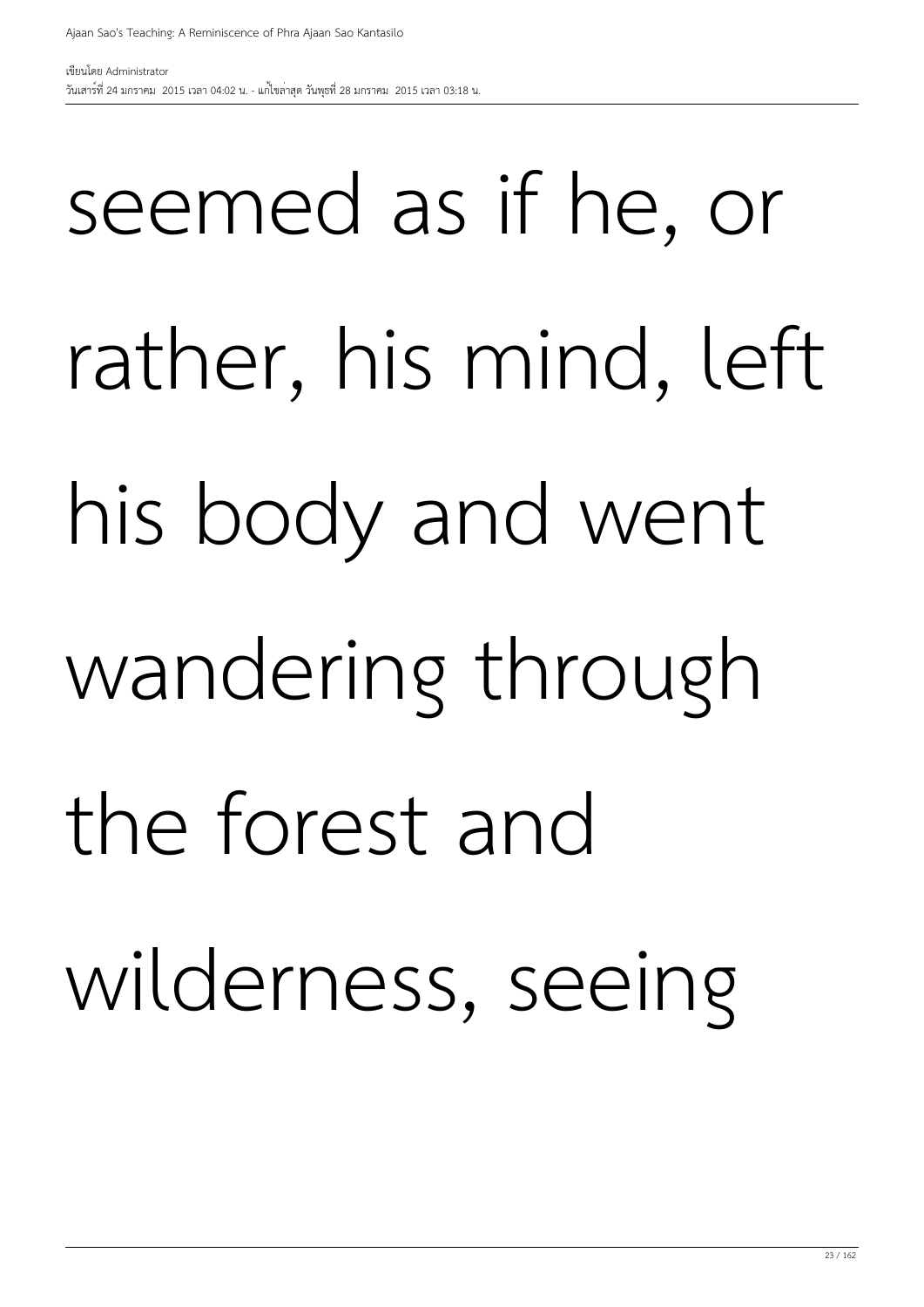seemed as if he, or rather, his mind, left his body and went wandering through the forest and wilderness, seeing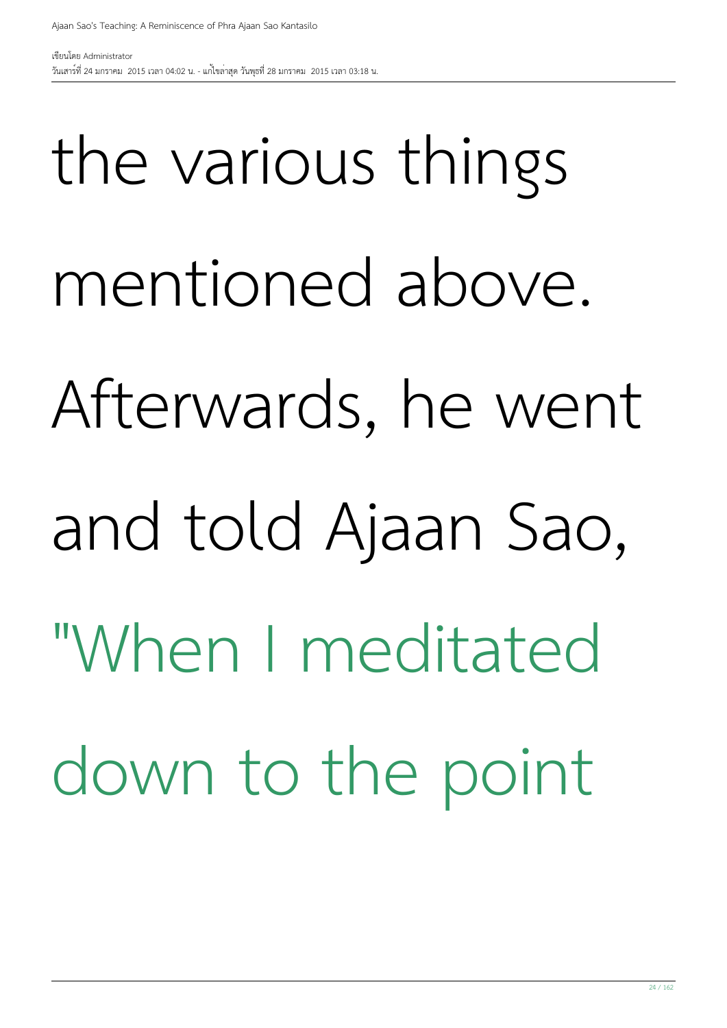the various things mentioned above. Afterwards, he went and told Ajaan Sao, "When I meditated down to the point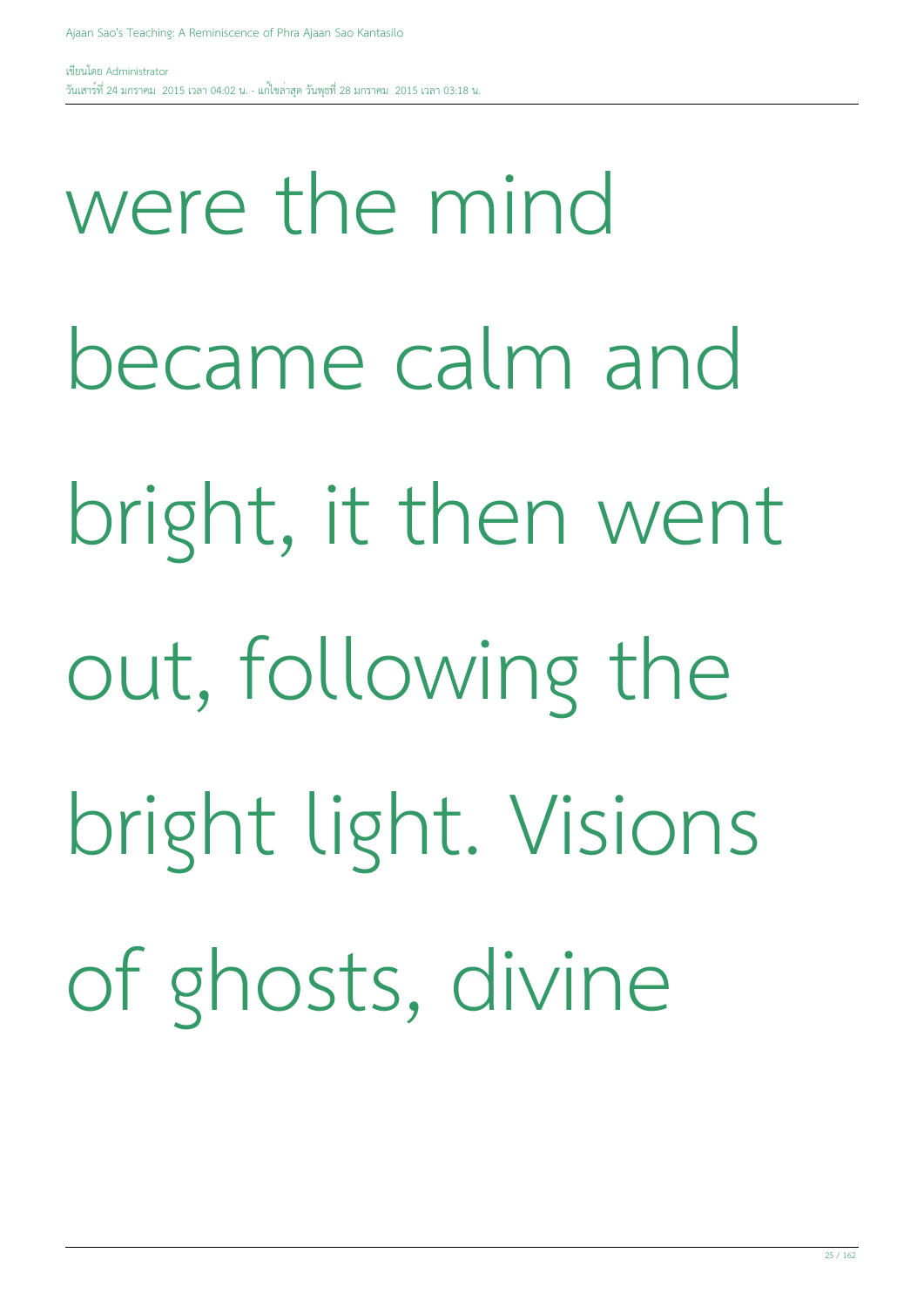were the mind became calm and bright, it then went out, following the bright light. Visions of ghosts, divine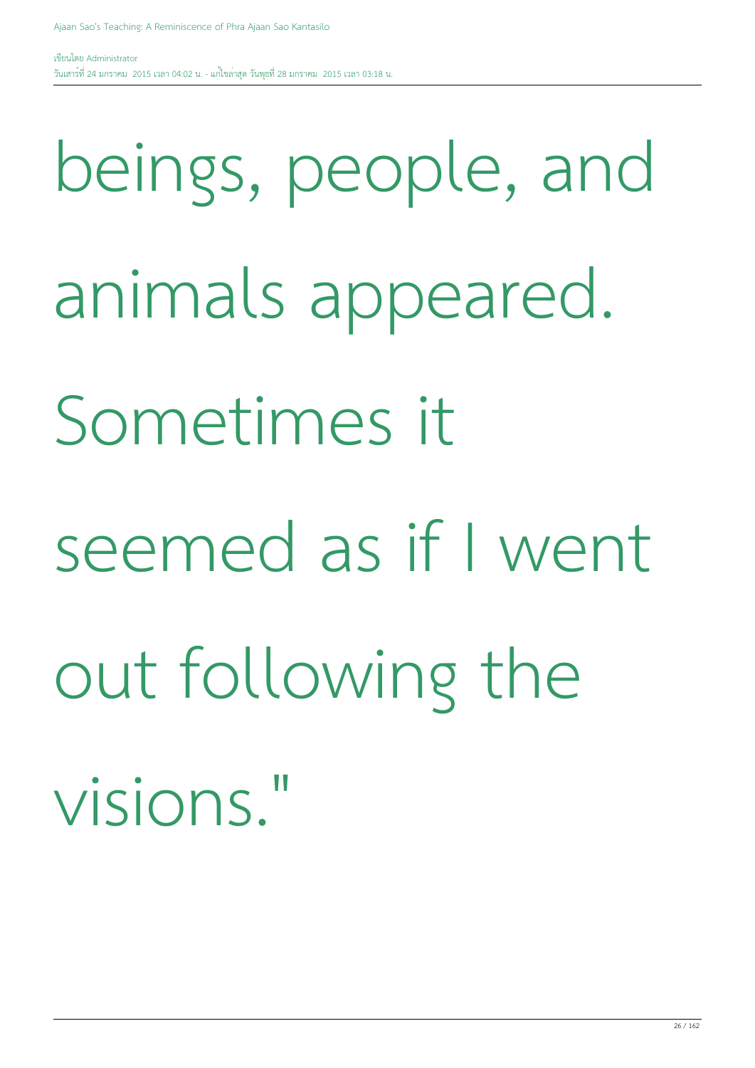beings, people, and animals appeared. Sometimes it seemed as if I went out following the visions."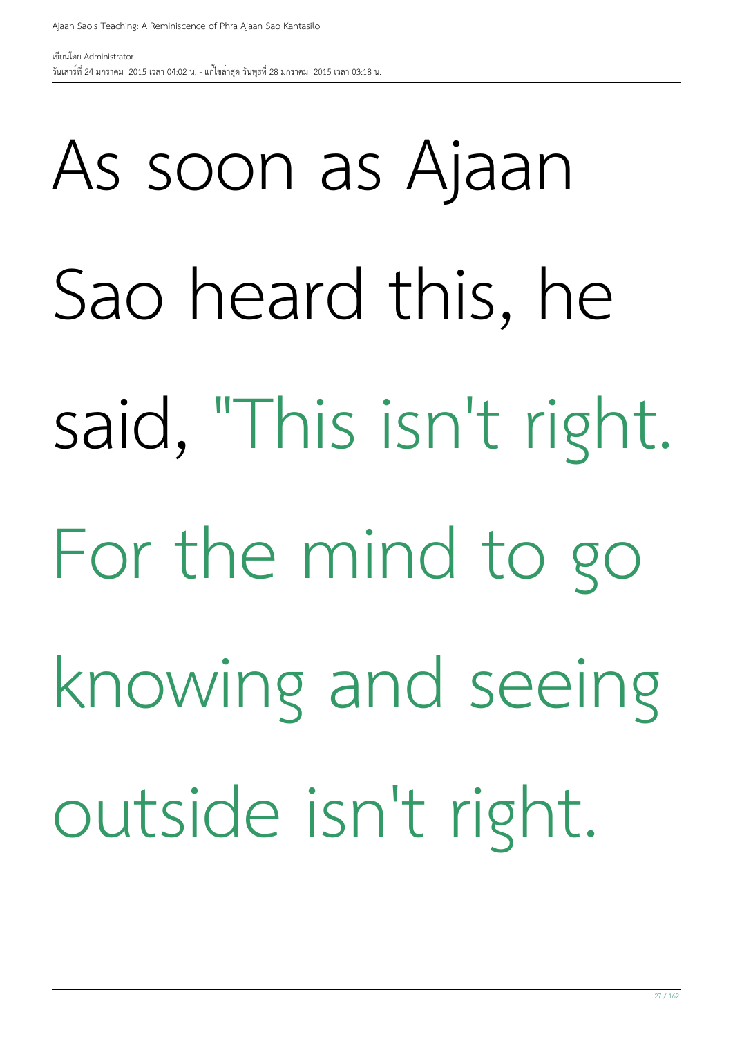As soon as Ajaan Sao heard this, he said, "This isn't right. For the mind to go knowing and seeing outside isn't right.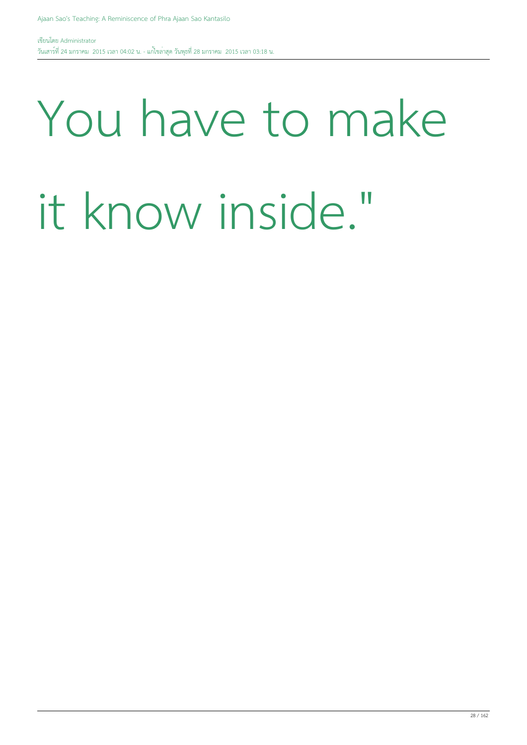You have to make it know inside."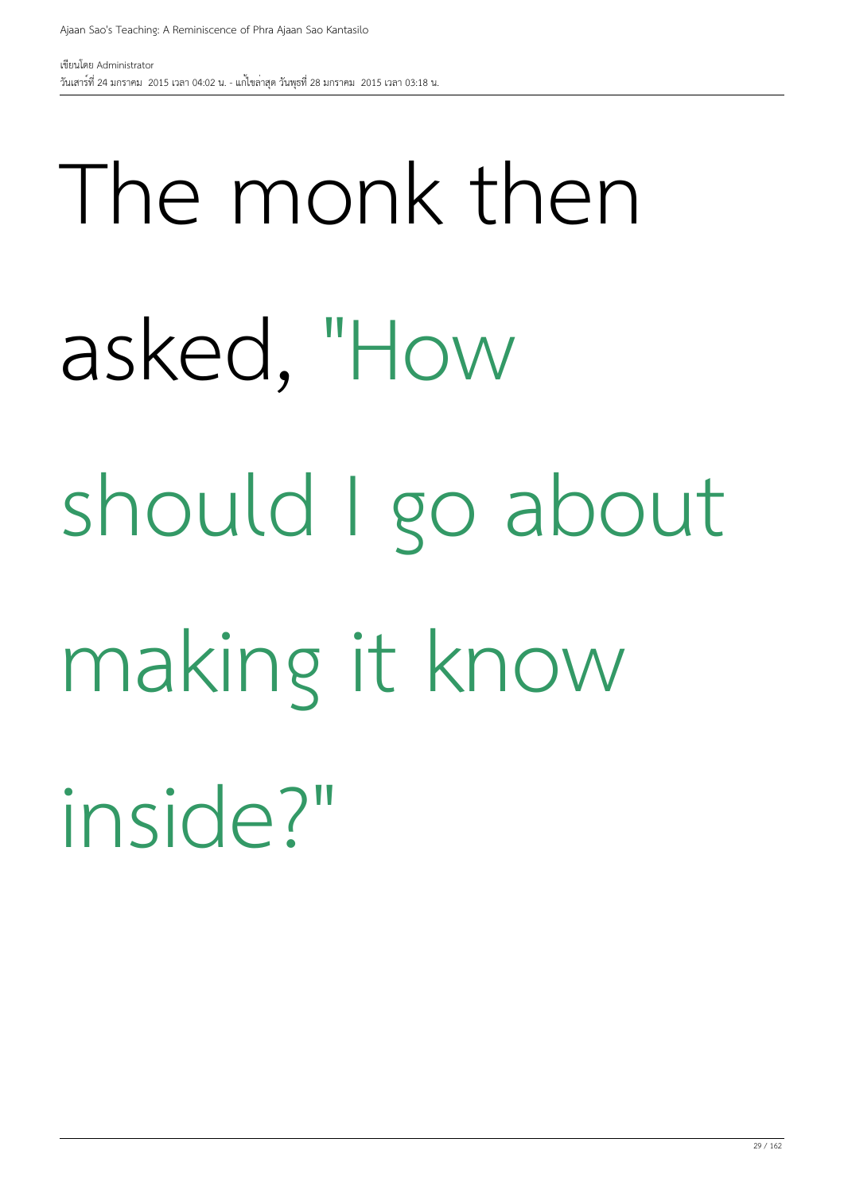The monk then asked, "How should I go about making it know inside?"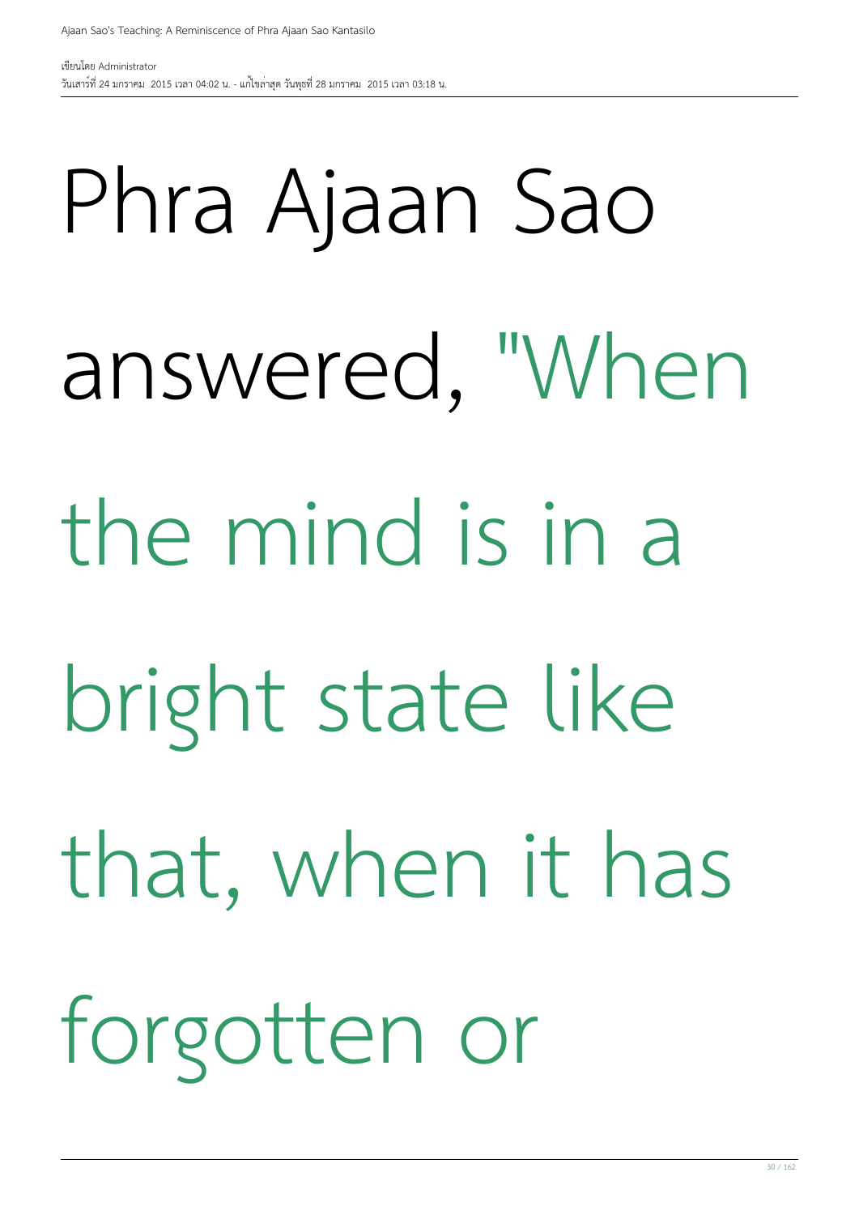Phra Ajaan Sao answered, "When the mind is in a bright state like that, when it has forgotten or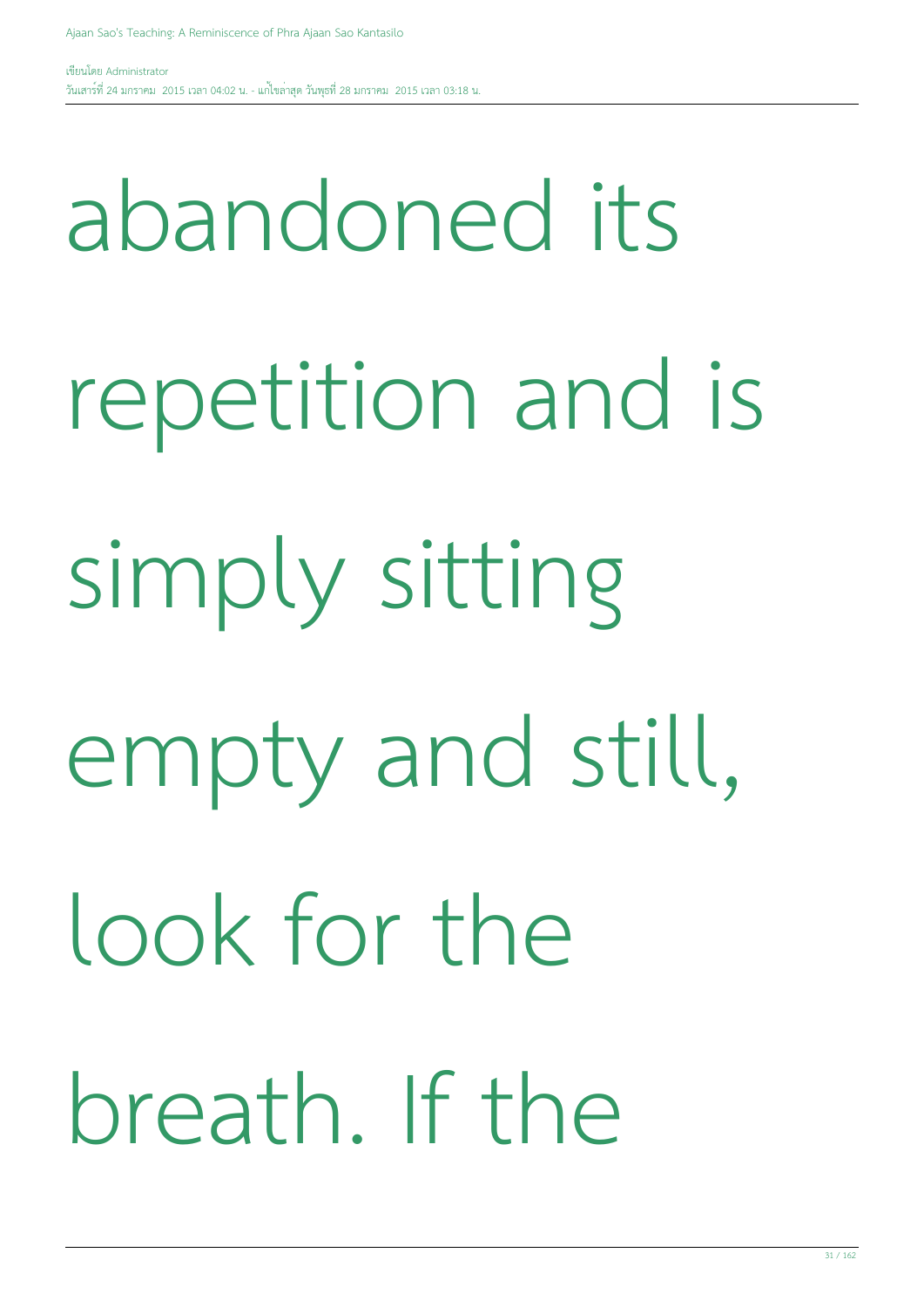abandoned its repetition and is simply sitting empty and still, look for the breath. If the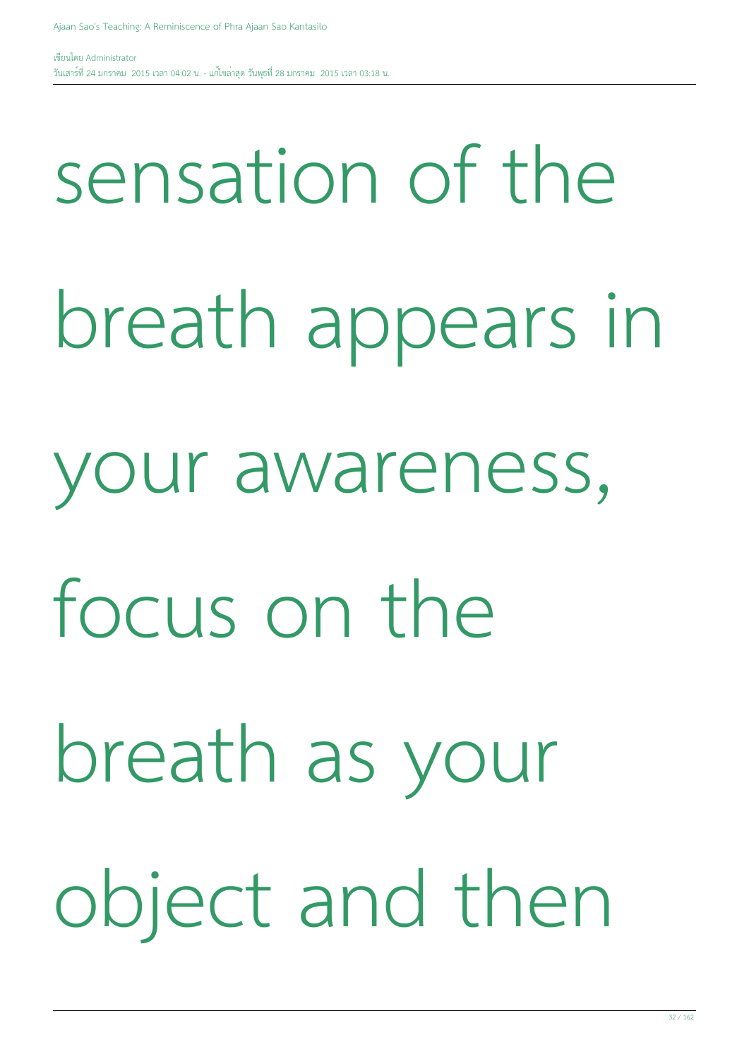sensation of the breath appears in your awareness, focus on the breath as your object and then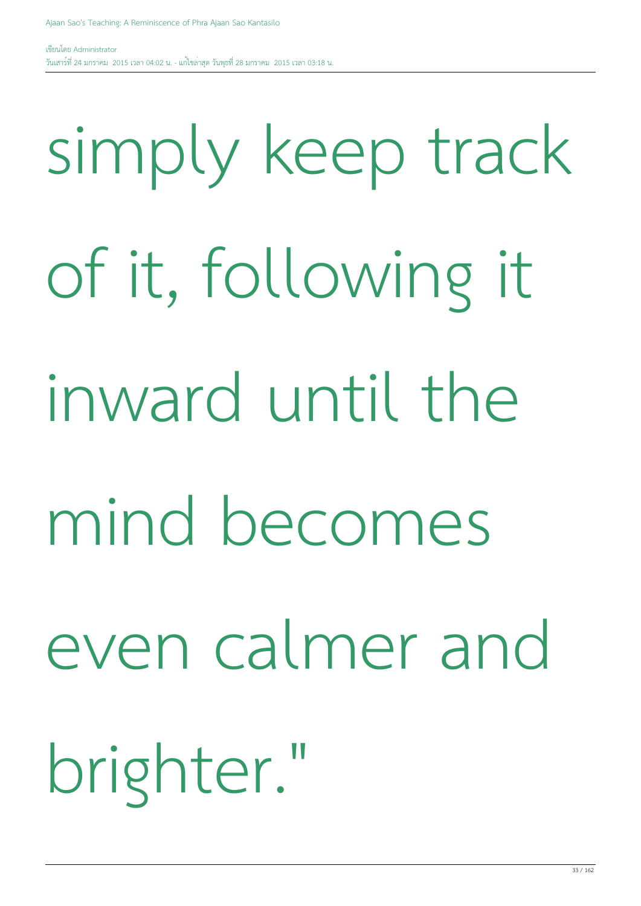simply keep track of it, following it inward until the mind becomes even calmer and brighter."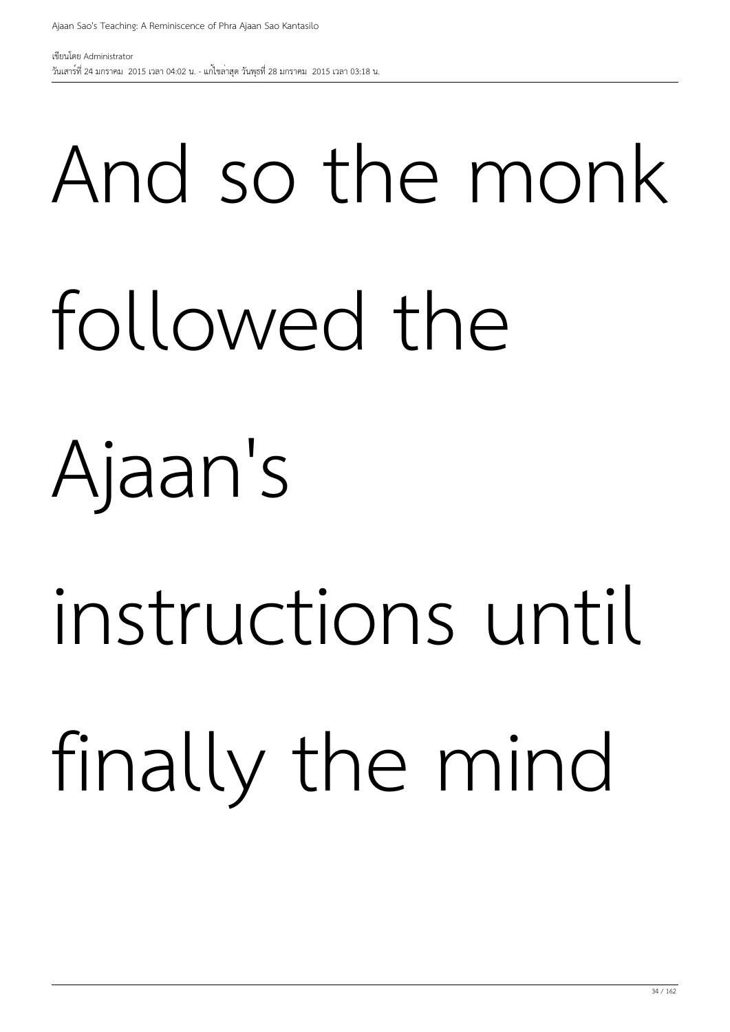And so the monk followed the Ajaan's instructions until finally the mind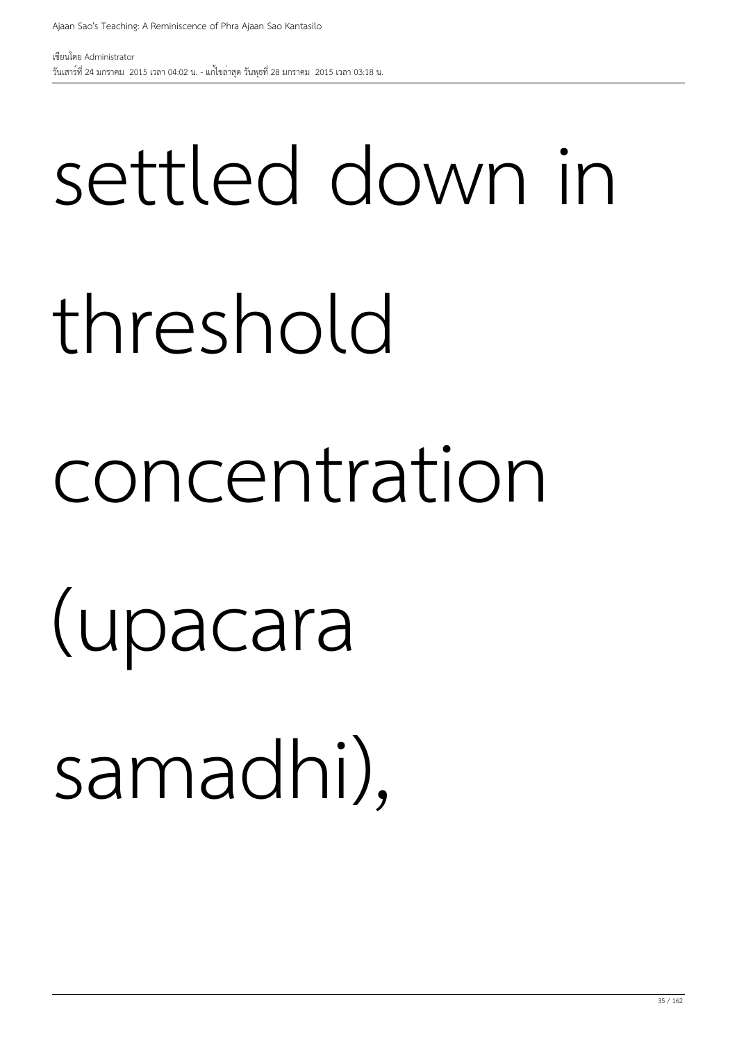settled down in threshold concentration (upacara samadhi),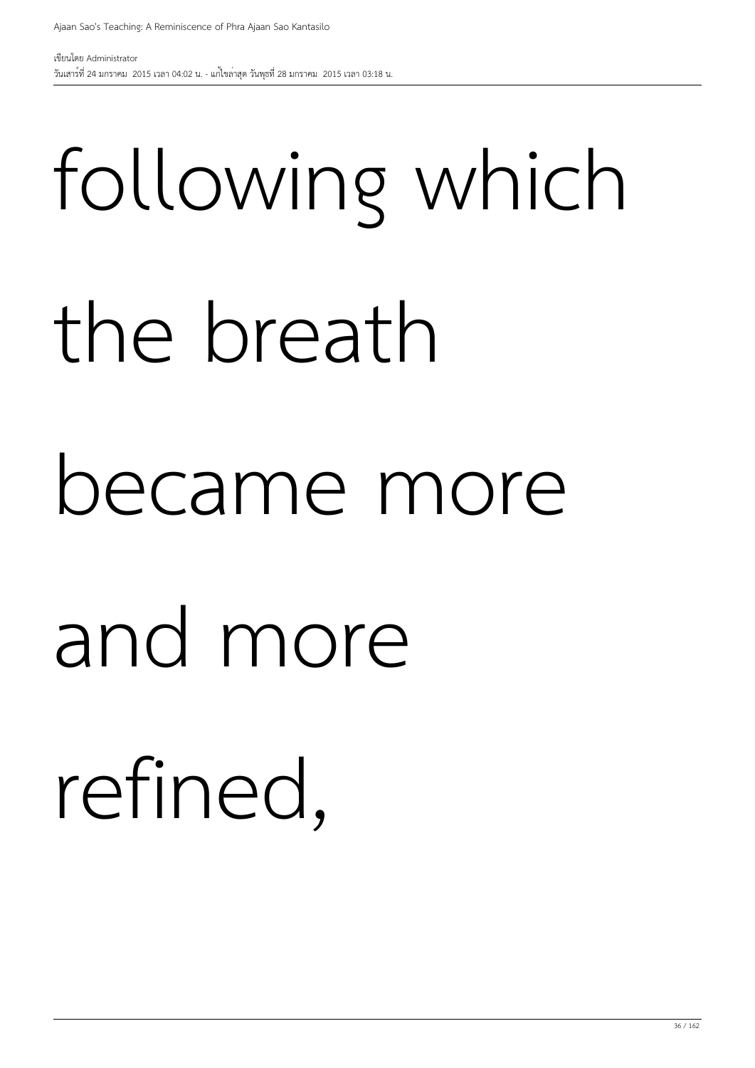following which the breath became more and more refined,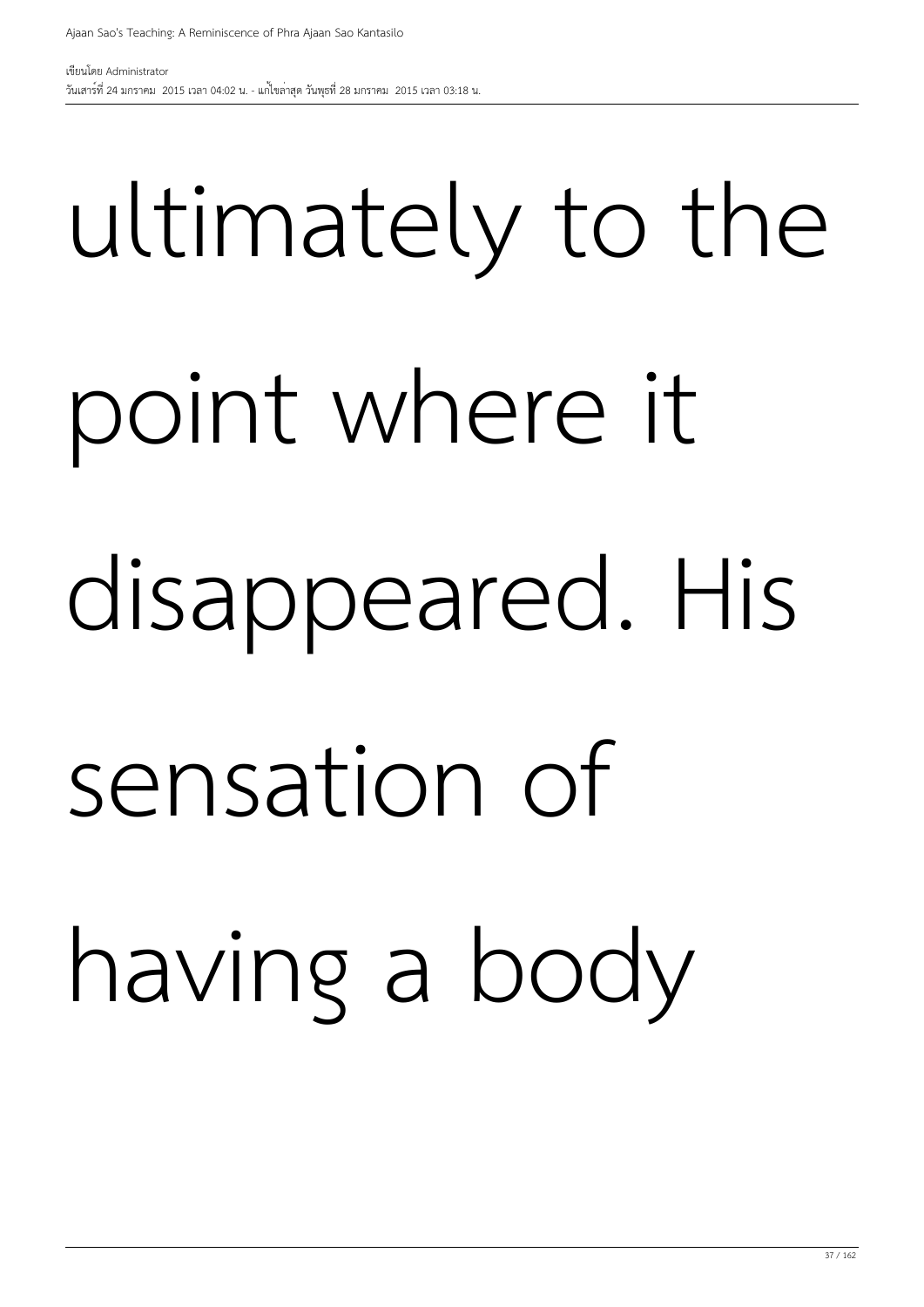ultimately to the point where it disappeared. His sensation of having a body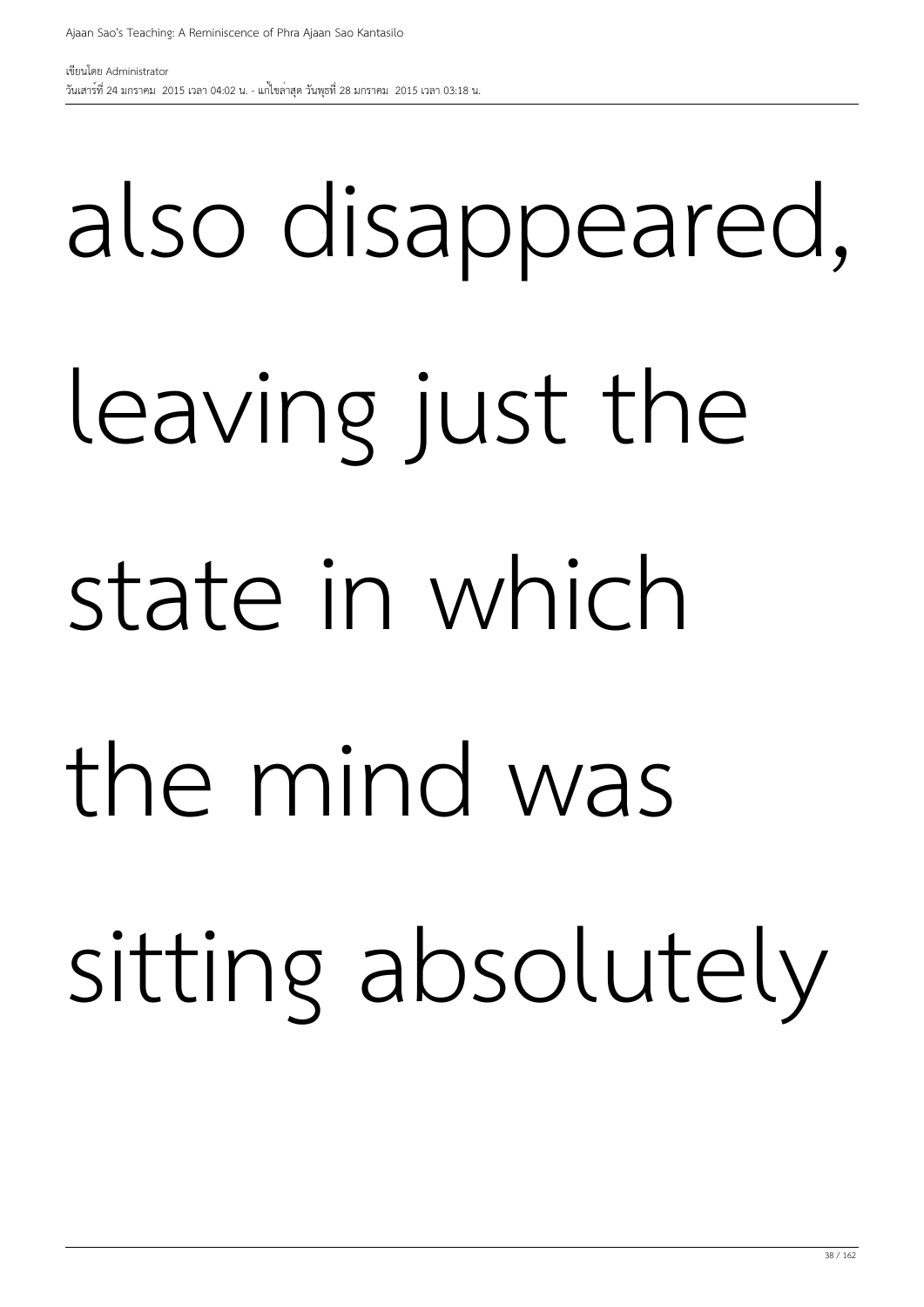also disappeared, leaving just the state in which the mind was sitting absolutely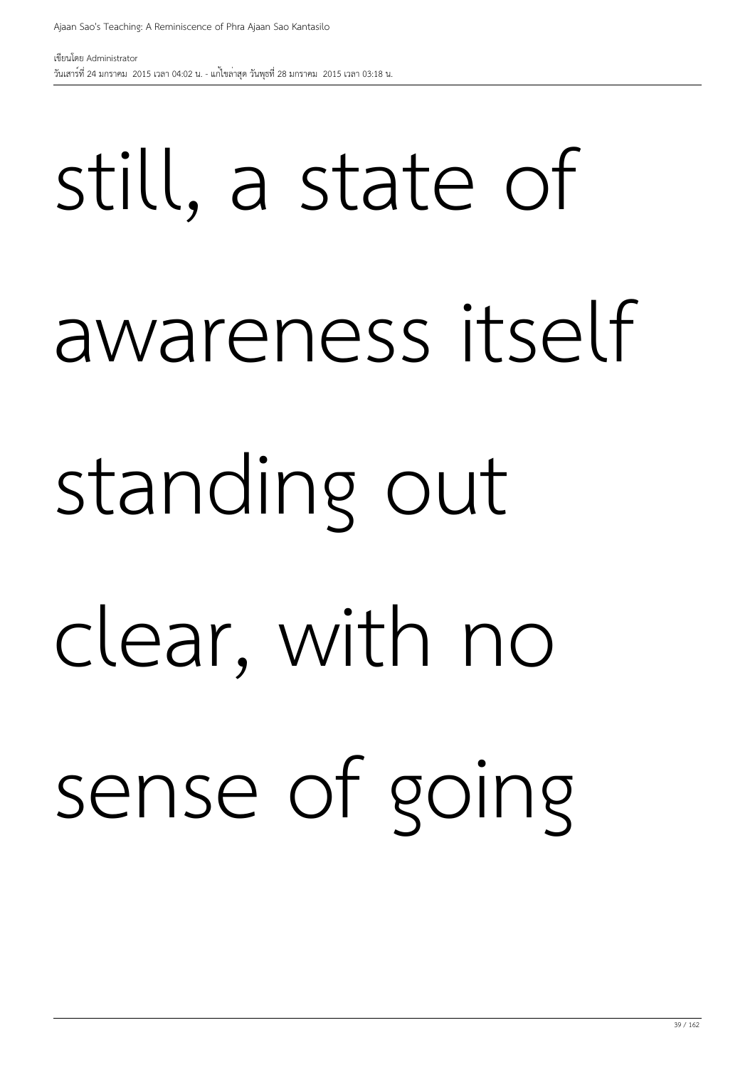still, a state of awareness itself standing out clear, with no sense of going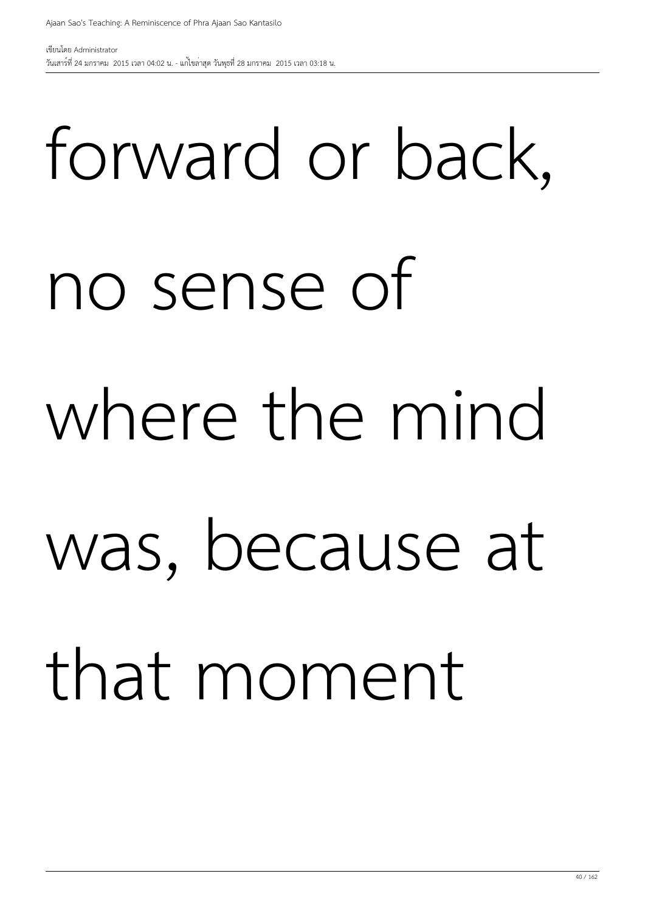forward or back, no sense of where the mind was, because at that moment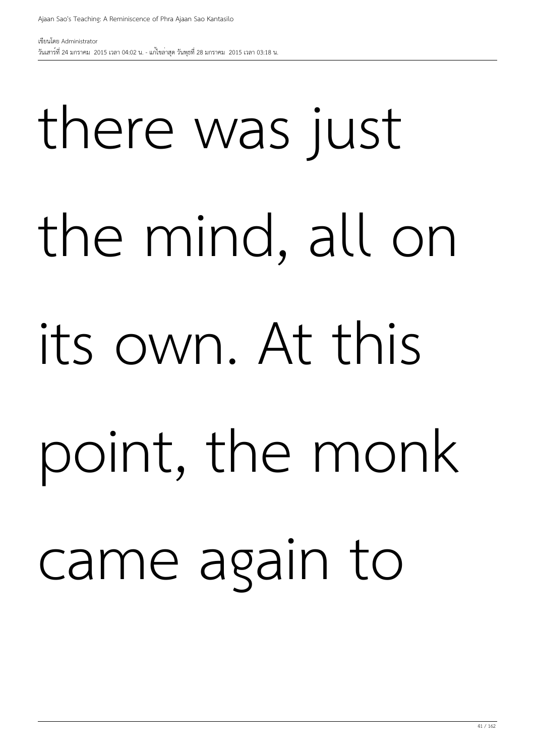there was just the mind, all on its own. At this point, the monk came again to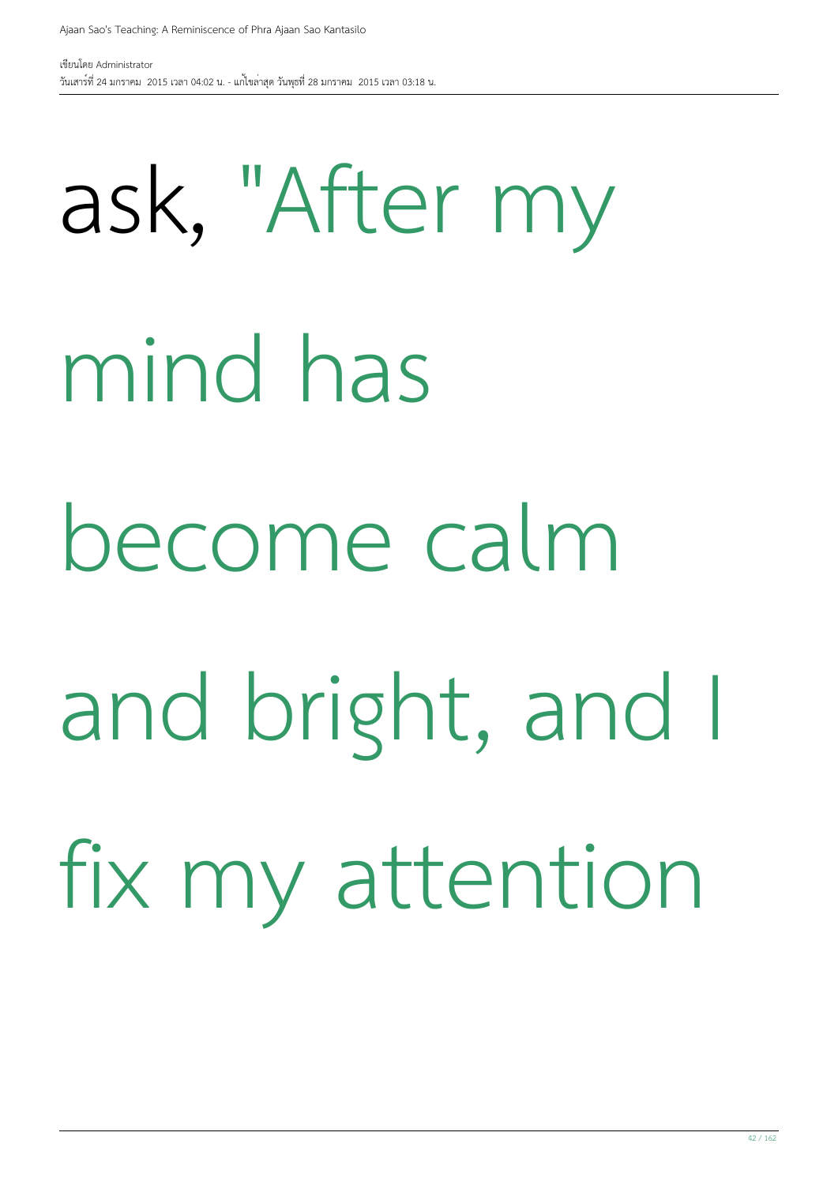ask, "After my mind has become calm and bright, and I fix my attention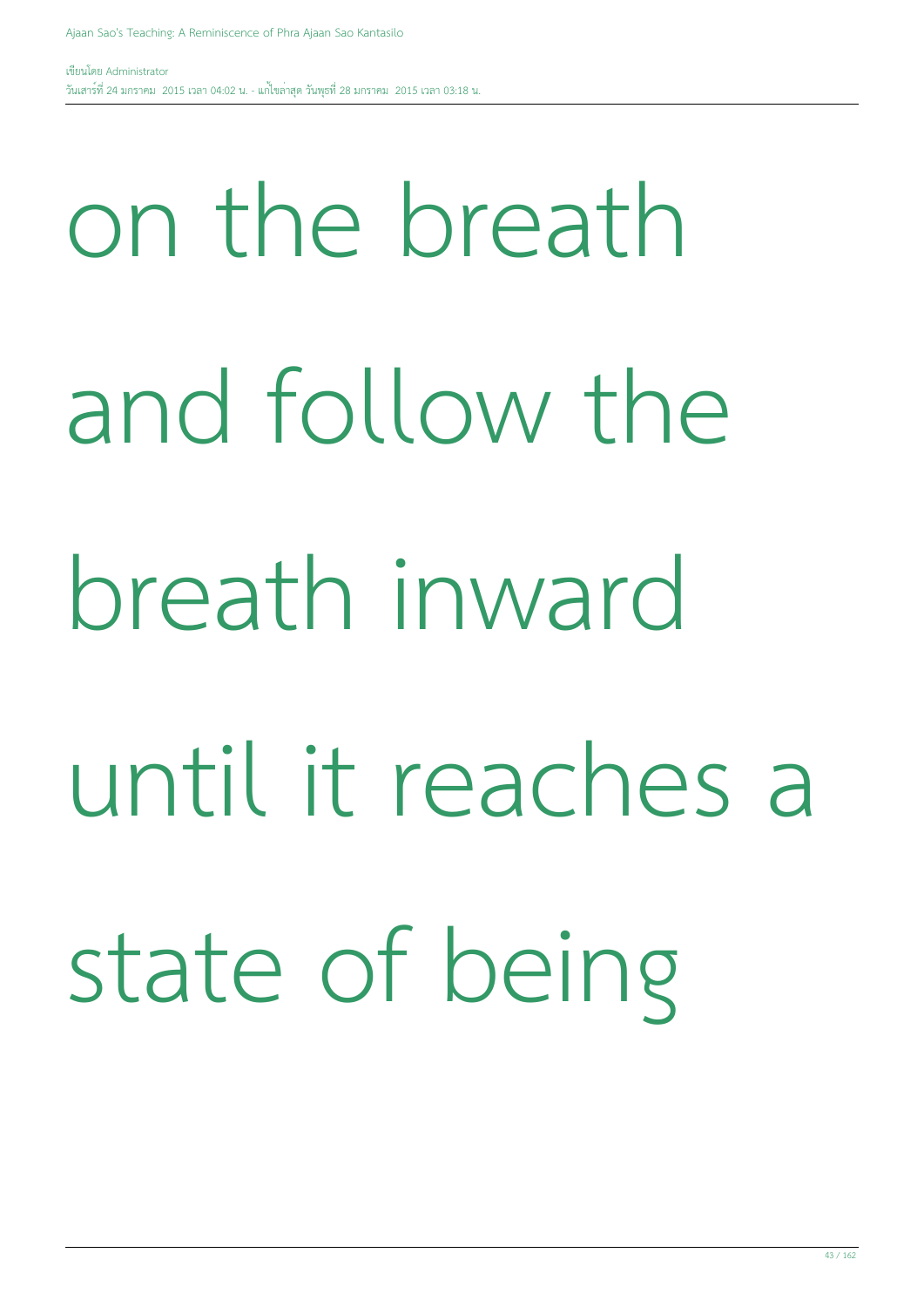on the breath and follow the breath inward until it reaches a state of being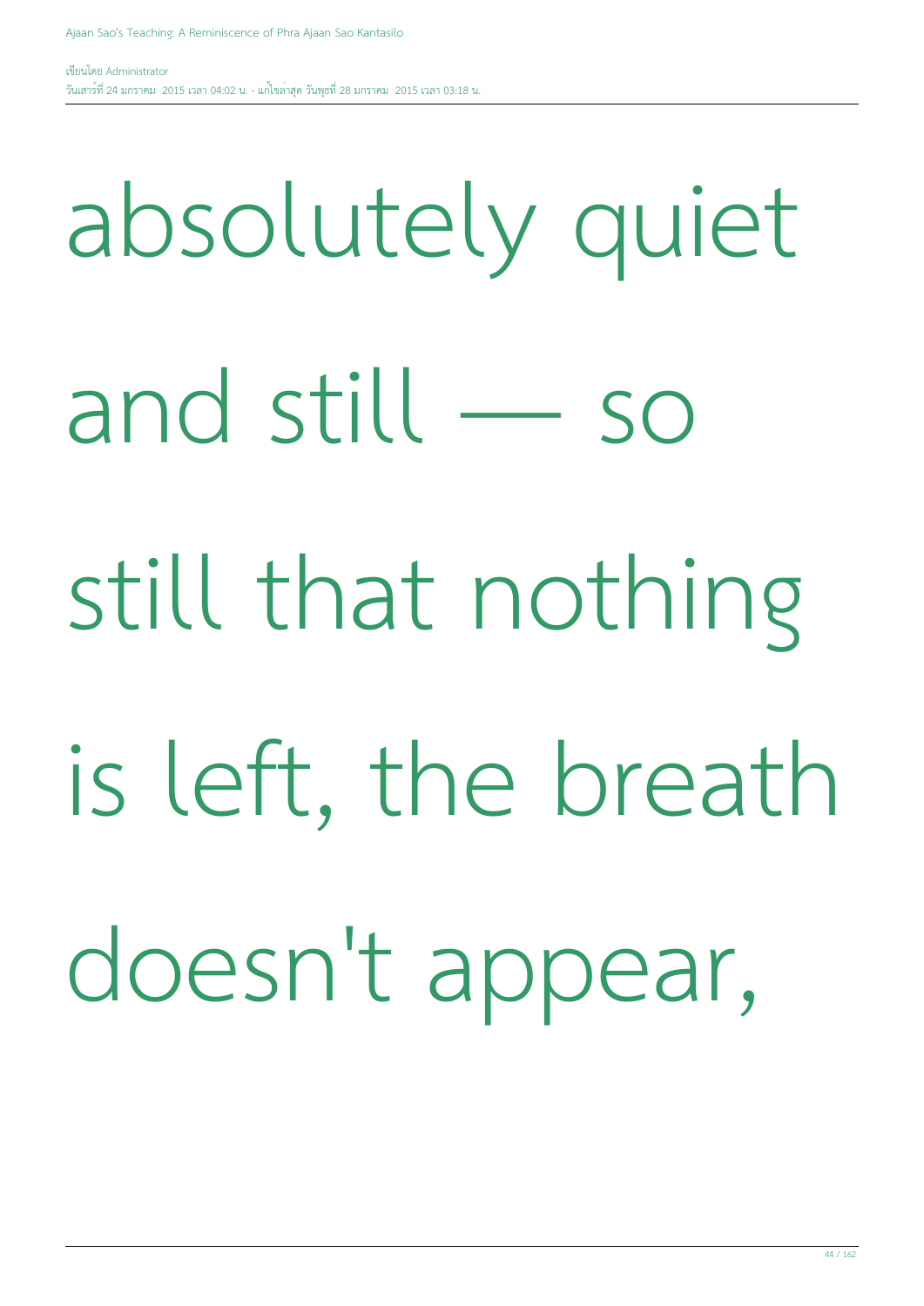absolutely quiet and still — so still that nothing is left, the breath doesn't appear,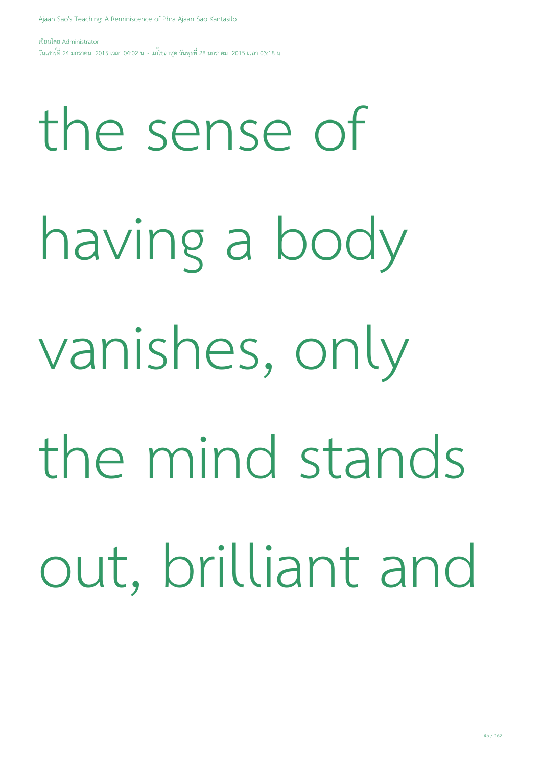the sense of having a body vanishes, only the mind stands out, brilliant and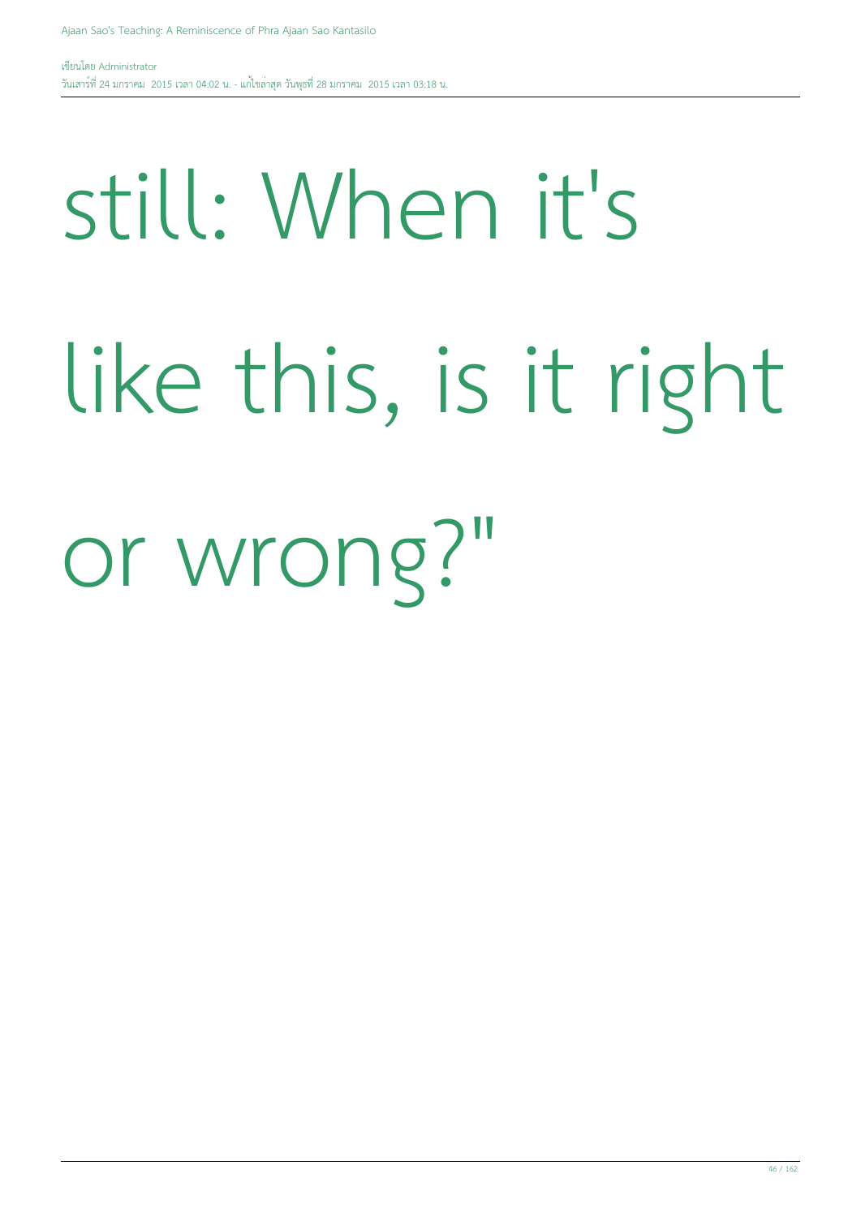still: When it's like this, is it right or wrong?"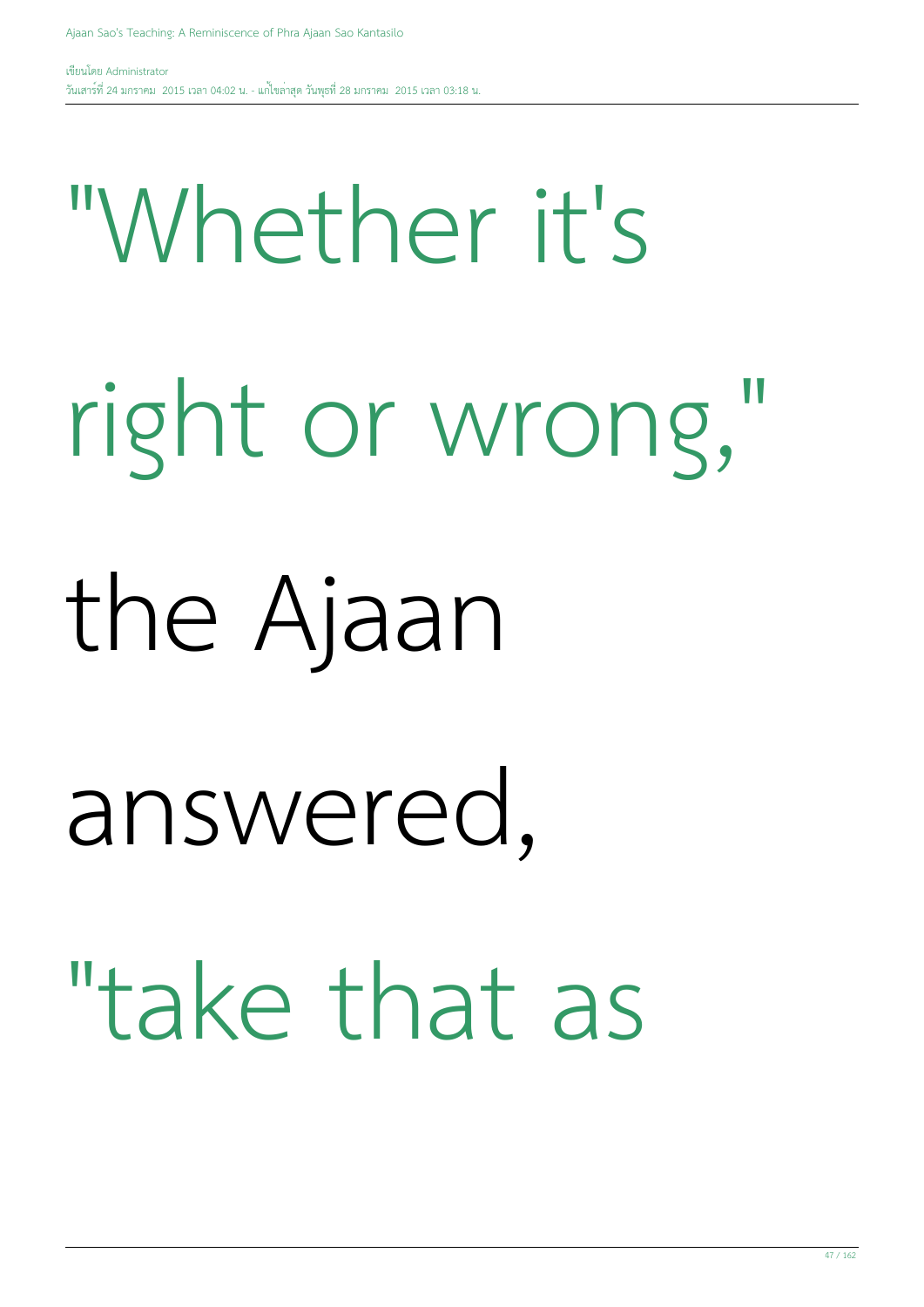"Whether it's right or wrong," the Ajaan answered, "take that as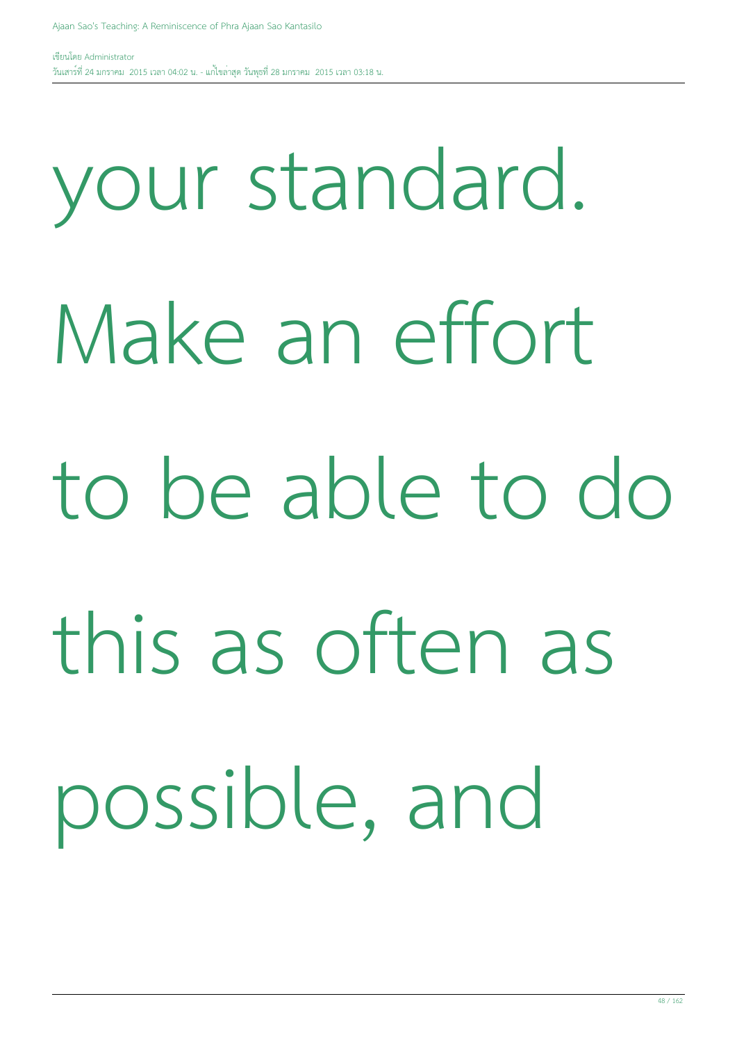your standard. Make an effort to be able to do this as often as possible, and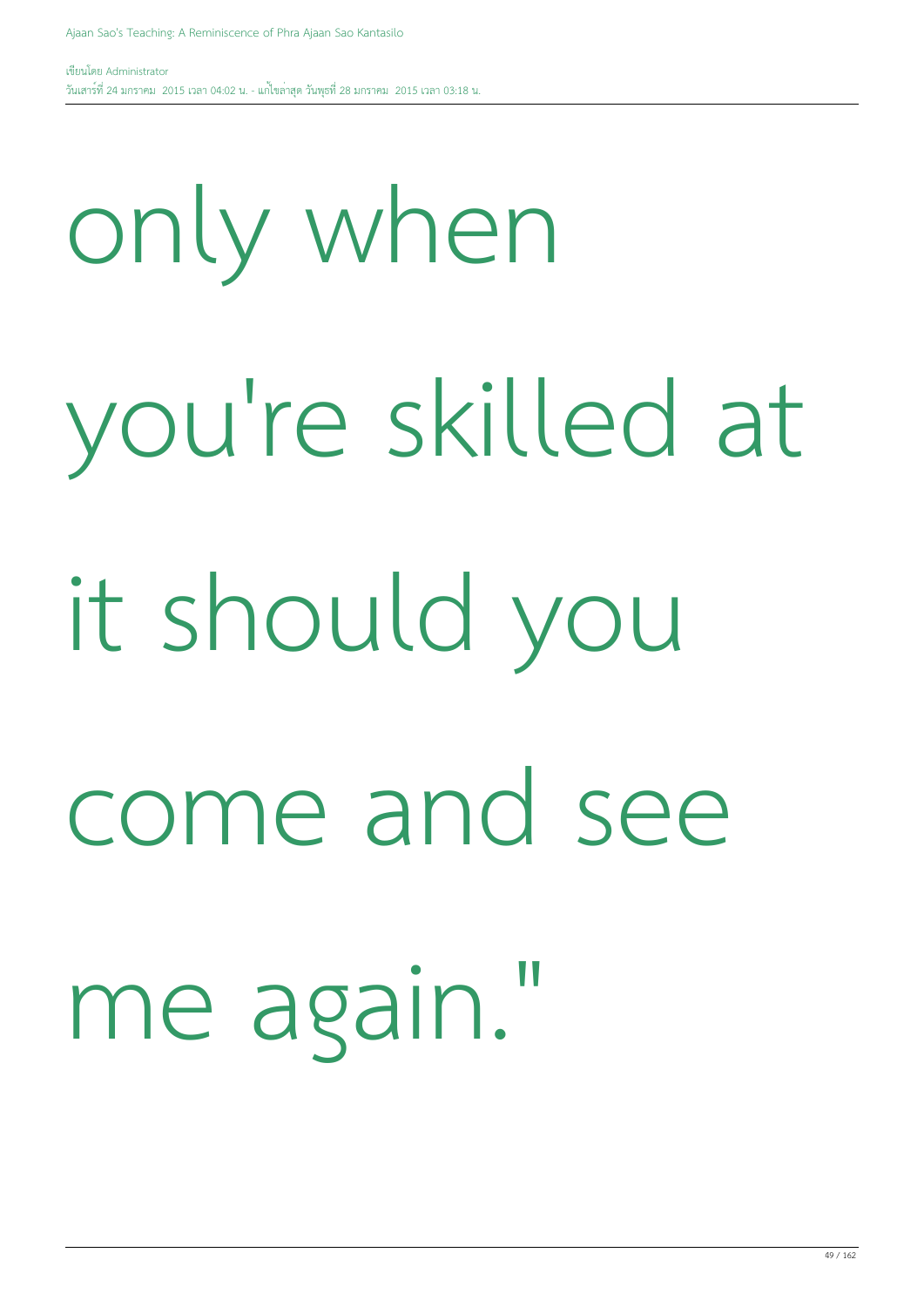only when you're skilled at it should you come and see me again."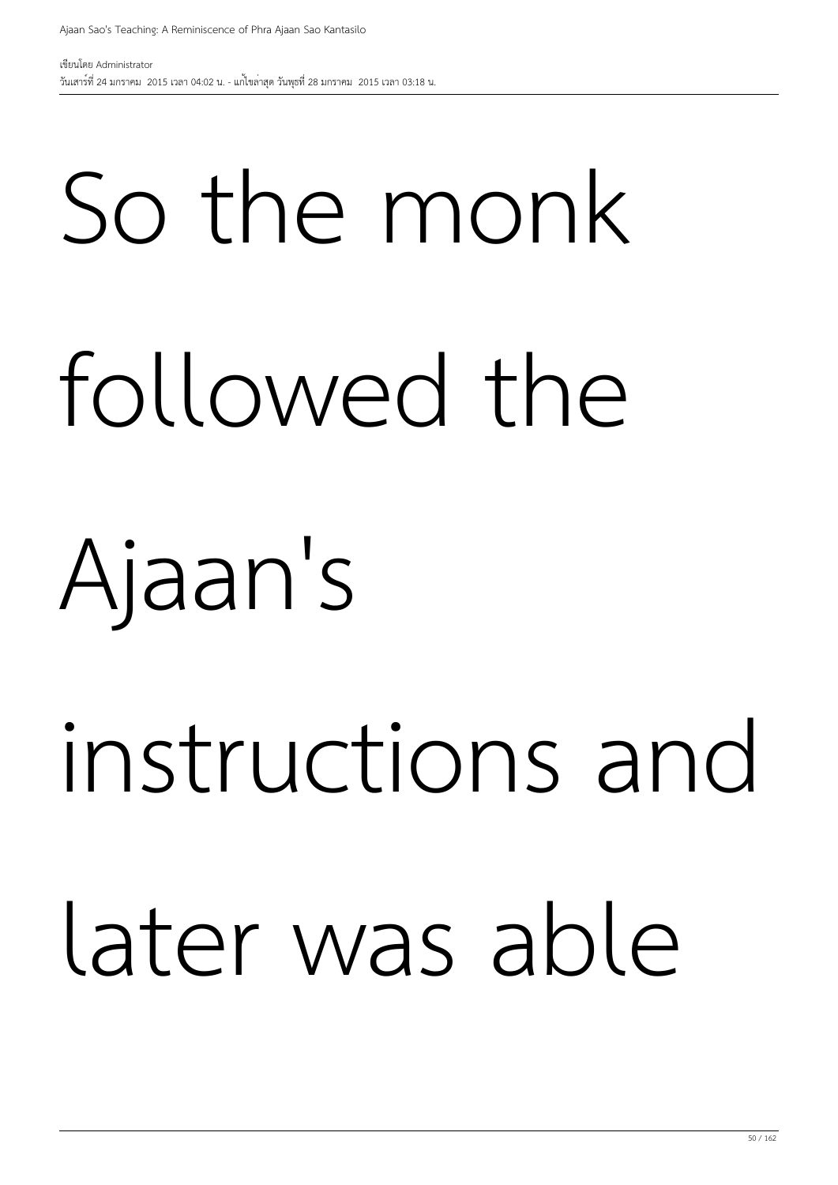So the monk followed the Ajaan's instructions and later was able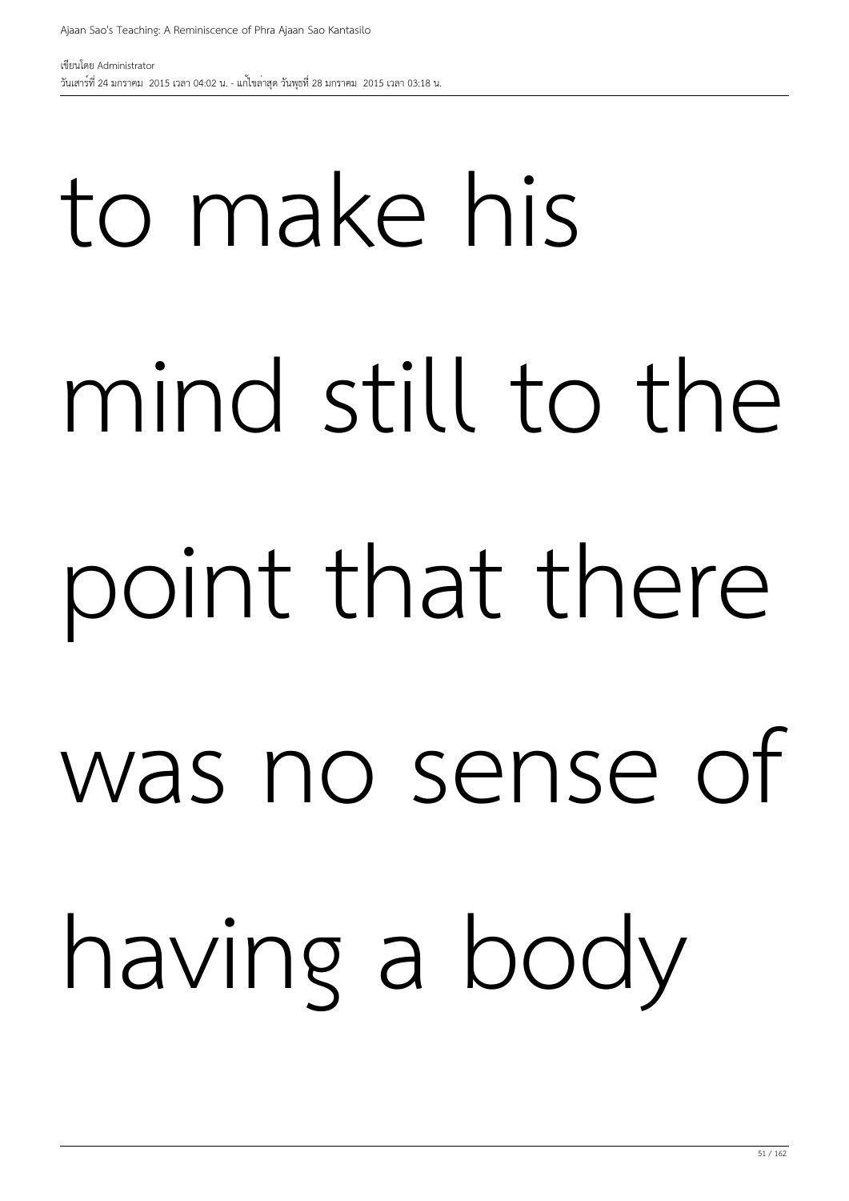to make his mind still to the point that there was no sense of having a body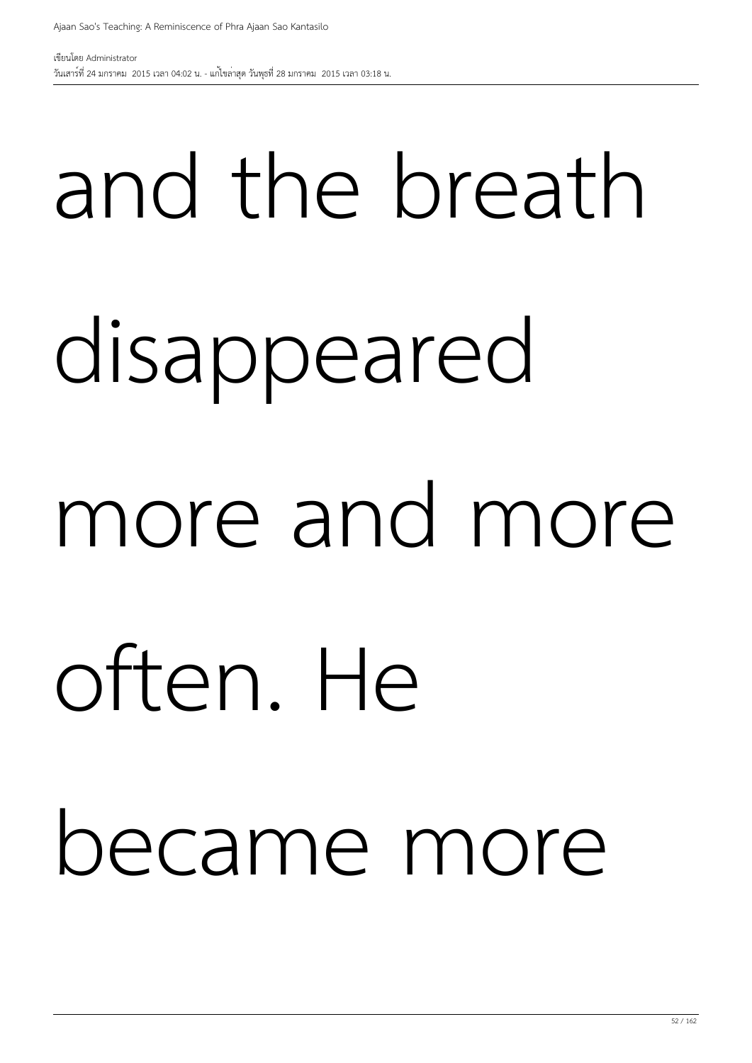and the breath disappeared more and more often. He became more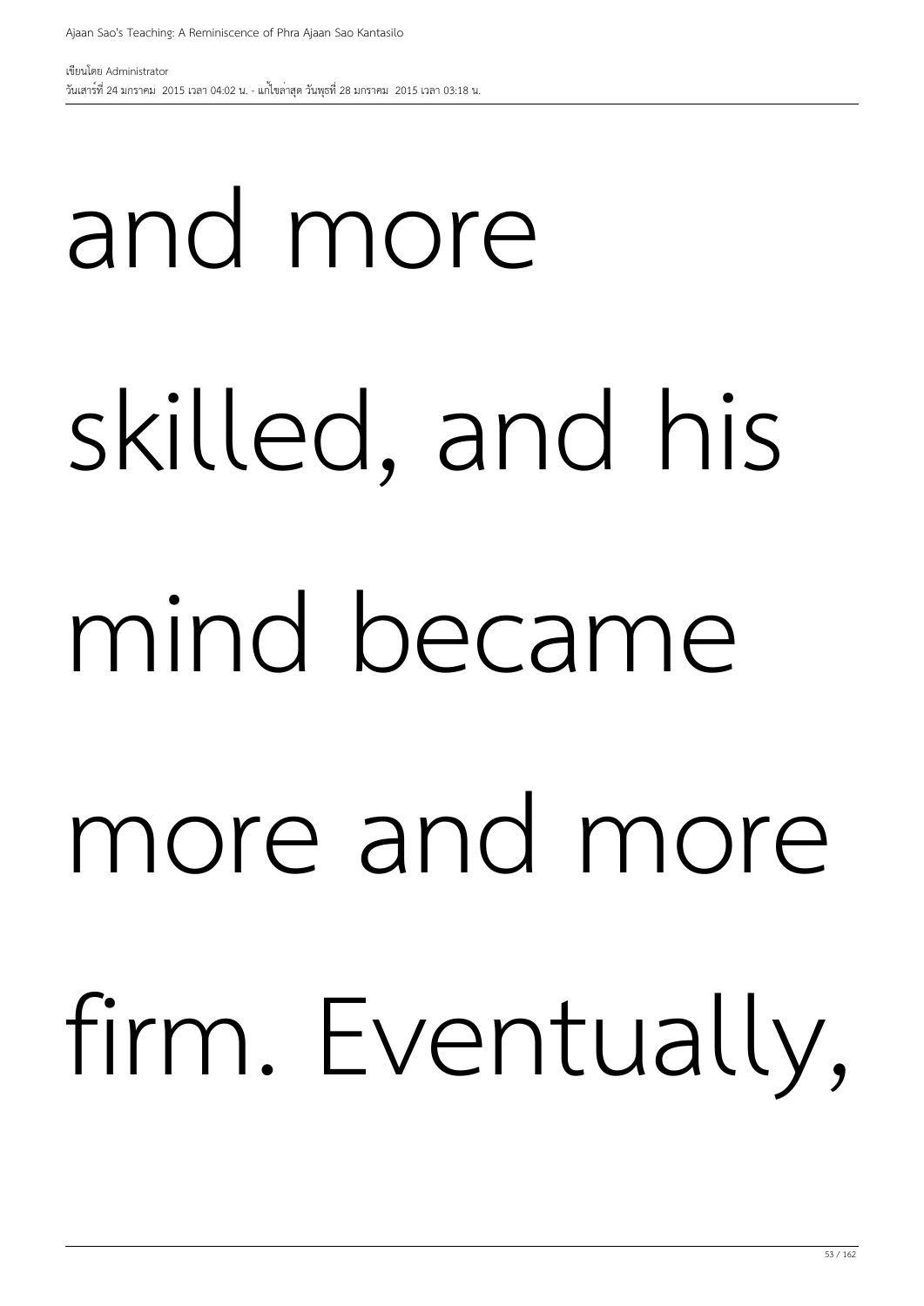and more skilled, and his mind became more and more firm. Eventually,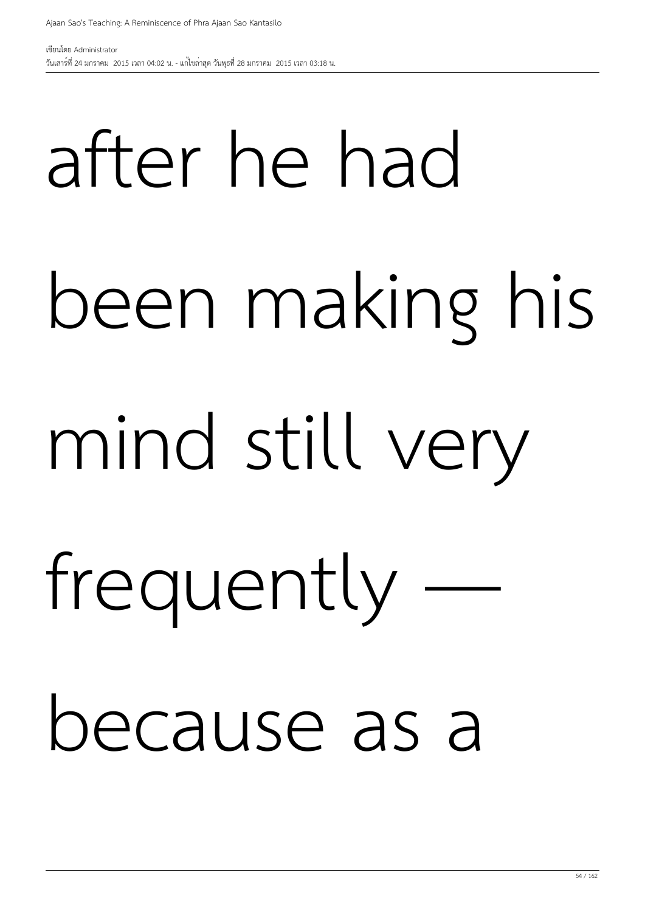after he had been making his mind still very frequently — because as a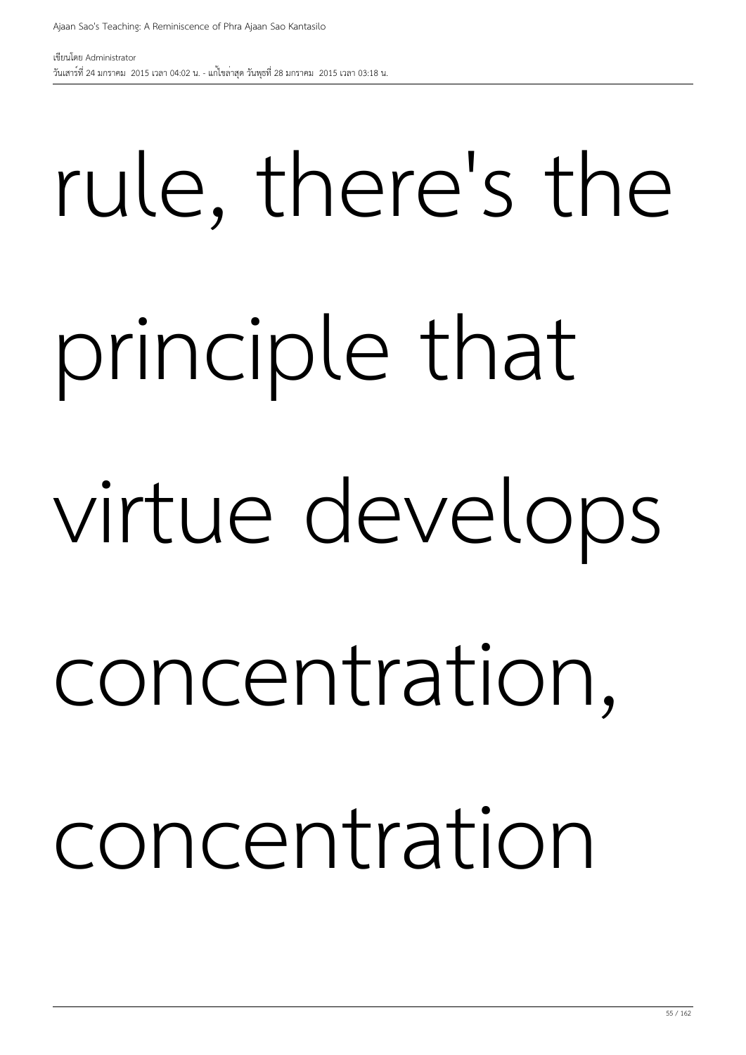rule, there's the principle that virtue develops concentration, concentration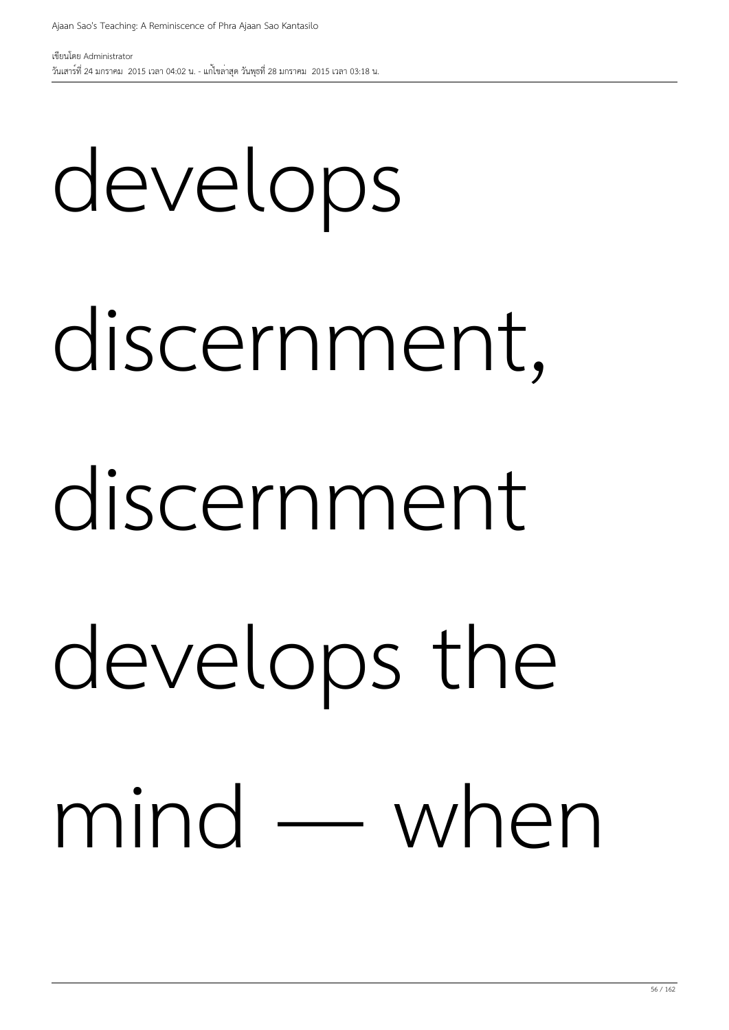develops discernment, discernment develops the mind — when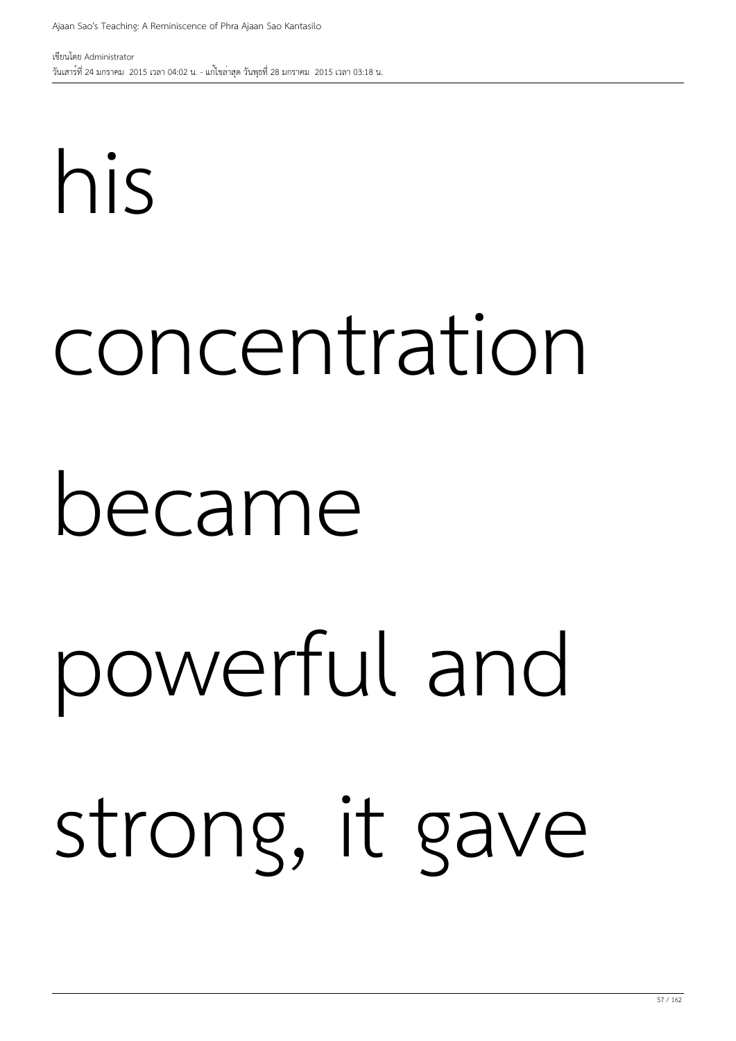his

concentration

became

powerful and

strong, it gave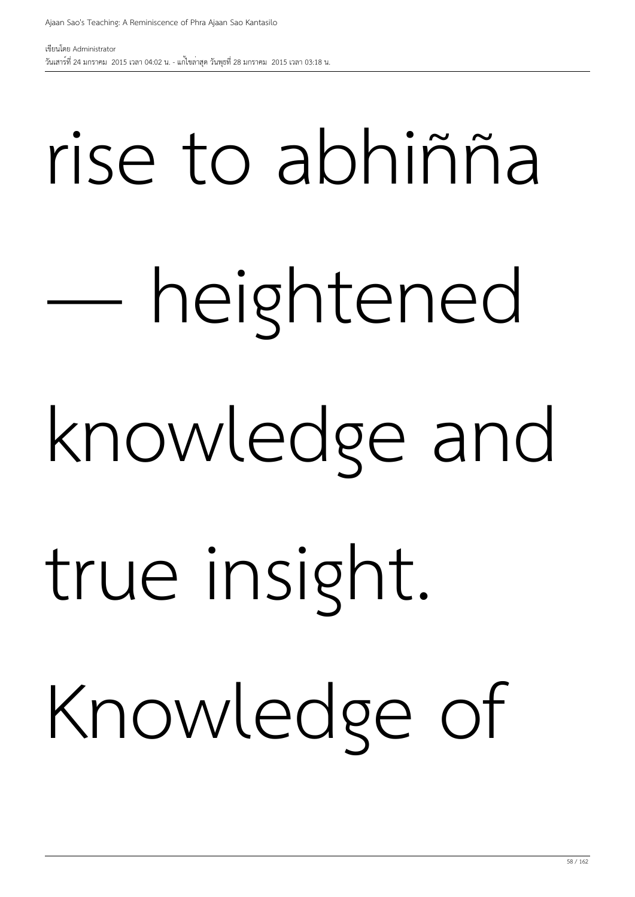rise to abhiñña — heightened knowledge and true insight. Knowledge of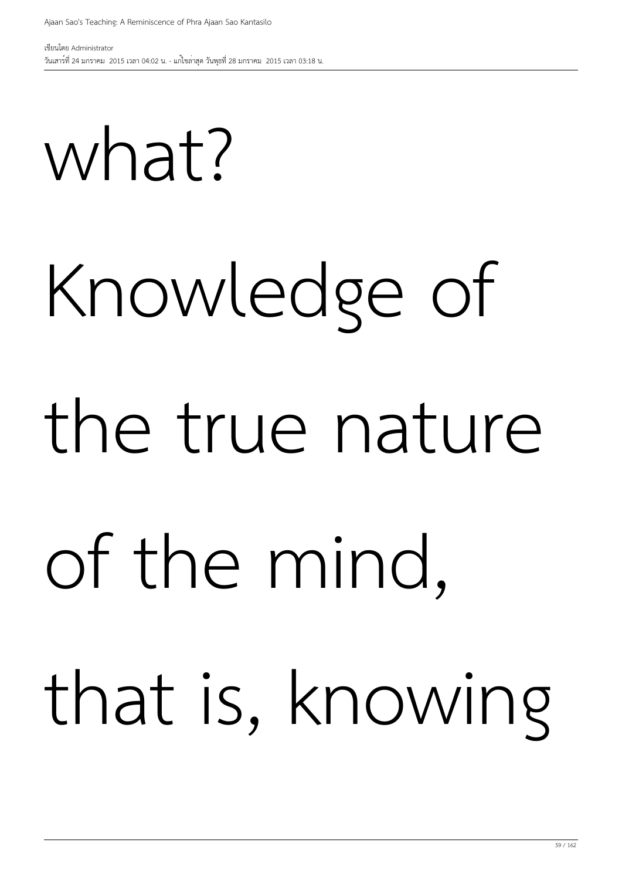what?

Knowledge of the true nature of the mind, that is, knowing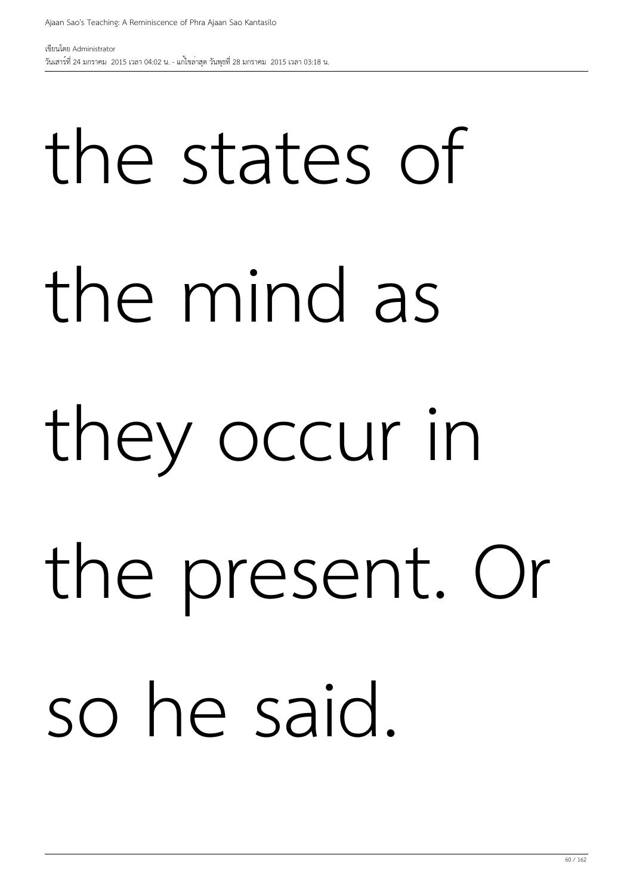the states of the mind as they occur in the present. Or so he said.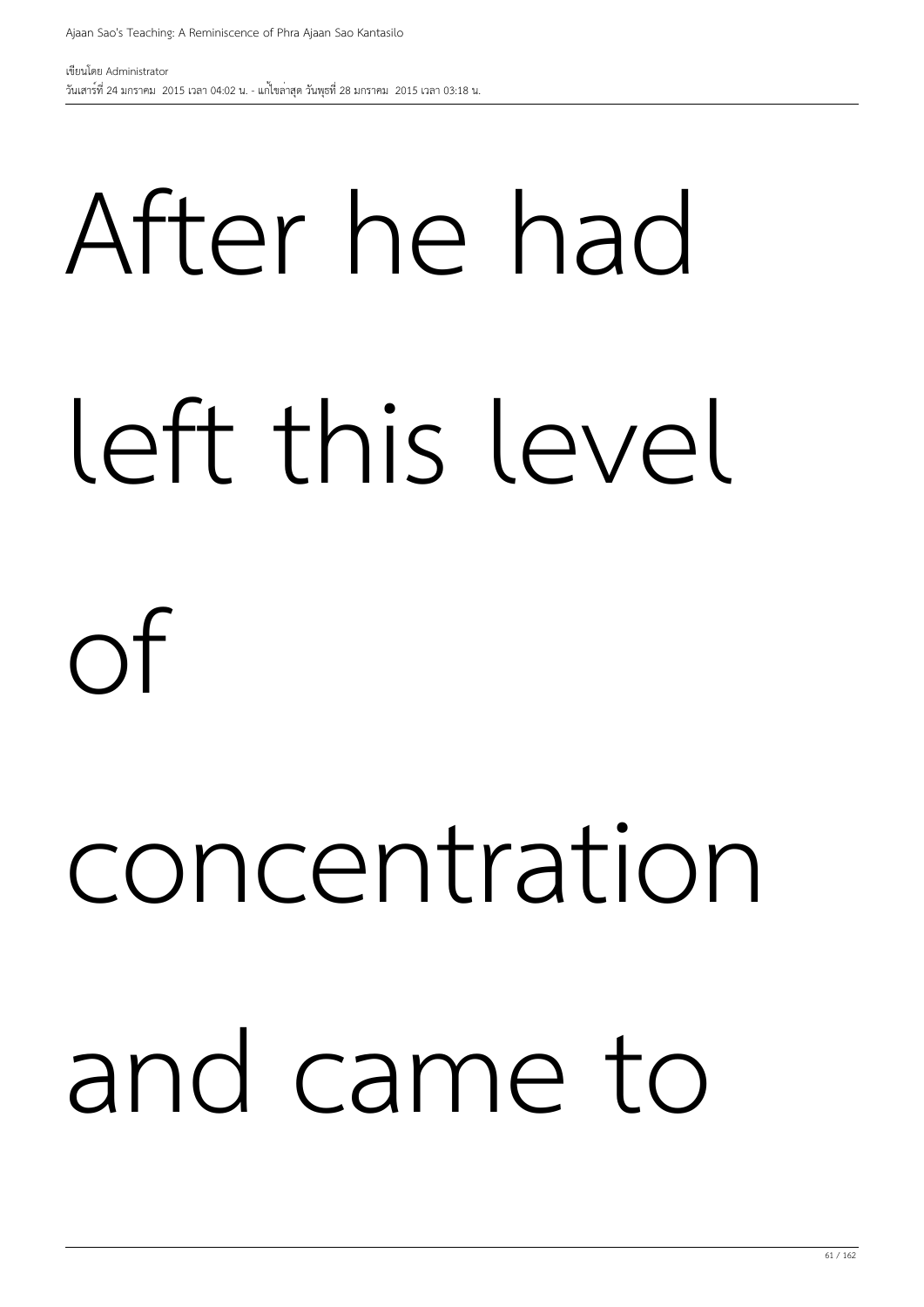After he had left this level of concentration and came to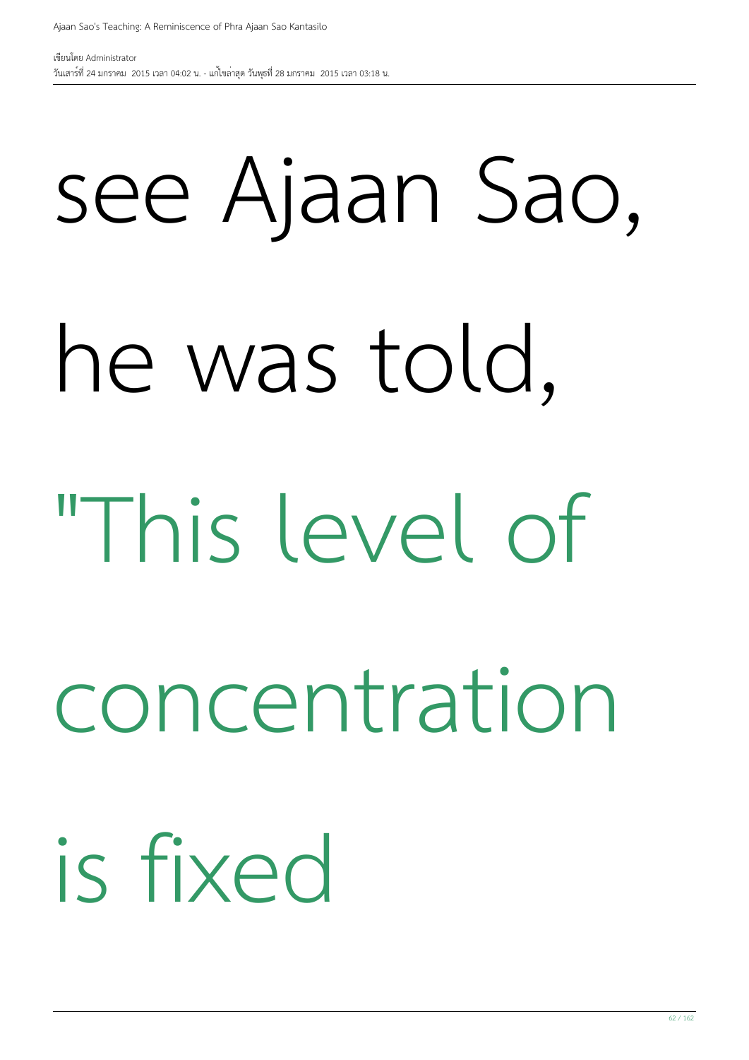see Ajaan Sao,

he was told,

"This level of

concentration

is fixed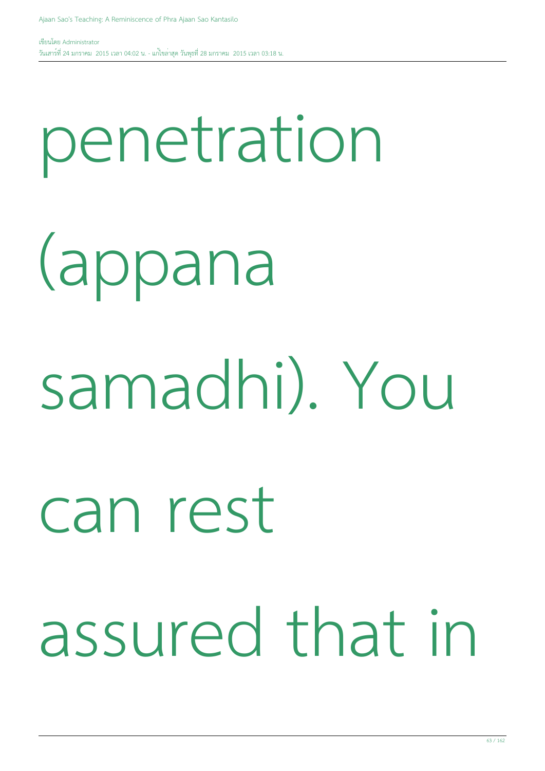penetration (appana samadhi). You can rest assured that in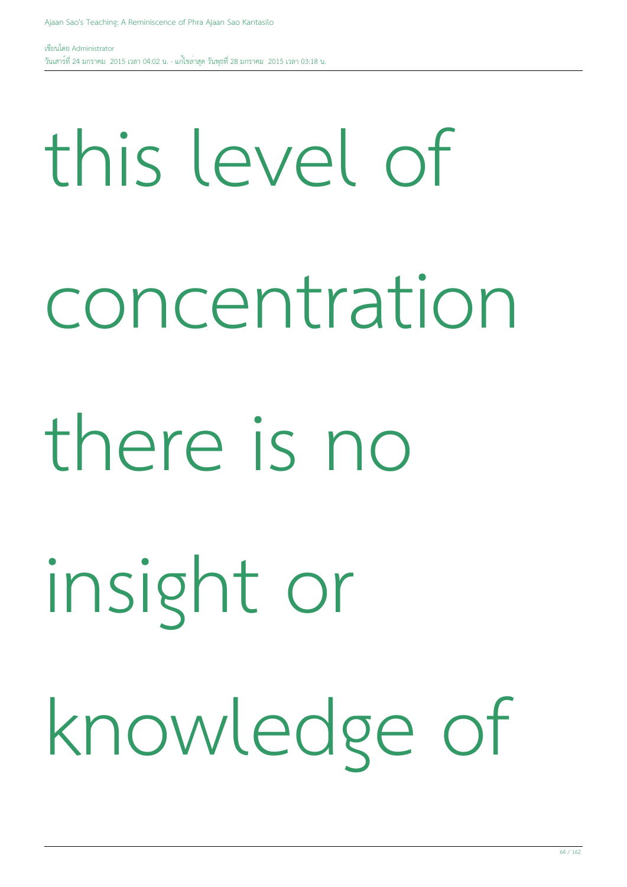this level of concentration there is no insight or knowledge of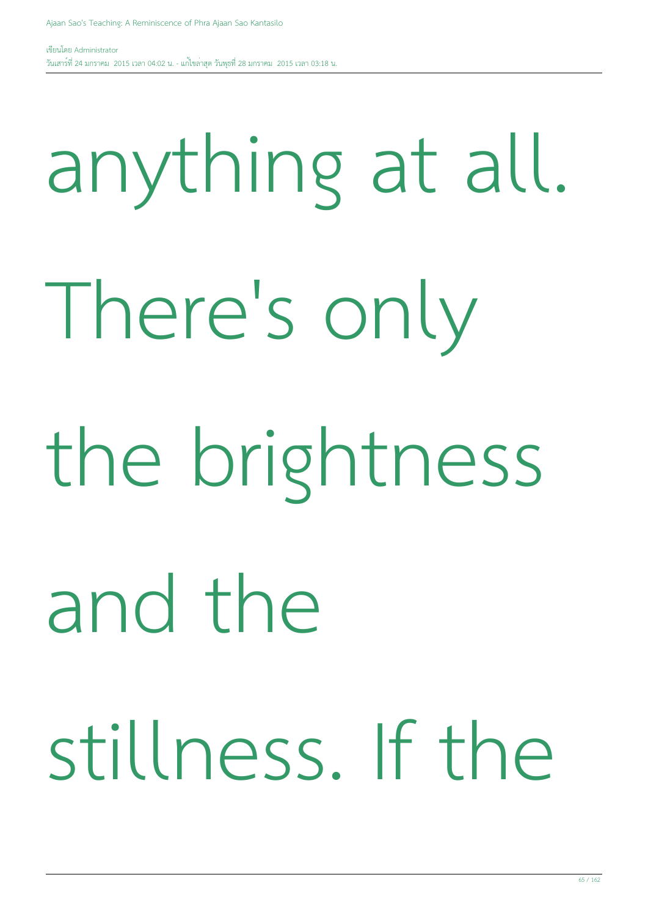anything at all. There's only the brightness and the stillness. If the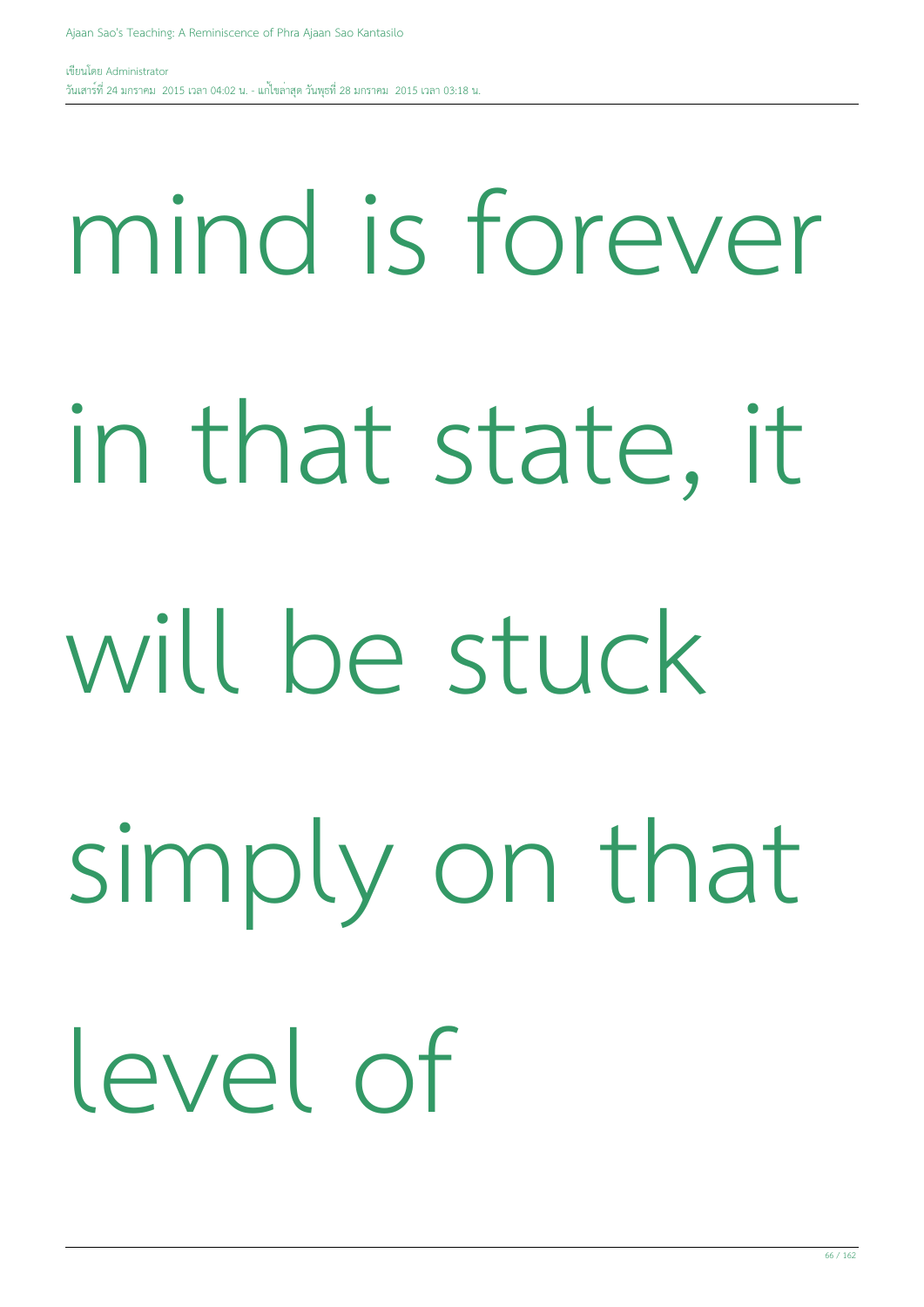mind is forever in that state, it will be stuck simply on that level of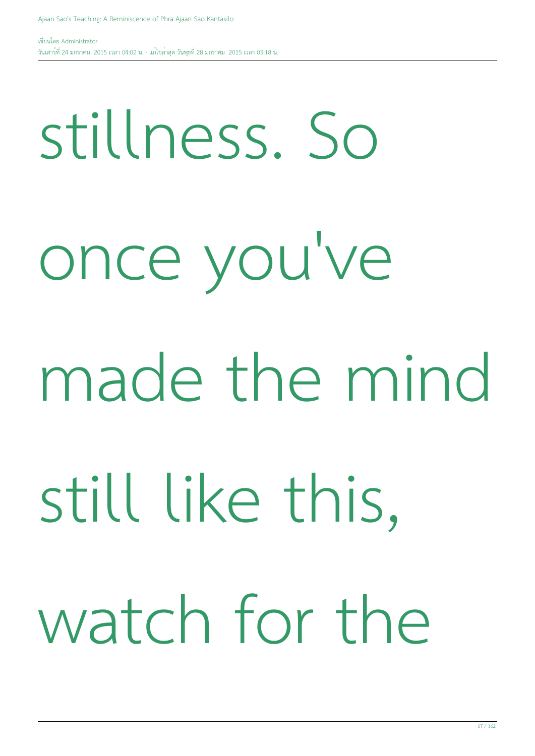stillness. So once you've made the mind still like this, watch for the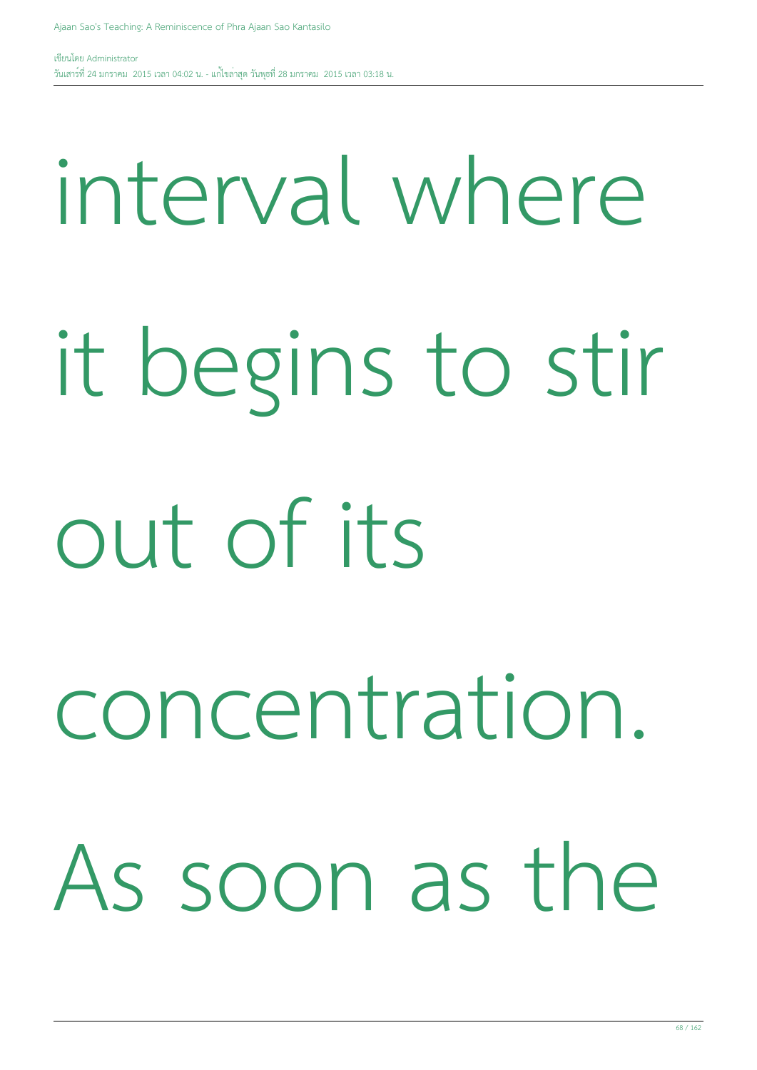interval where it begins to stir out of its concentration. As soon as the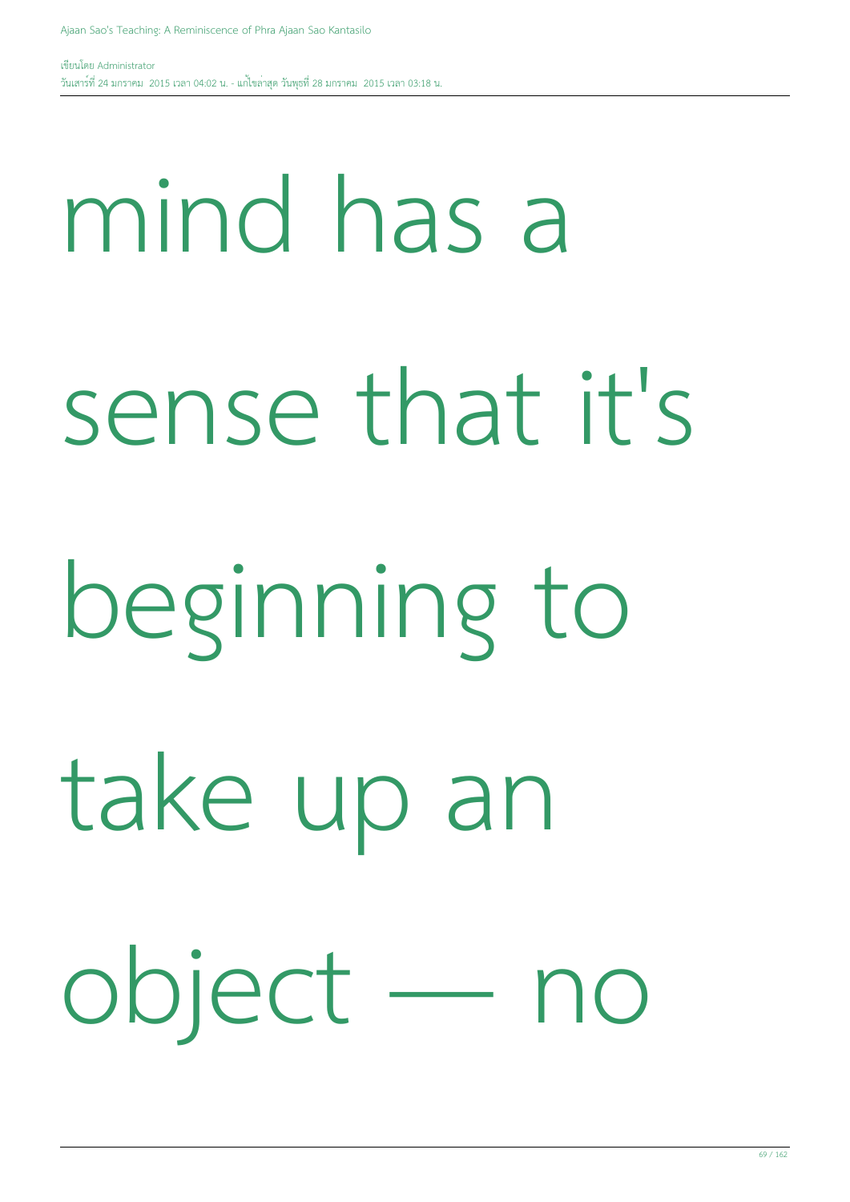mind has a sense that it's beginning to take up an object — no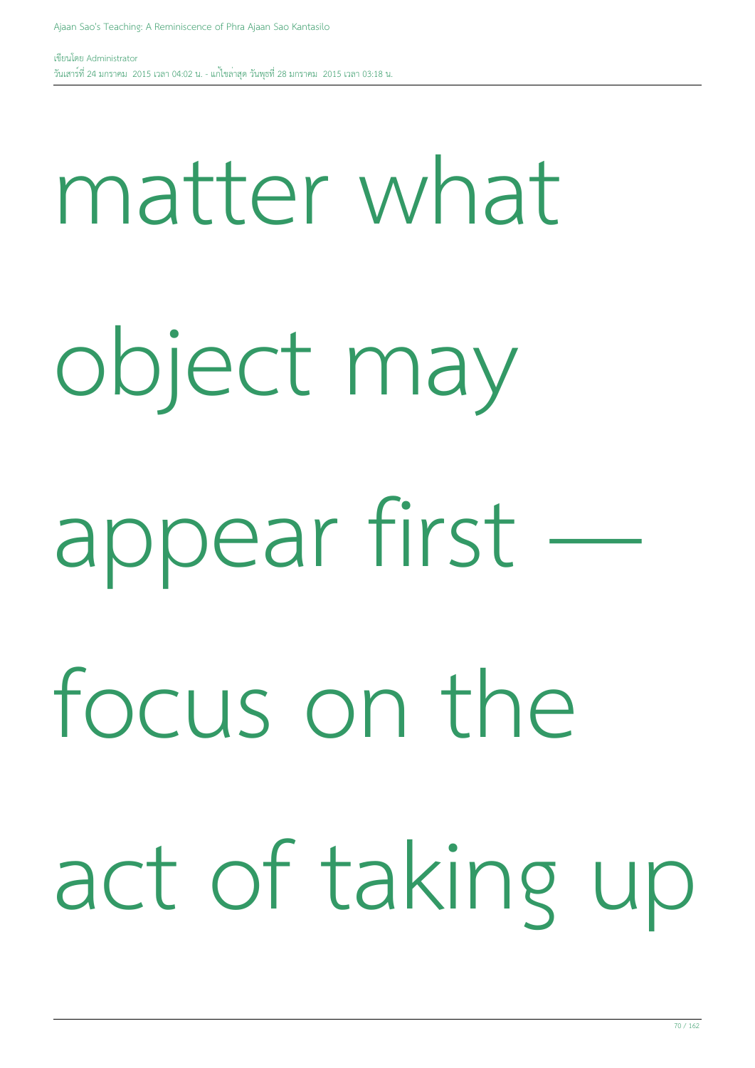matter what object may appear first — focus on the act of taking up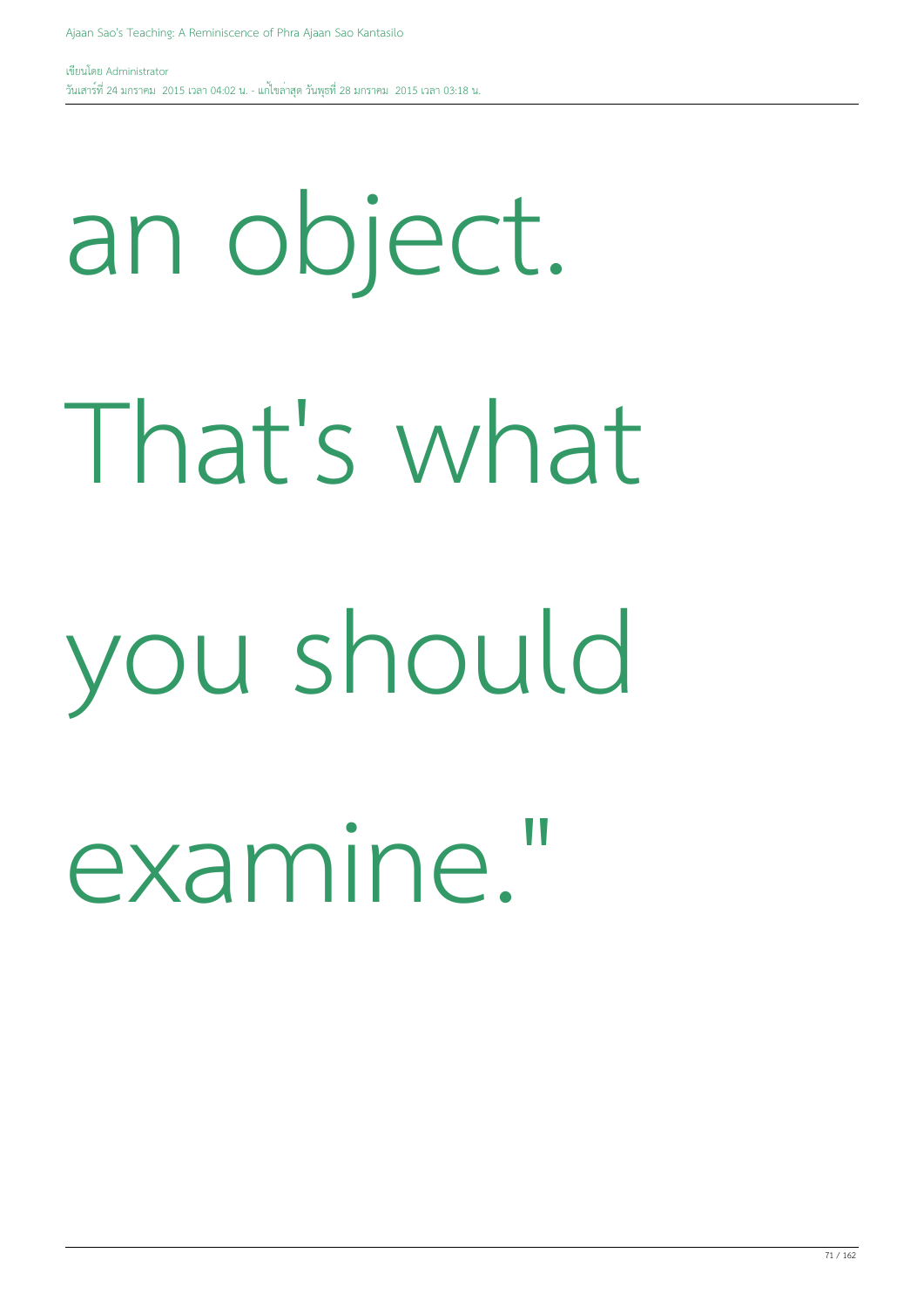an object. That's what you should examine."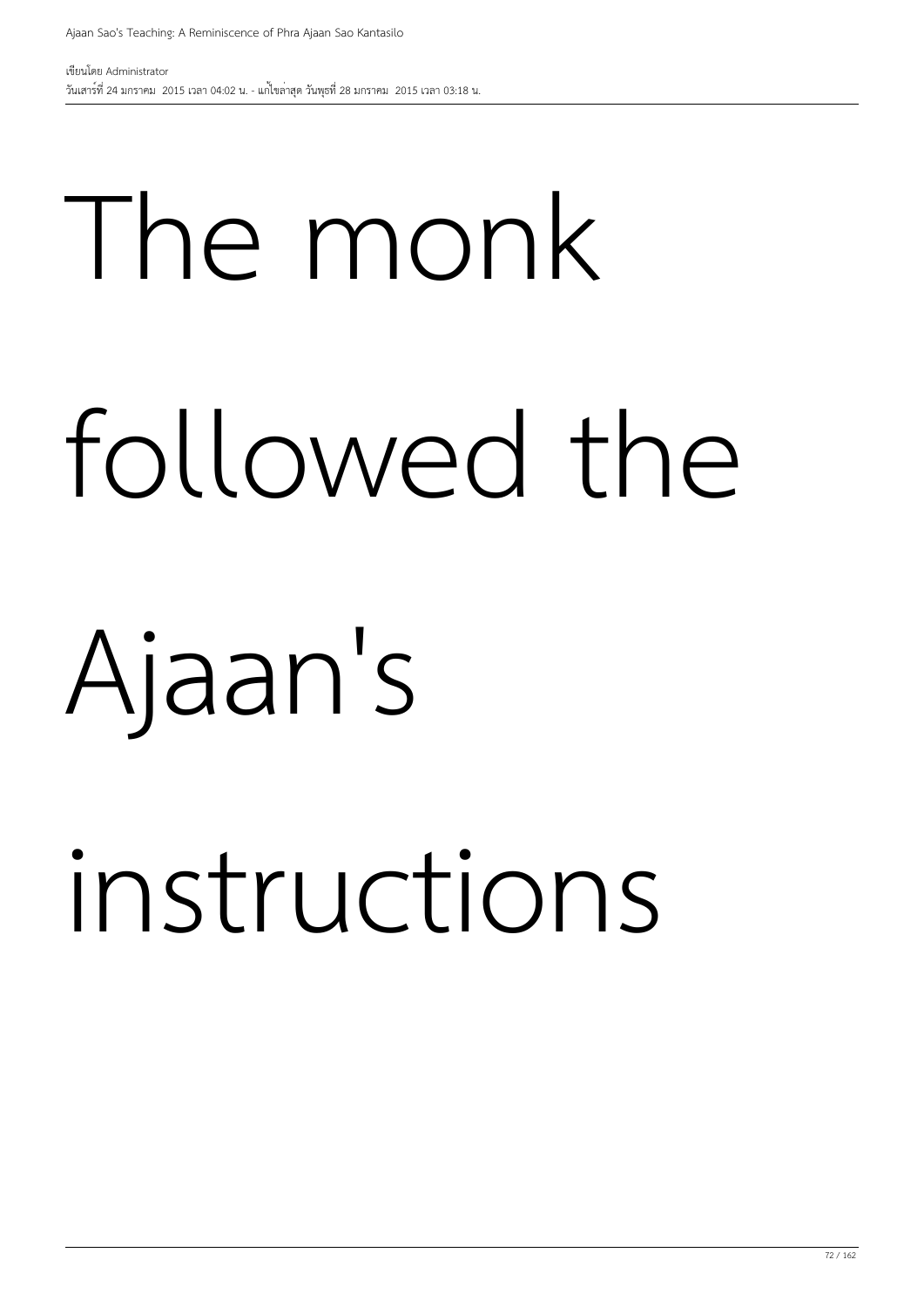The monk followed the Ajaan's instructions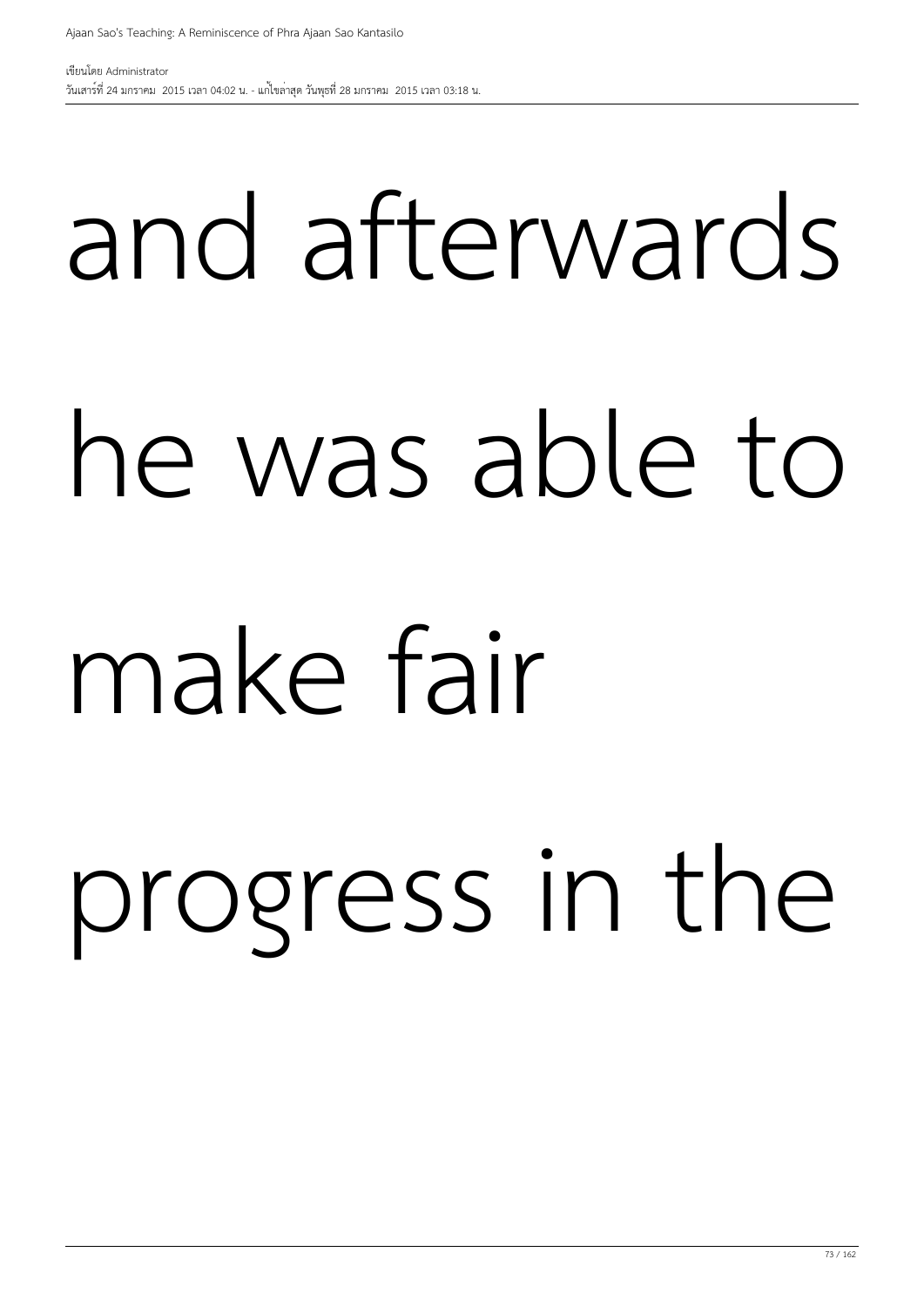and afterwards he was able to make fair progress in the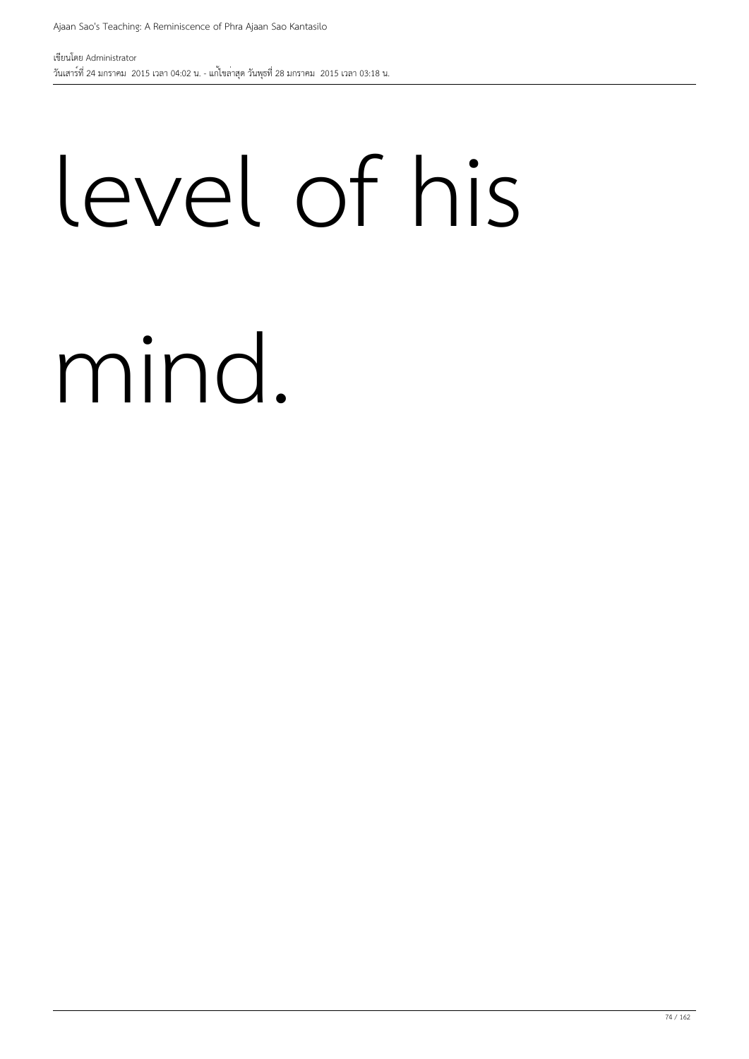level of his mind.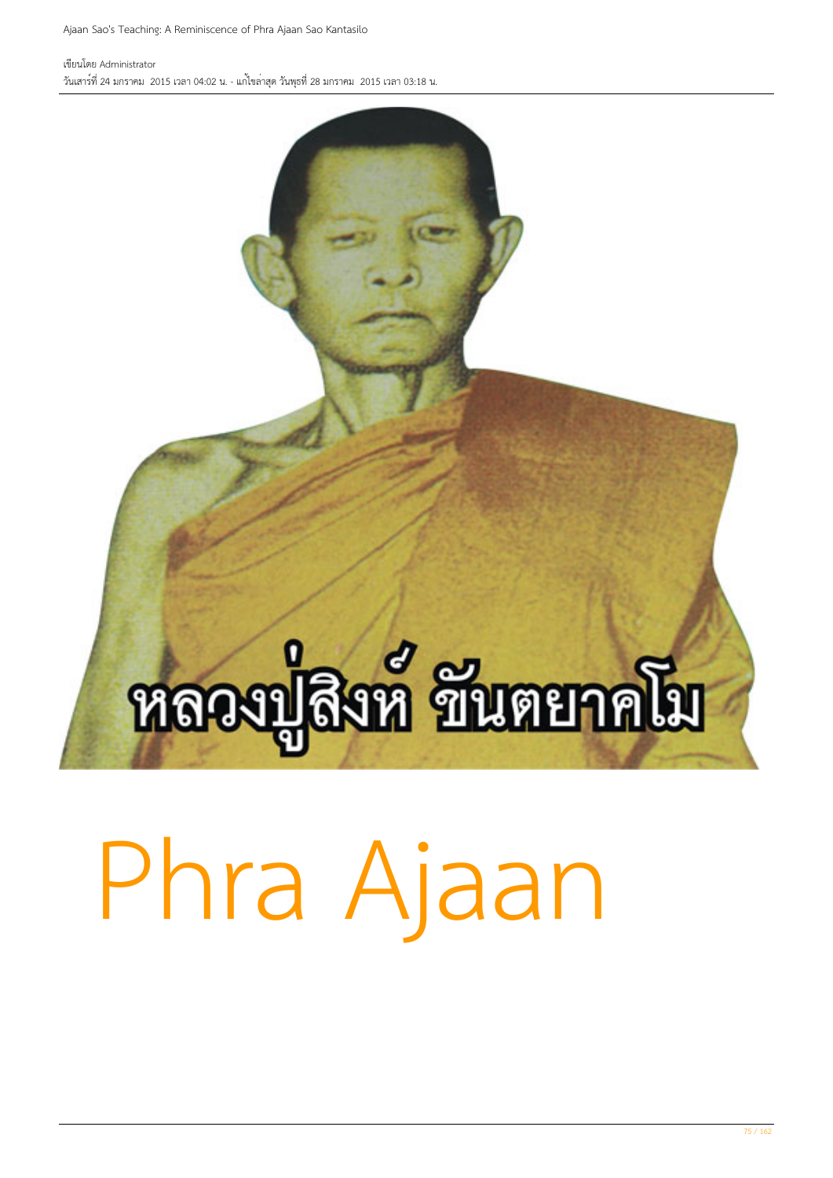Ajaan Sao's Teaching: A Reminiscence of Phra Ajaan Sao Kantasilo

เขียนโดย Administrator
วันเสาร์ที่ 24 มกราคม 2015 เวลา 04:02 น. - แก้ไขล่าสุด วันพุธที่ 28 มกราคม 2015 เวลา 03:18 น.

หลวงปู่สิงห์ ขันตยาคโม

# Phra Ajaan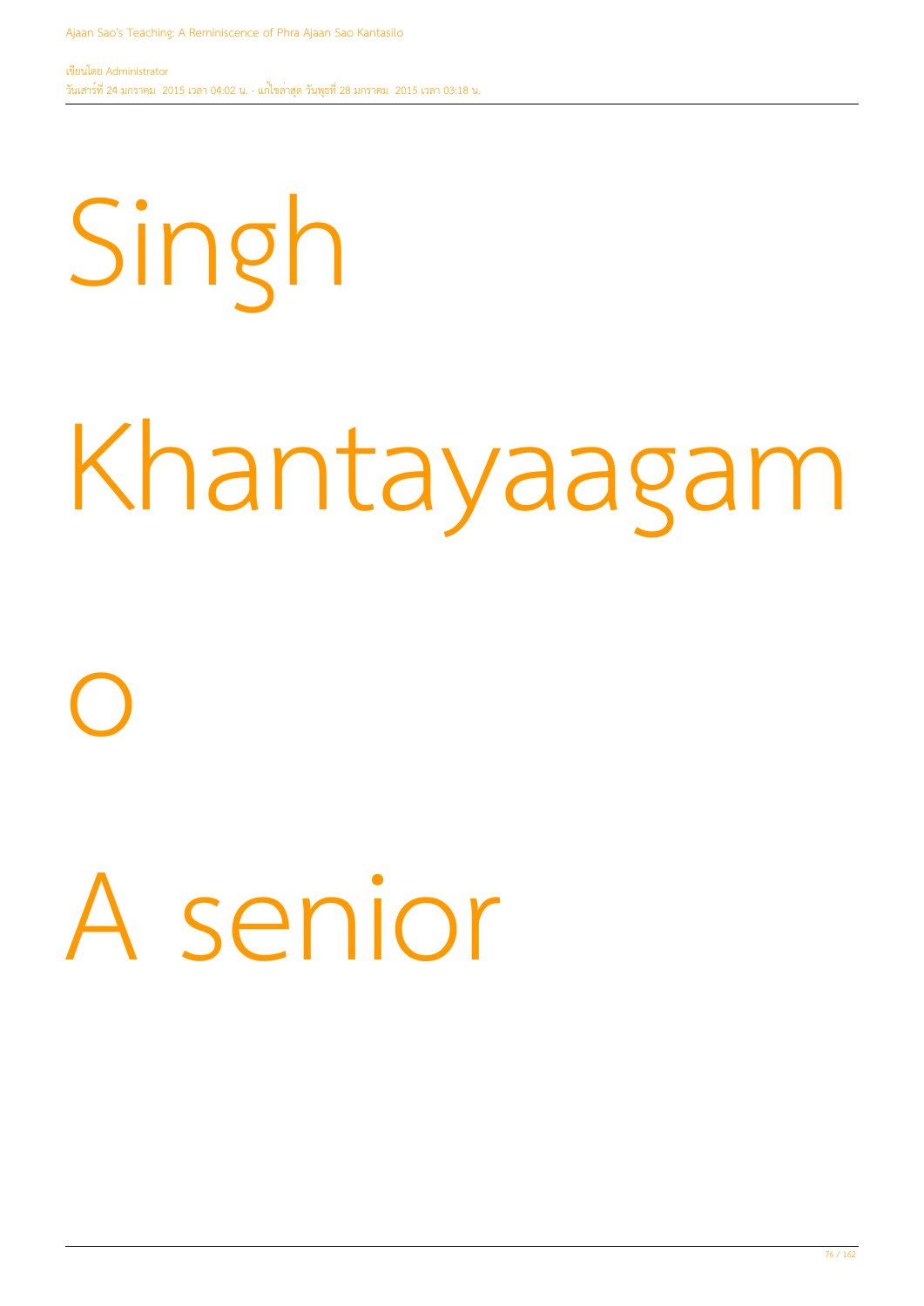Singh

Khantayaagam

o

A senior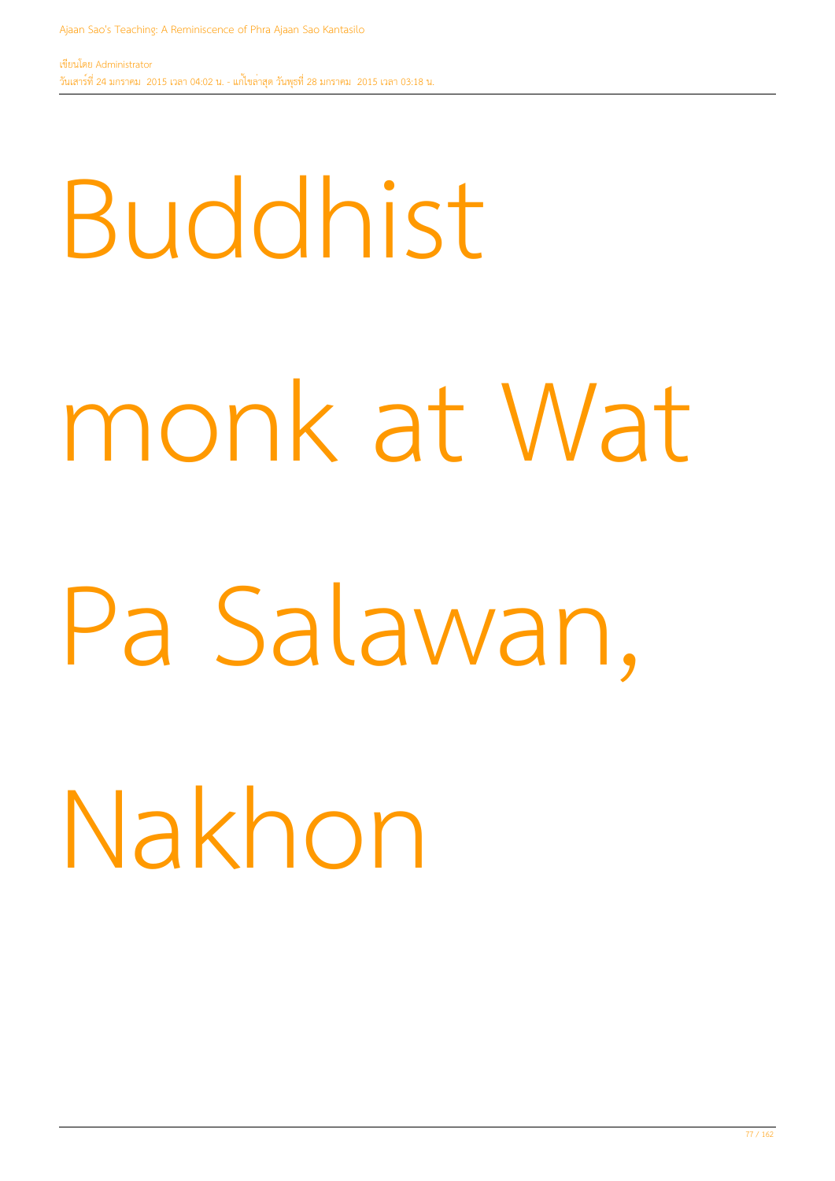Buddhist monk at Wat Pa Salawan, Nakhon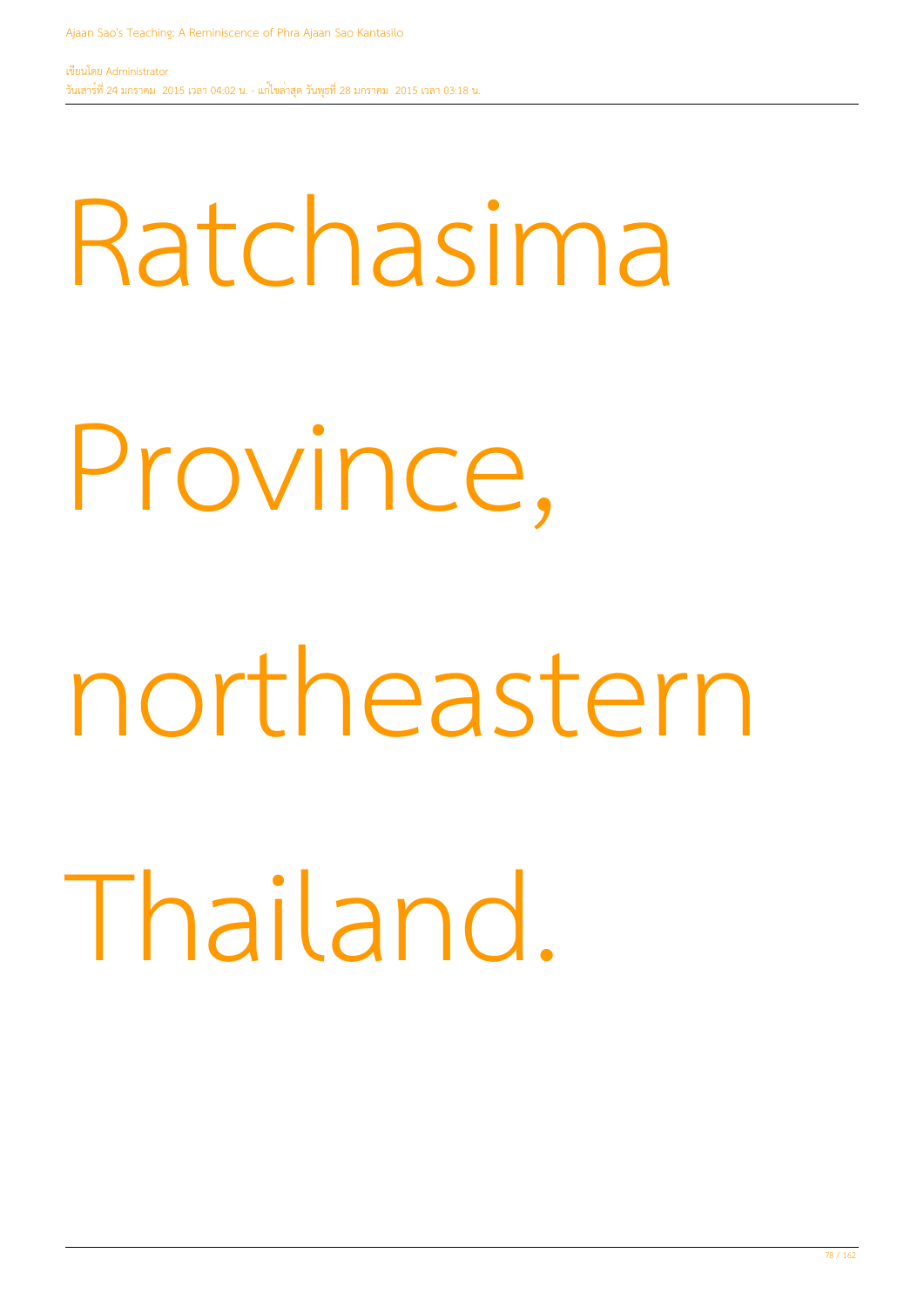Ratchasima Province, northeastern Thailand.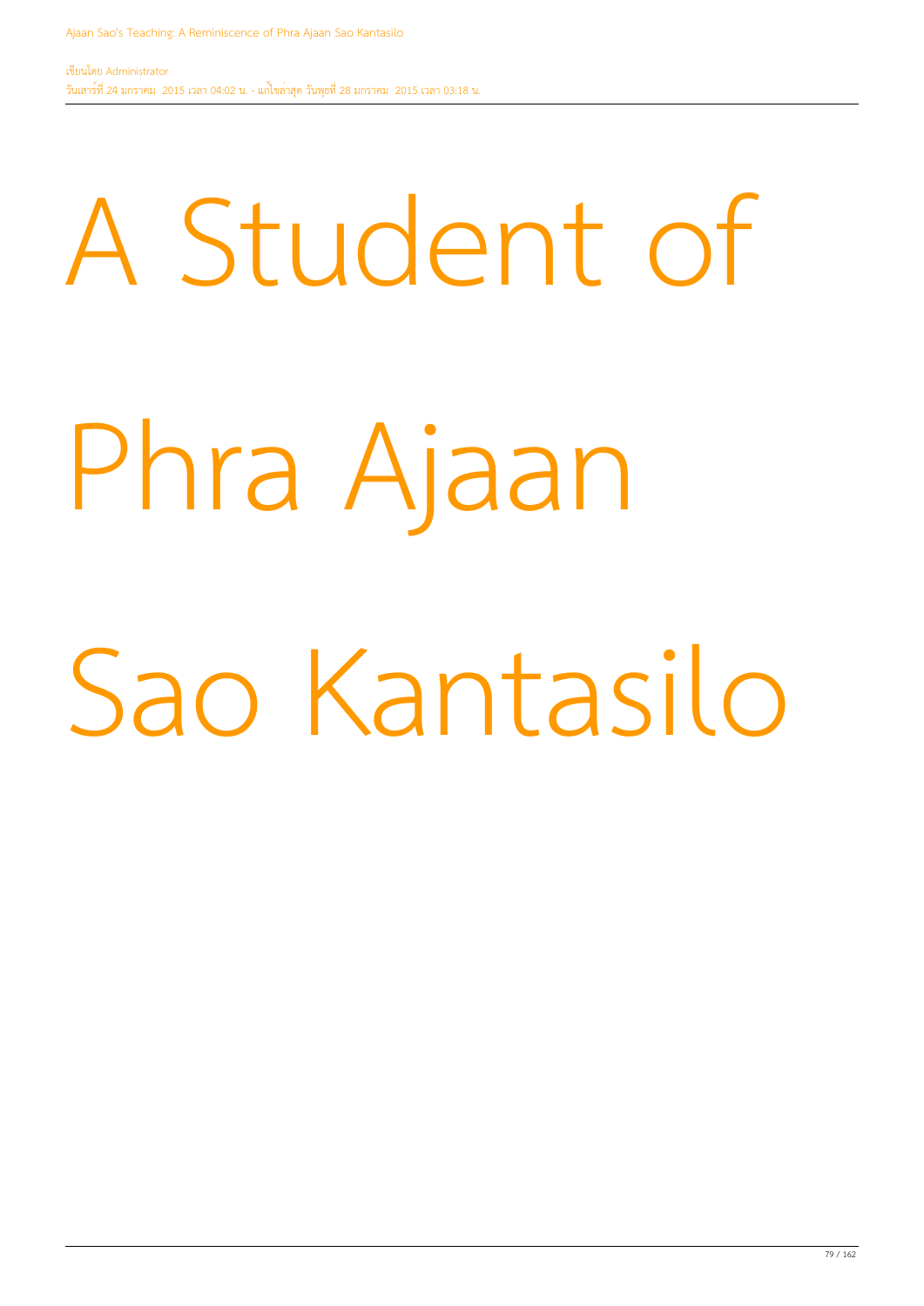# A Student of Phra Ajaan Sao Kantasilo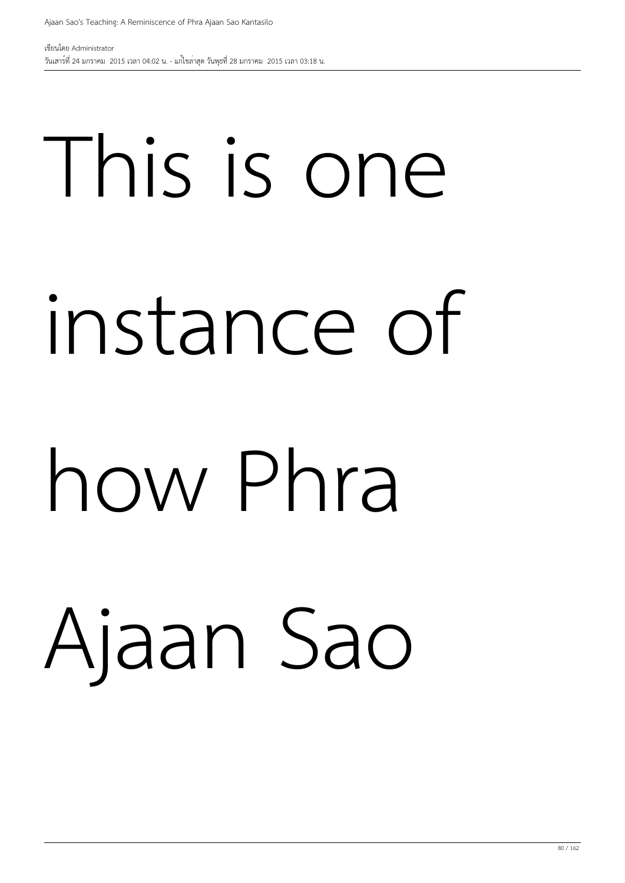This is one instance of how Phra Ajaan Sao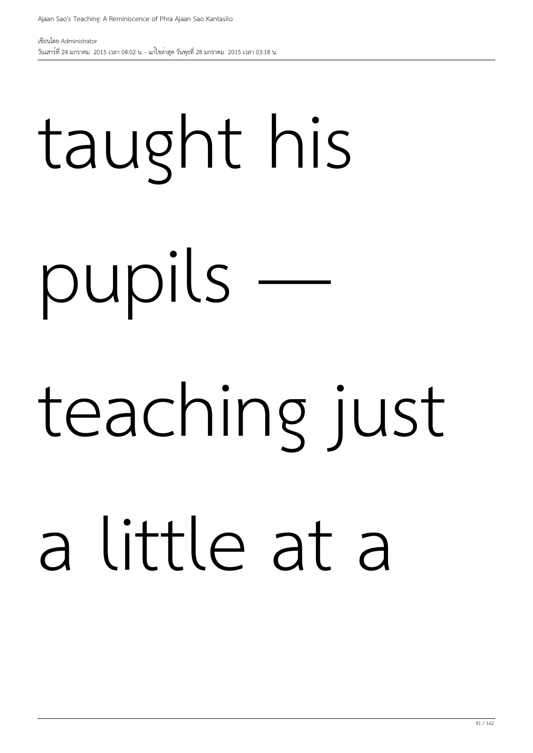taught his pupils — teaching just a little at a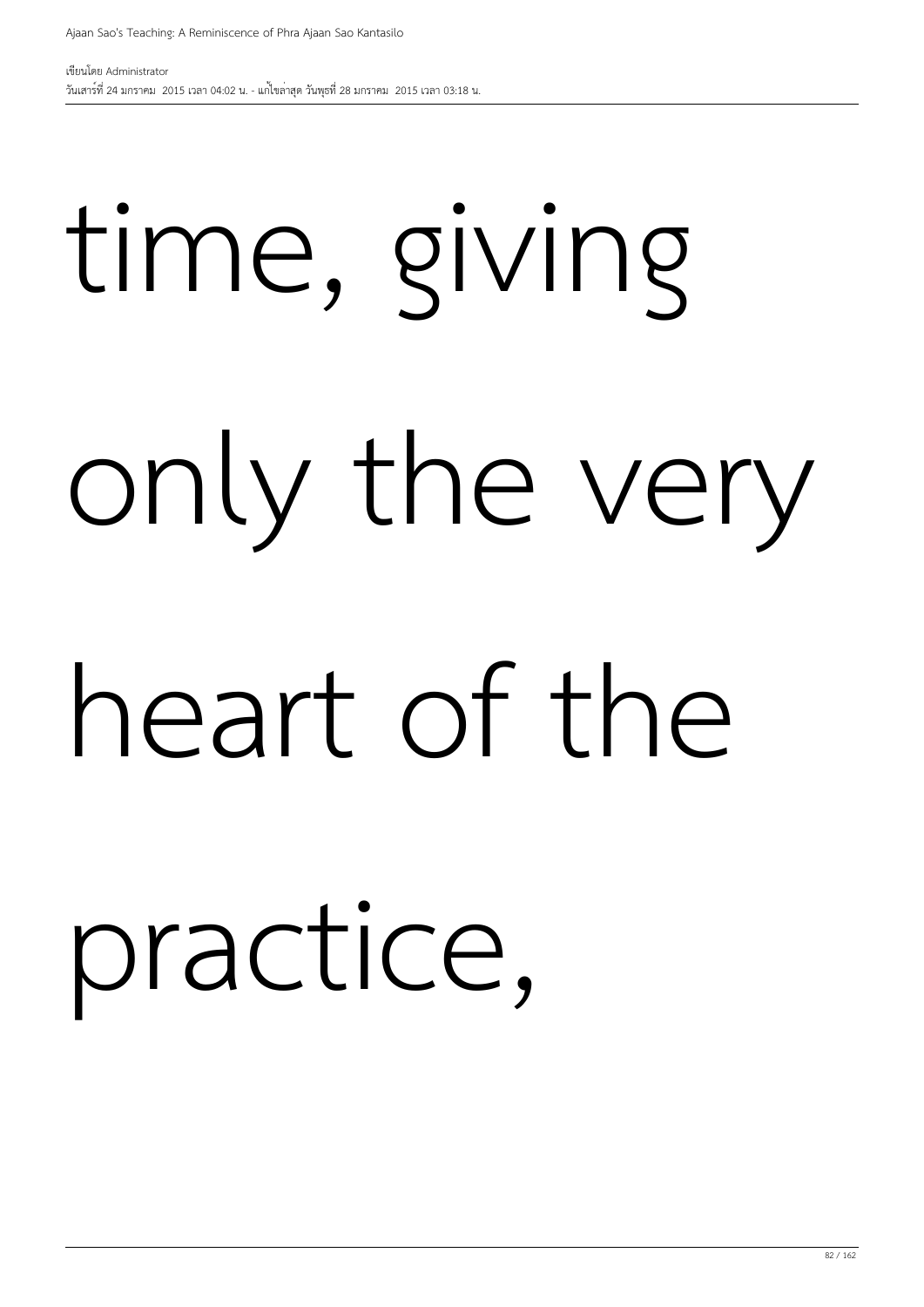time, giving only the very heart of the practice,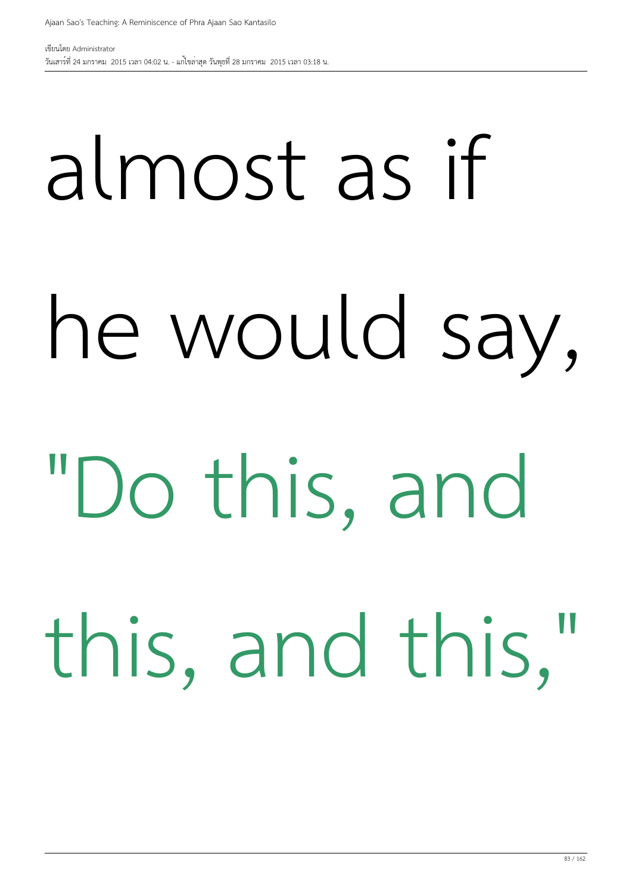almost as if he would say, "Do this, and this, and this,"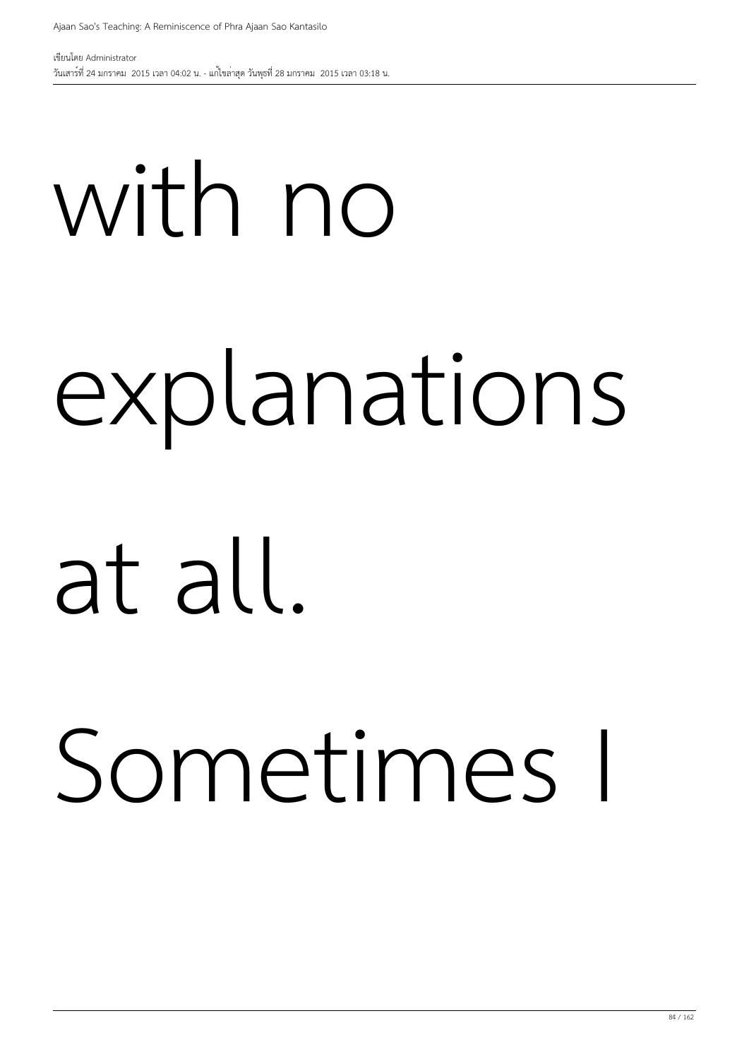with no explanations at all. Sometimes I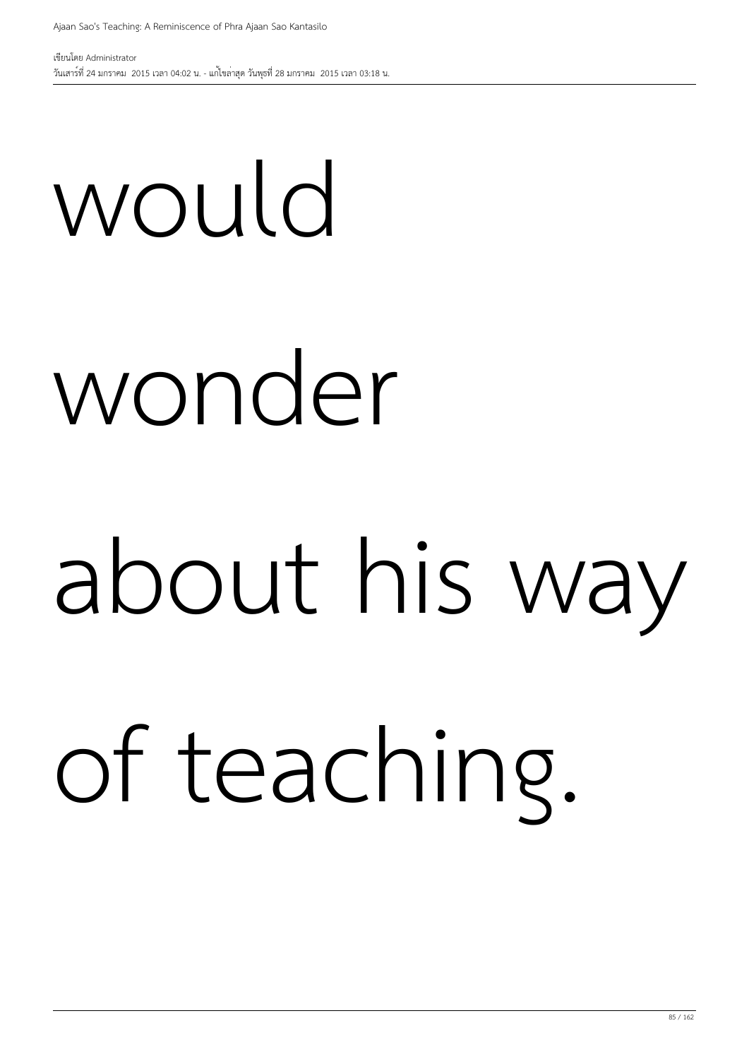would wonder about his way of teaching.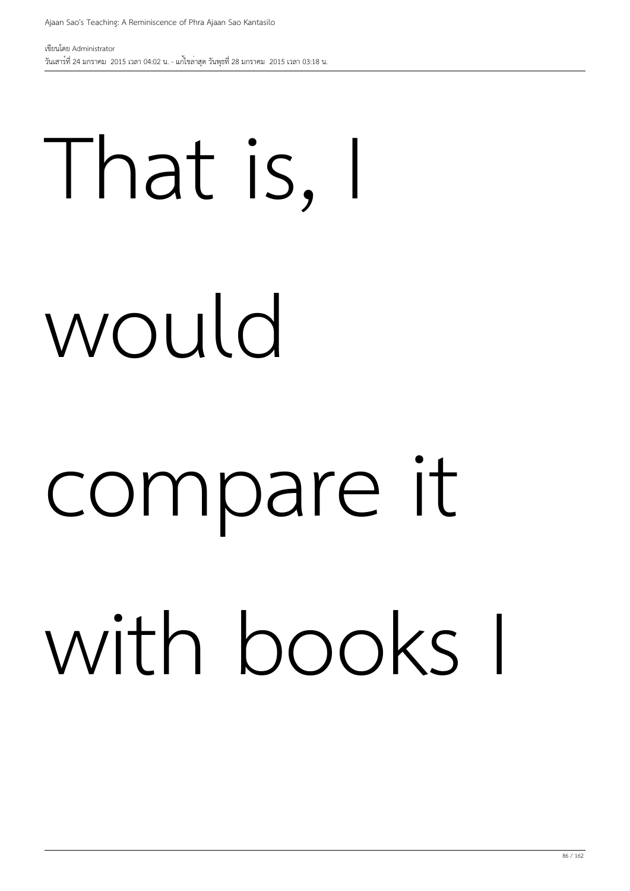That is, I would compare it with books I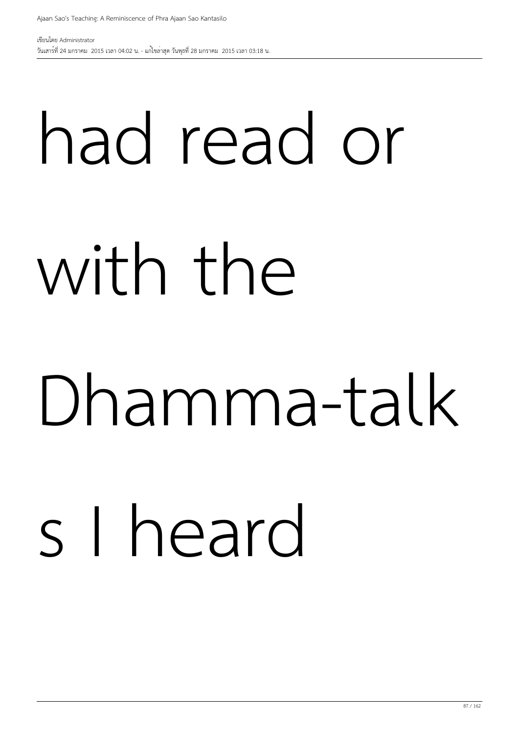had read or with the Dhamma-talks I heard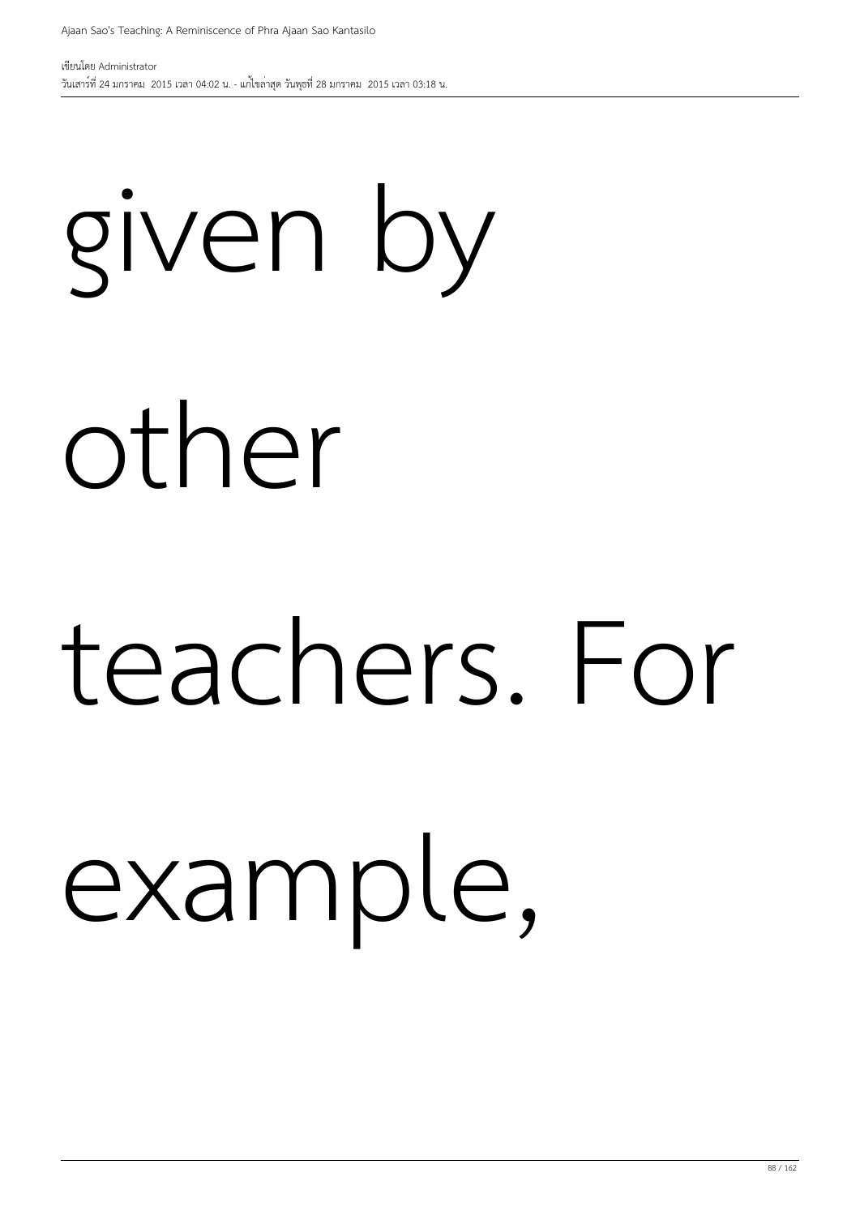given by other teachers. For example,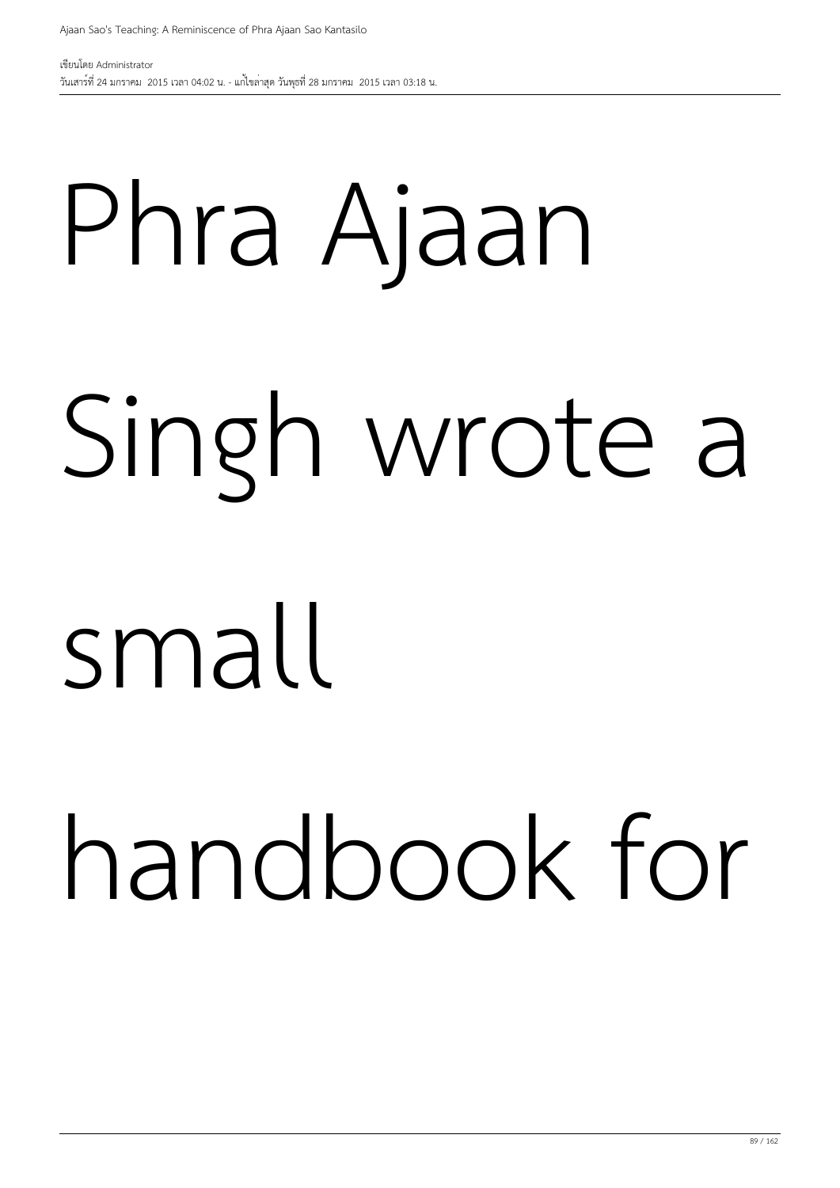Phra Ajaan Singh wrote a small handbook for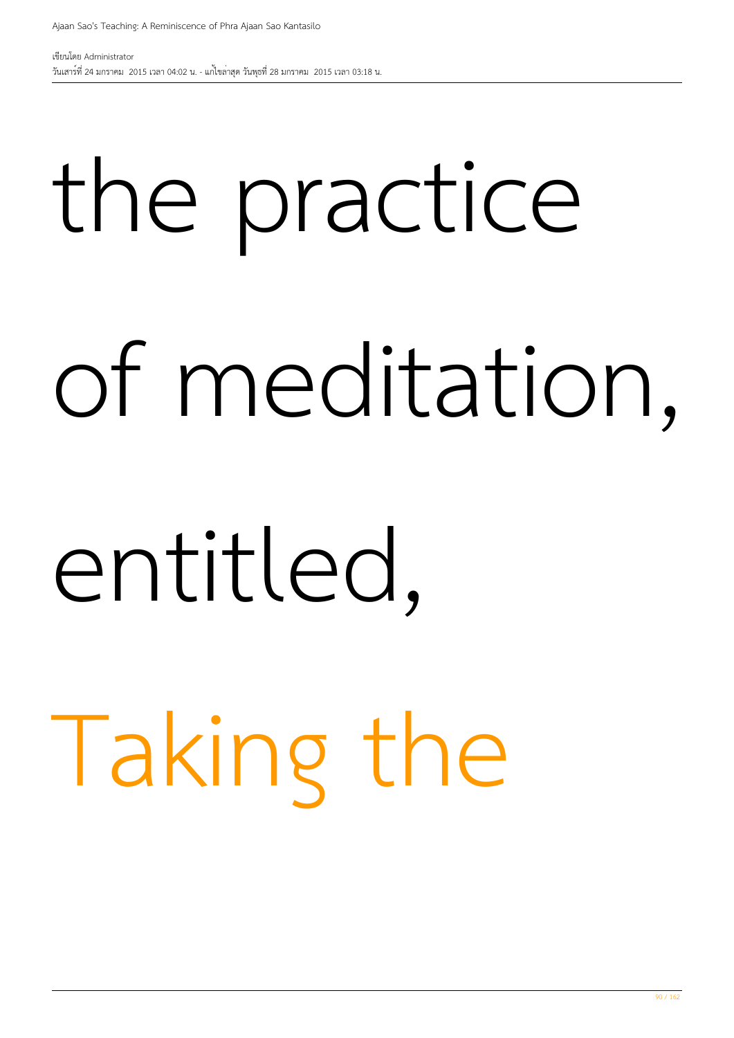the practice of meditation, entitled, Taking the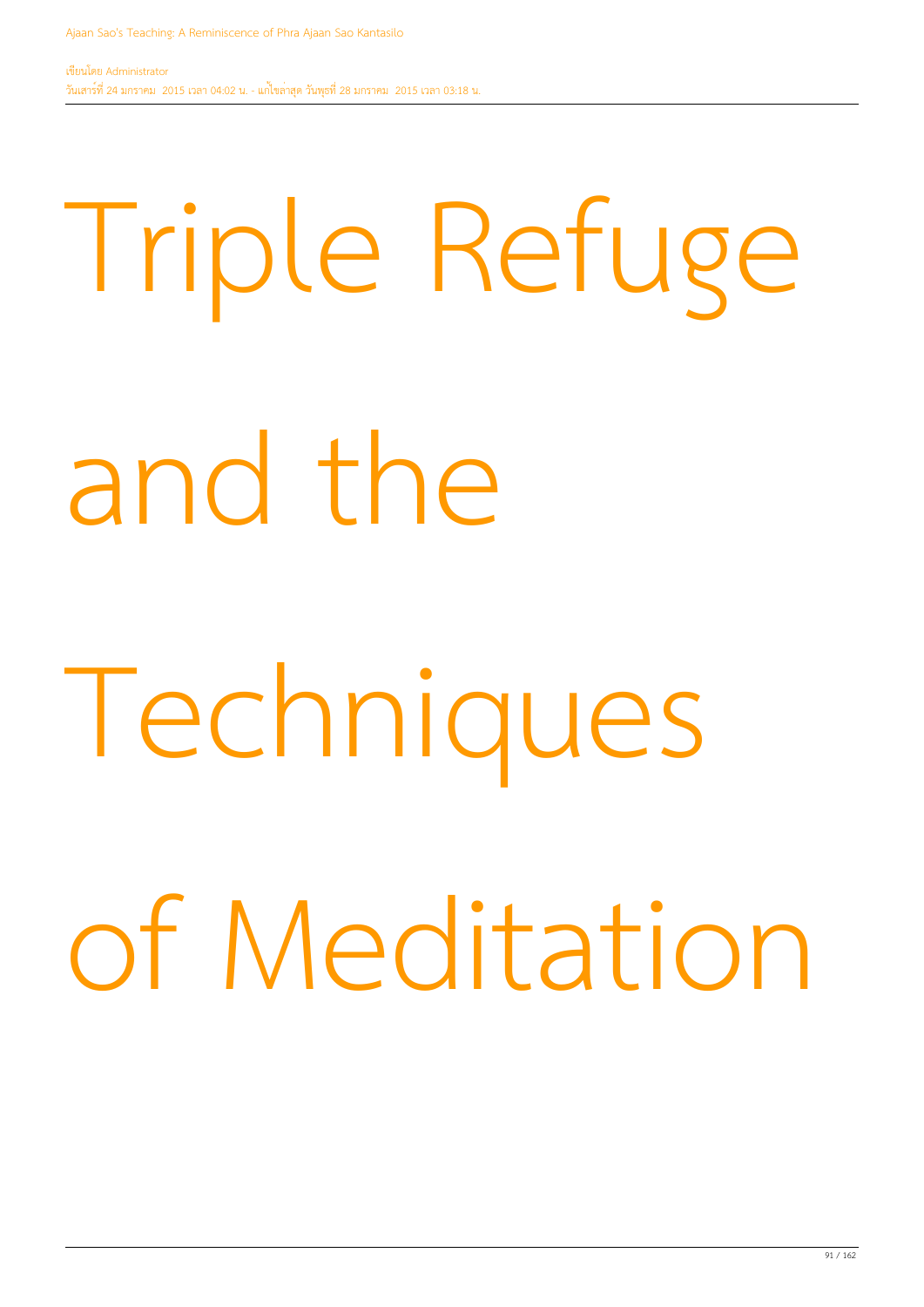# Triple Refuge and the Techniques of Meditation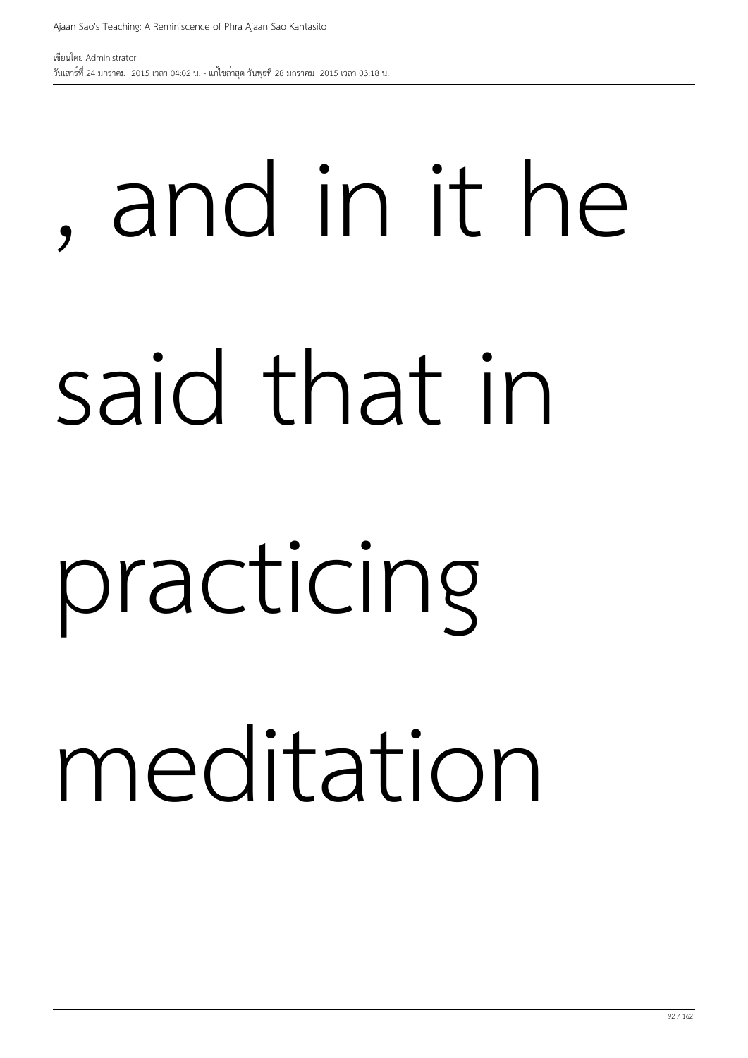, and in it he said that in practicing meditation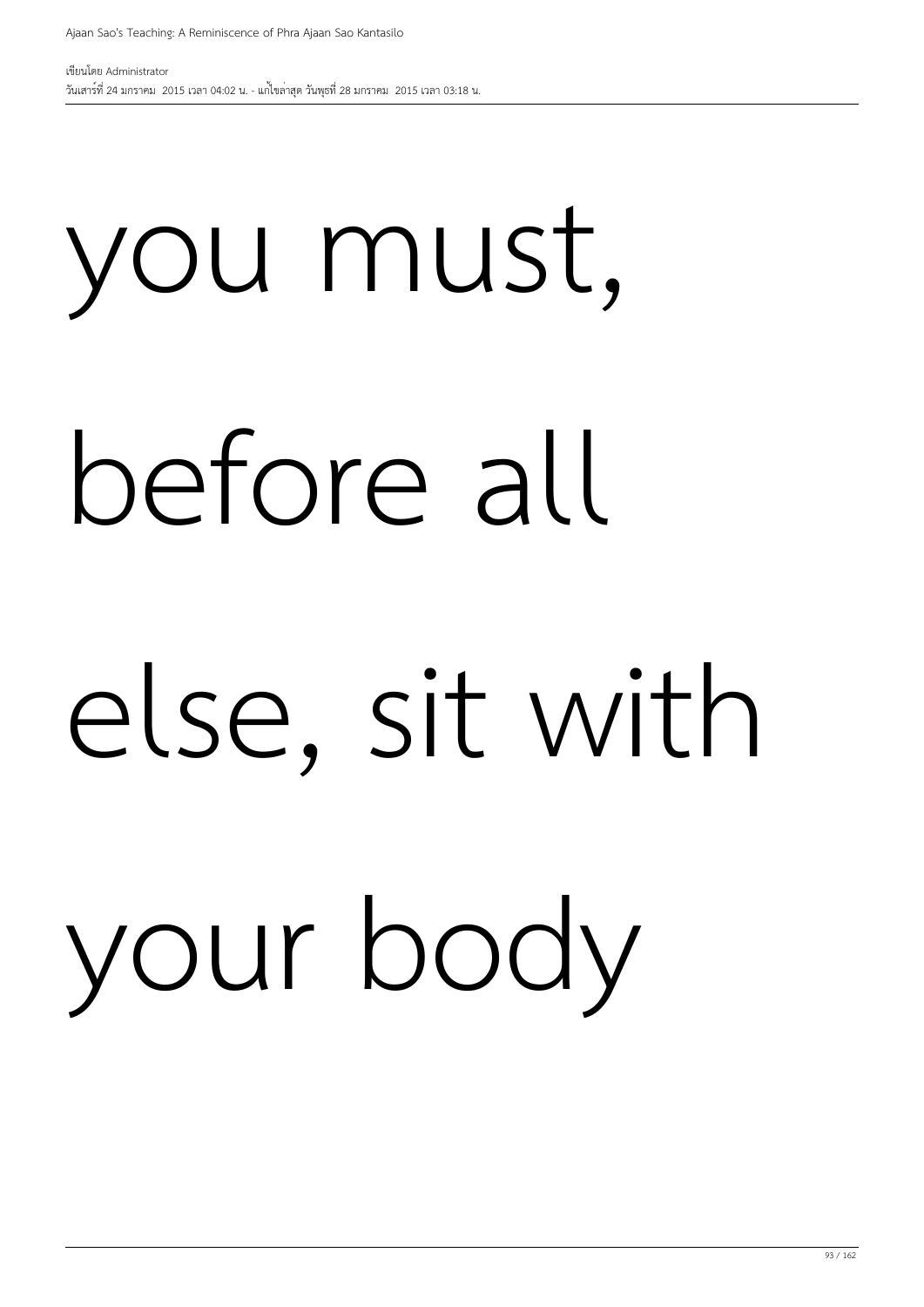you must, before all else, sit with your body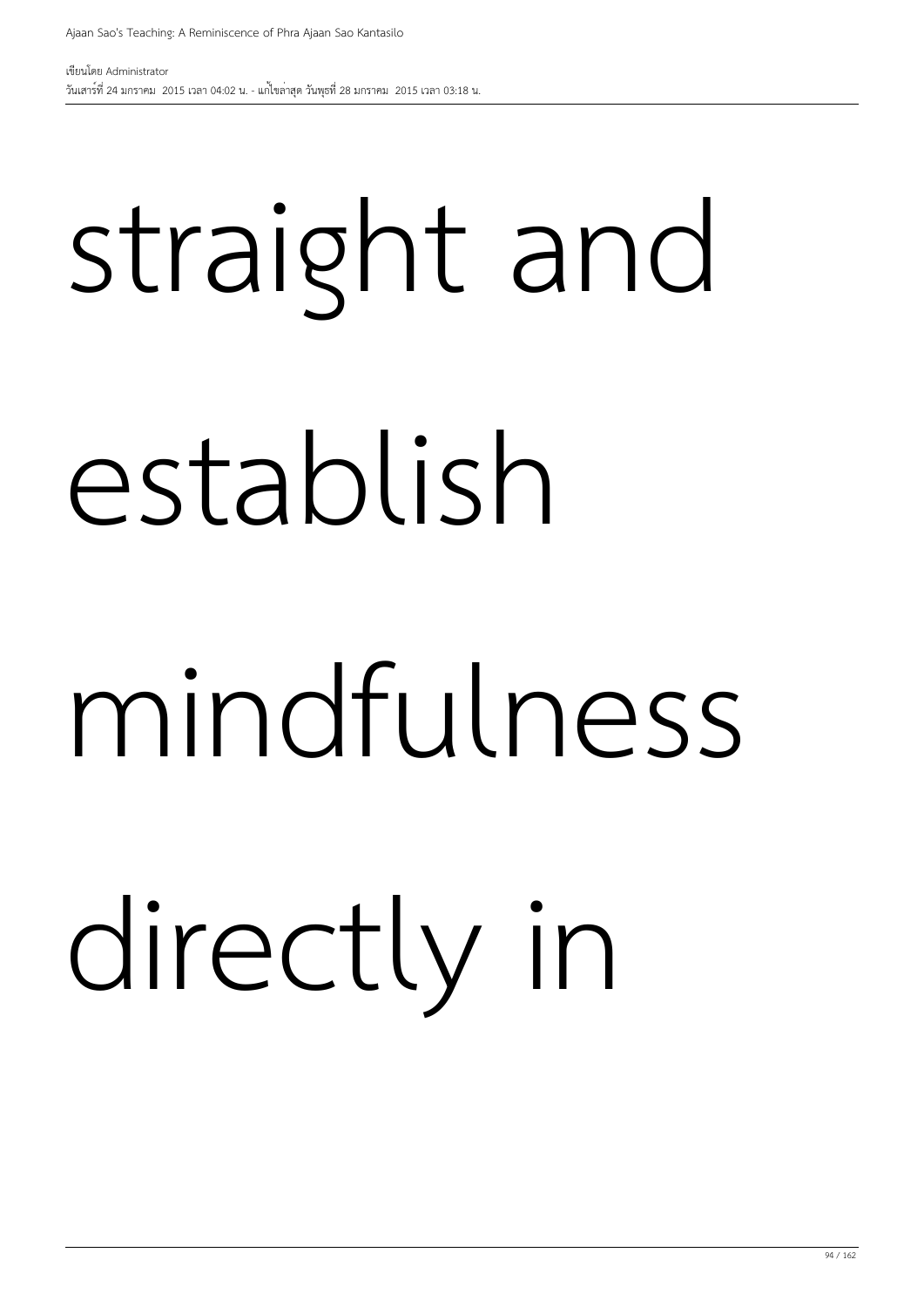straight and

establish

mindfulness

directly in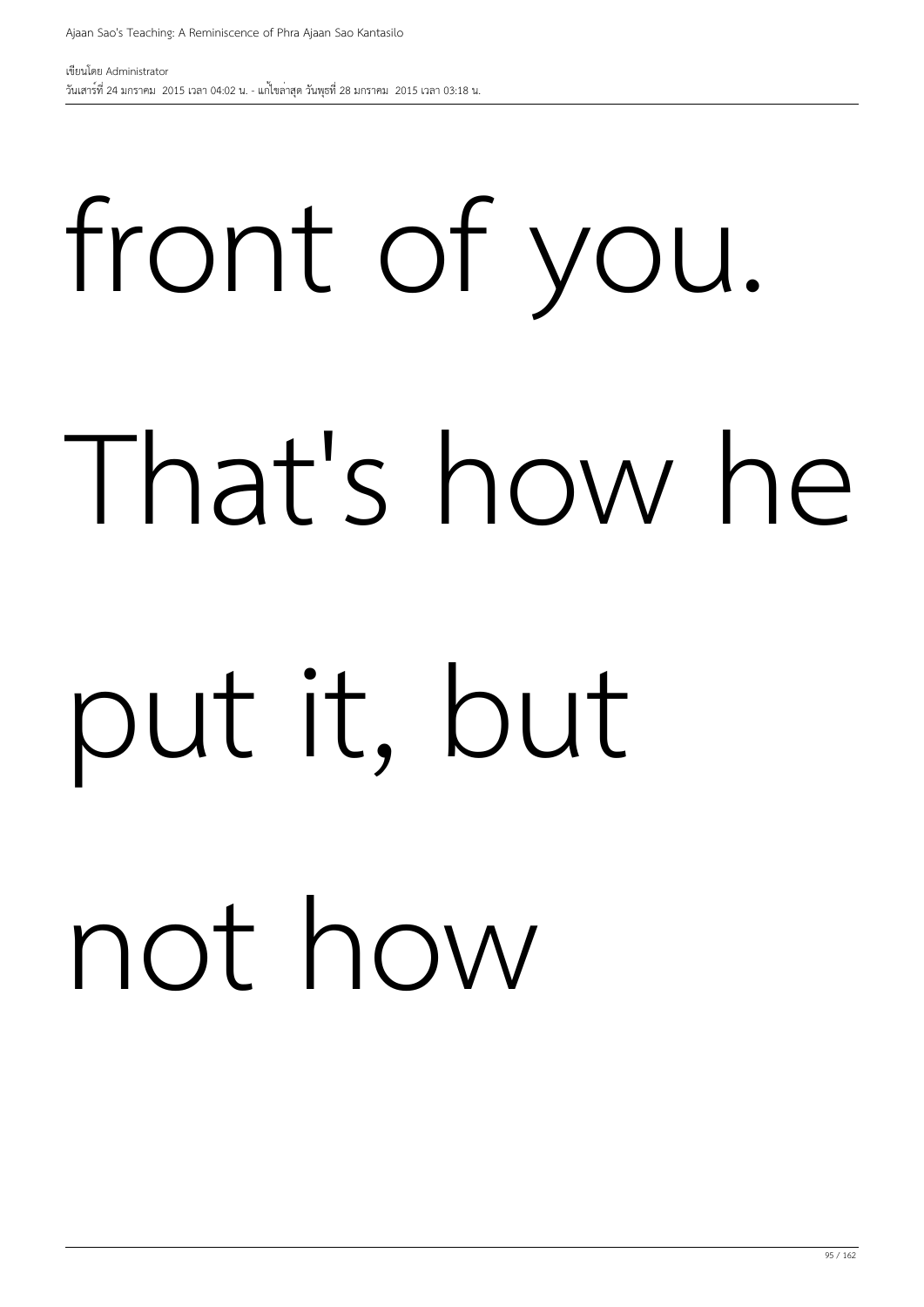front of you. That's how he put it, but not how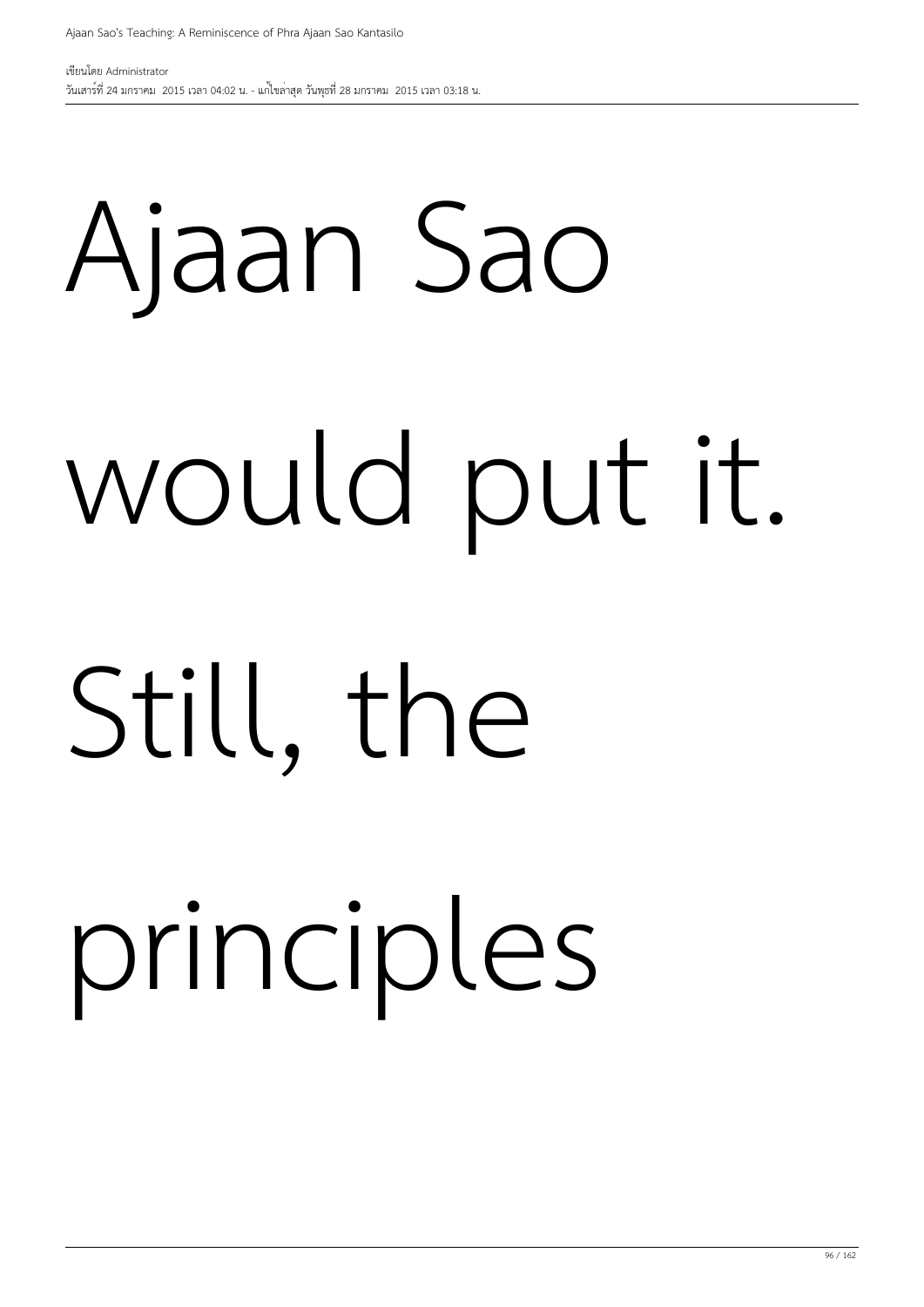Ajaan Sao would put it. Still, the principles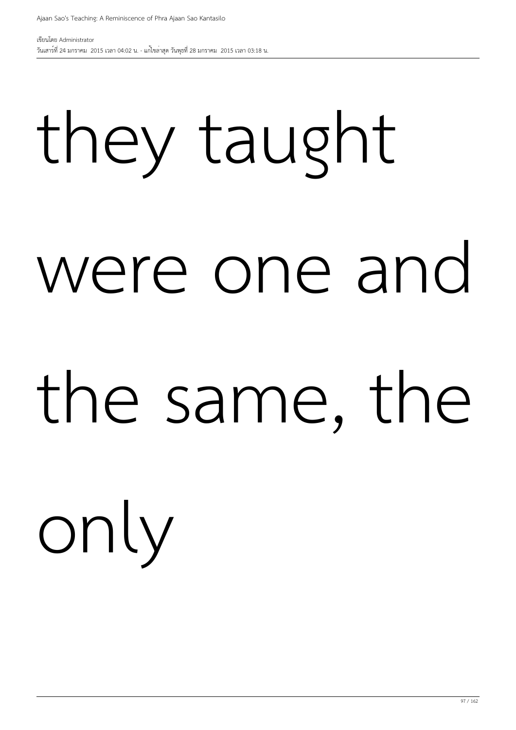they taught were one and the same, the only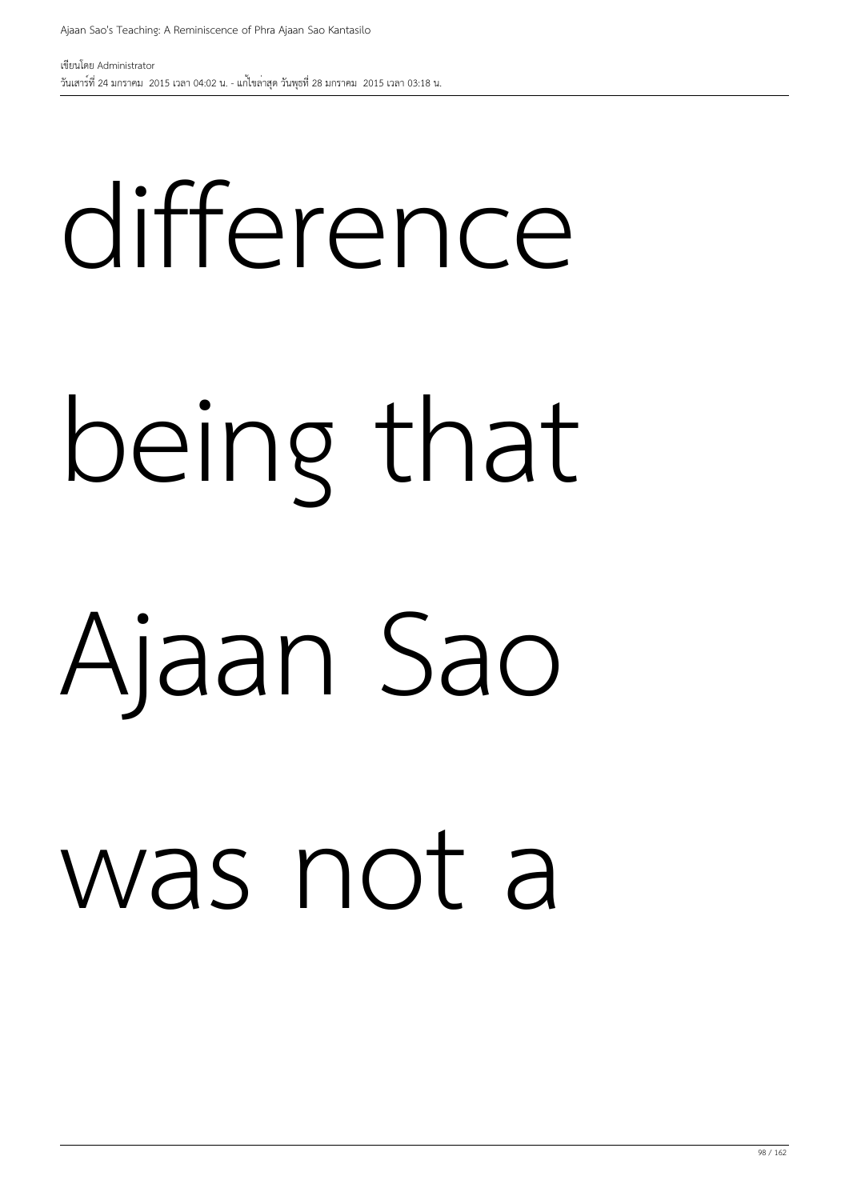difference being that Ajaan Sao was not a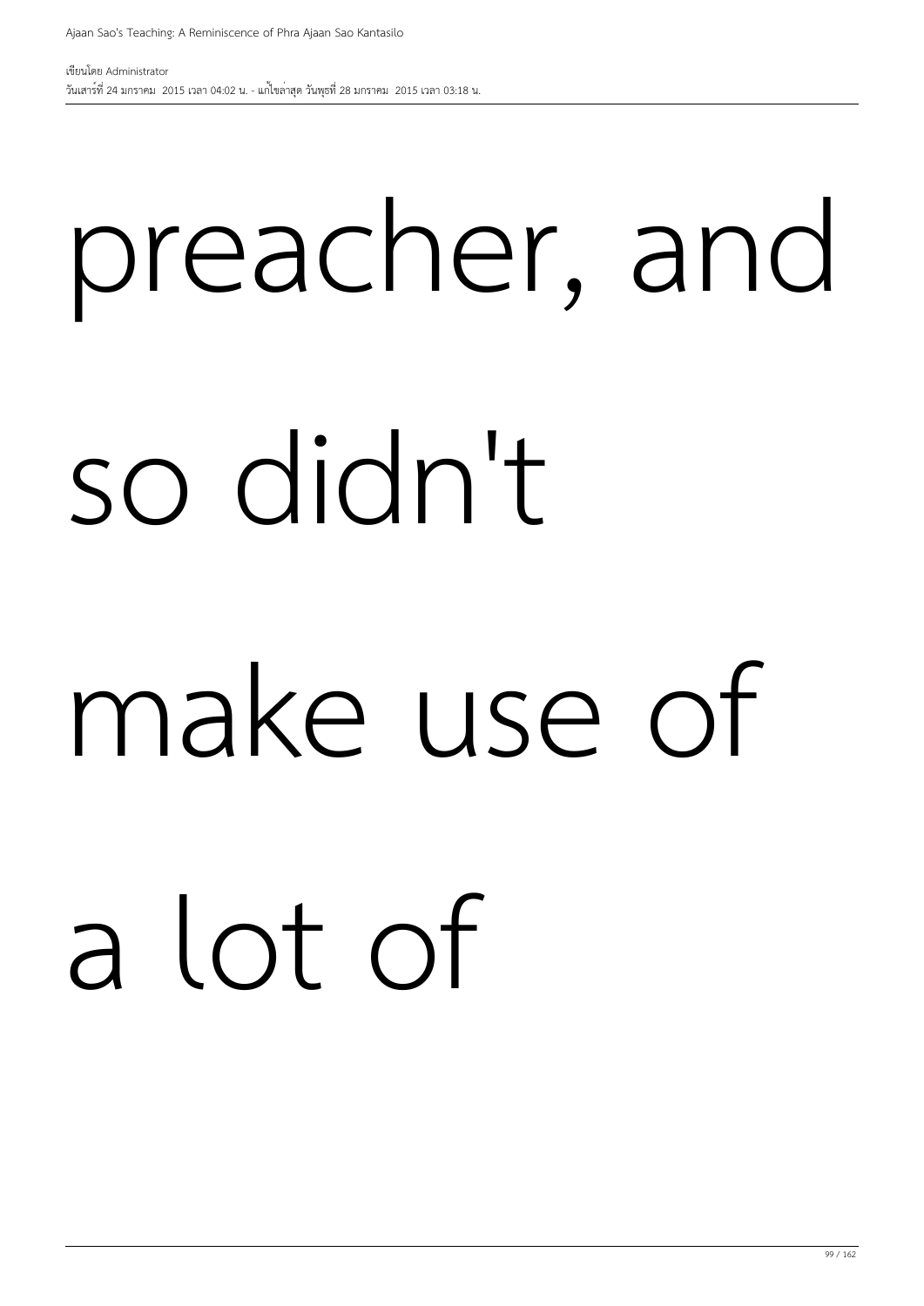preacher, and so didn't make use of a lot of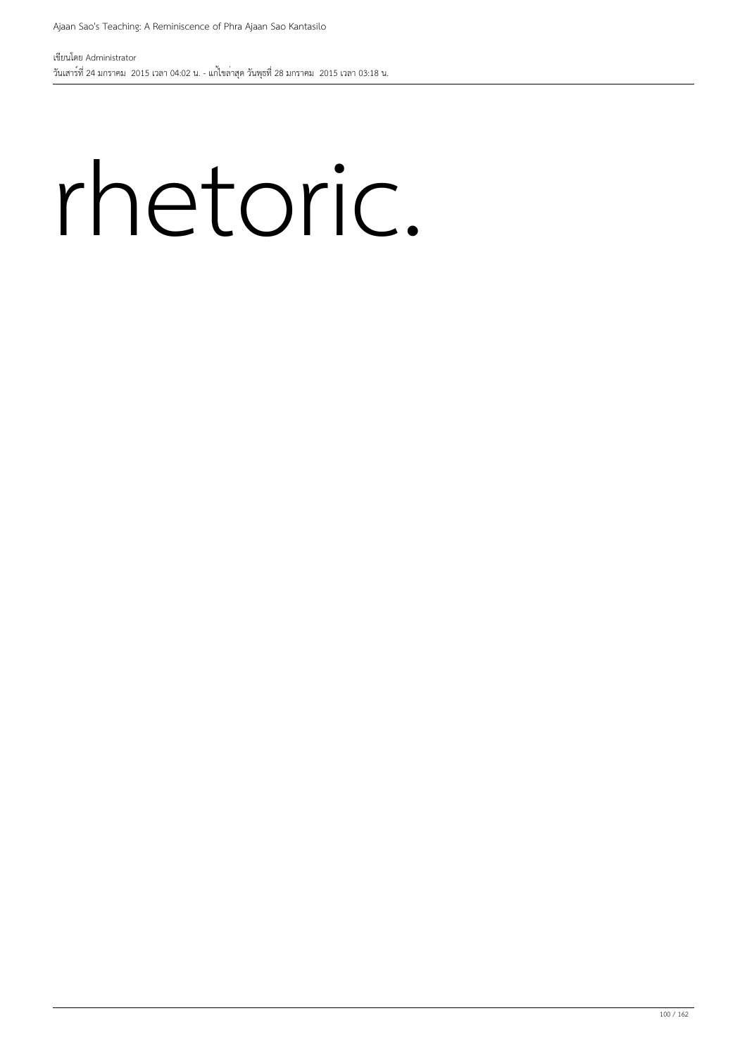rhetoric.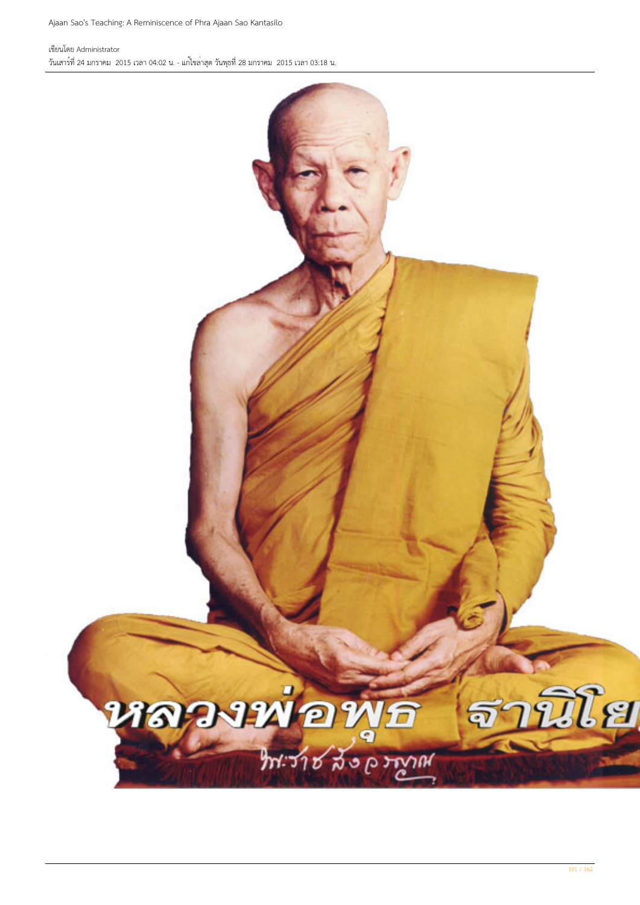หลวงพ่อพุธ ฐานิโย

พระราชสังวรญาณ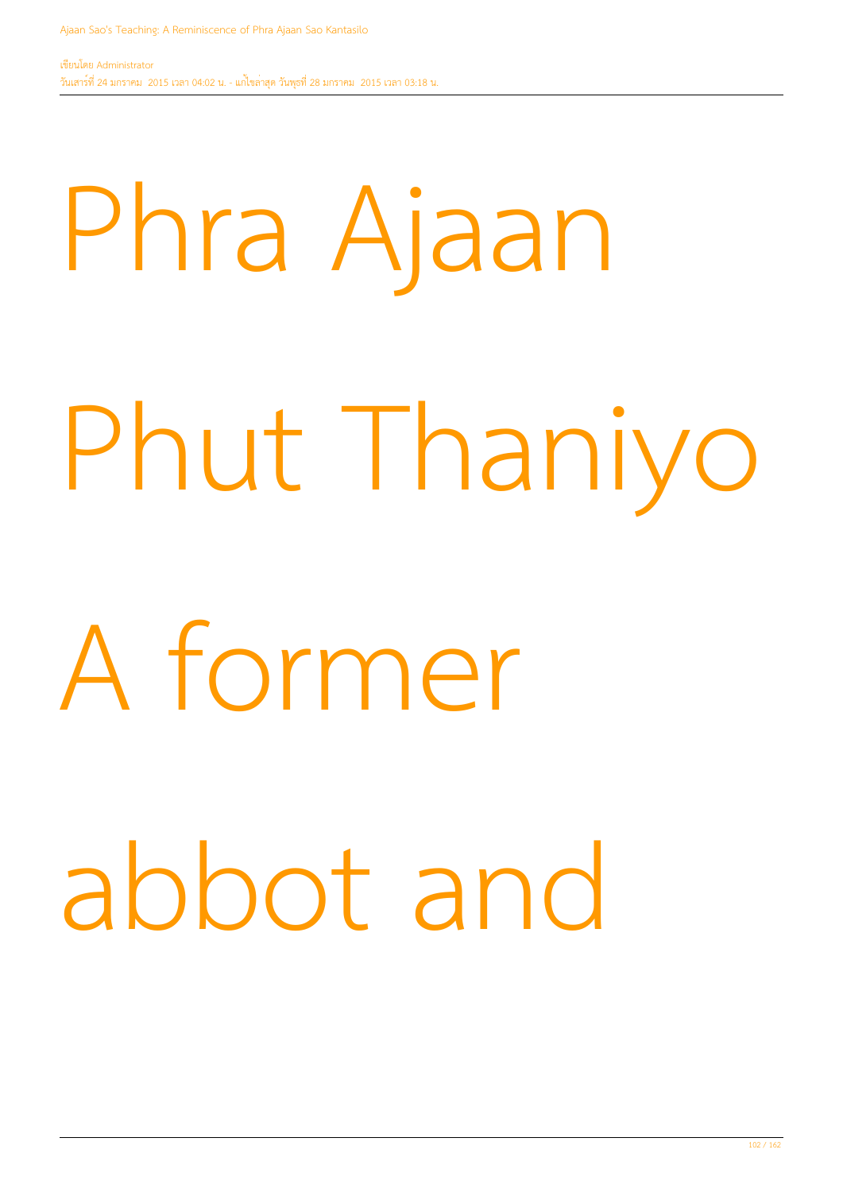# Phra Ajaan Phut Thaniyo A former abbot and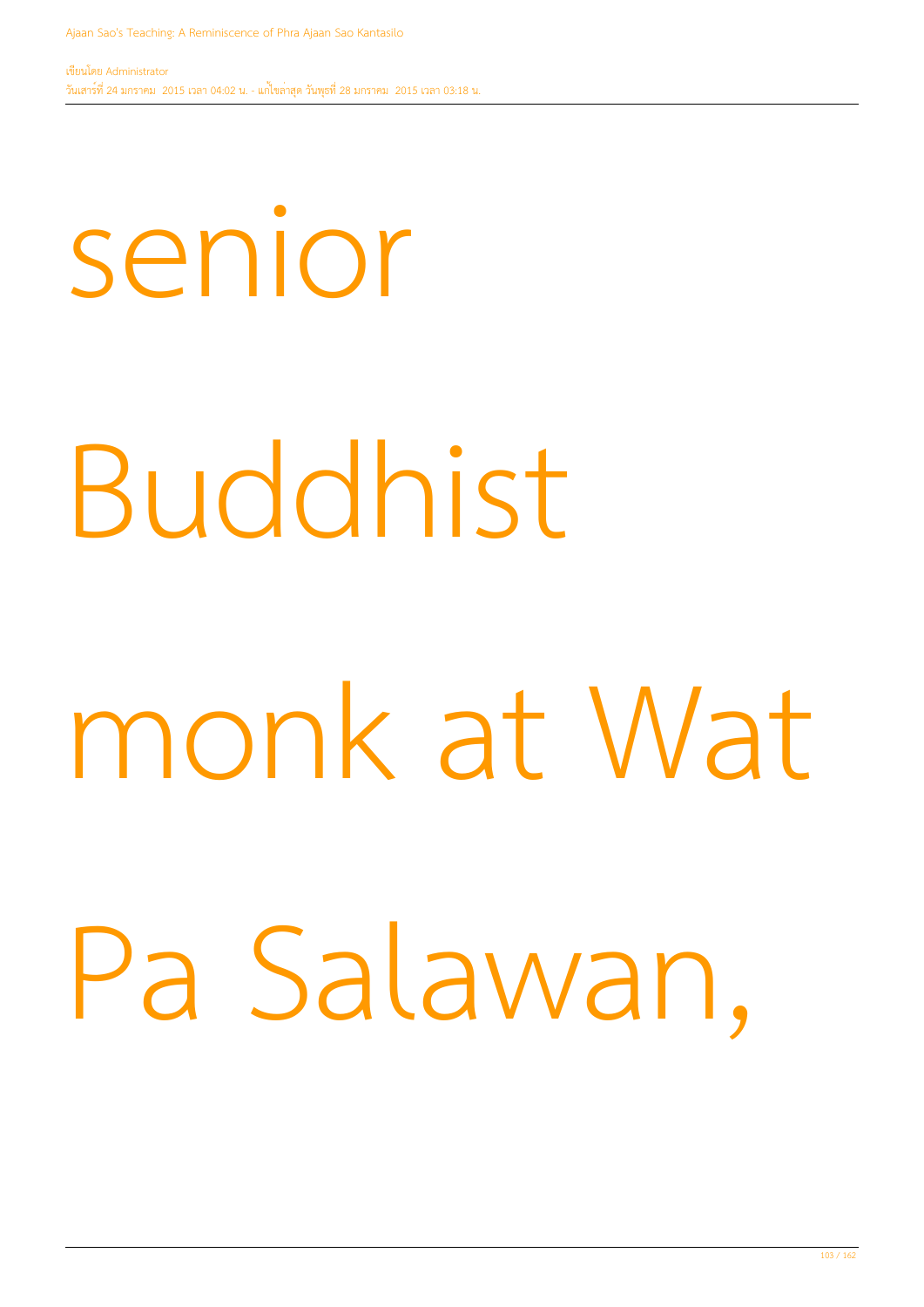senior Buddhist monk at Wat Pa Salawan,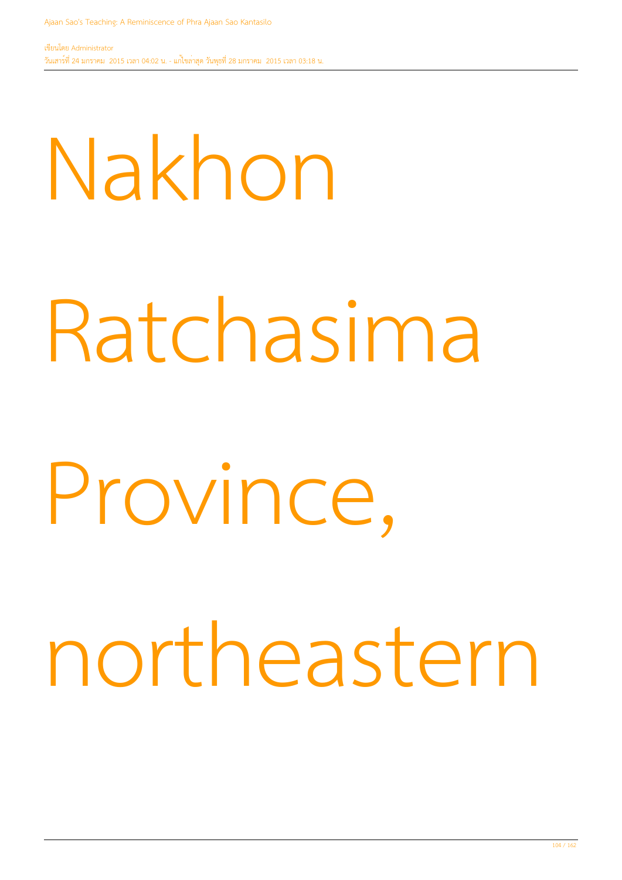Nakhon Ratchasima Province, northeastern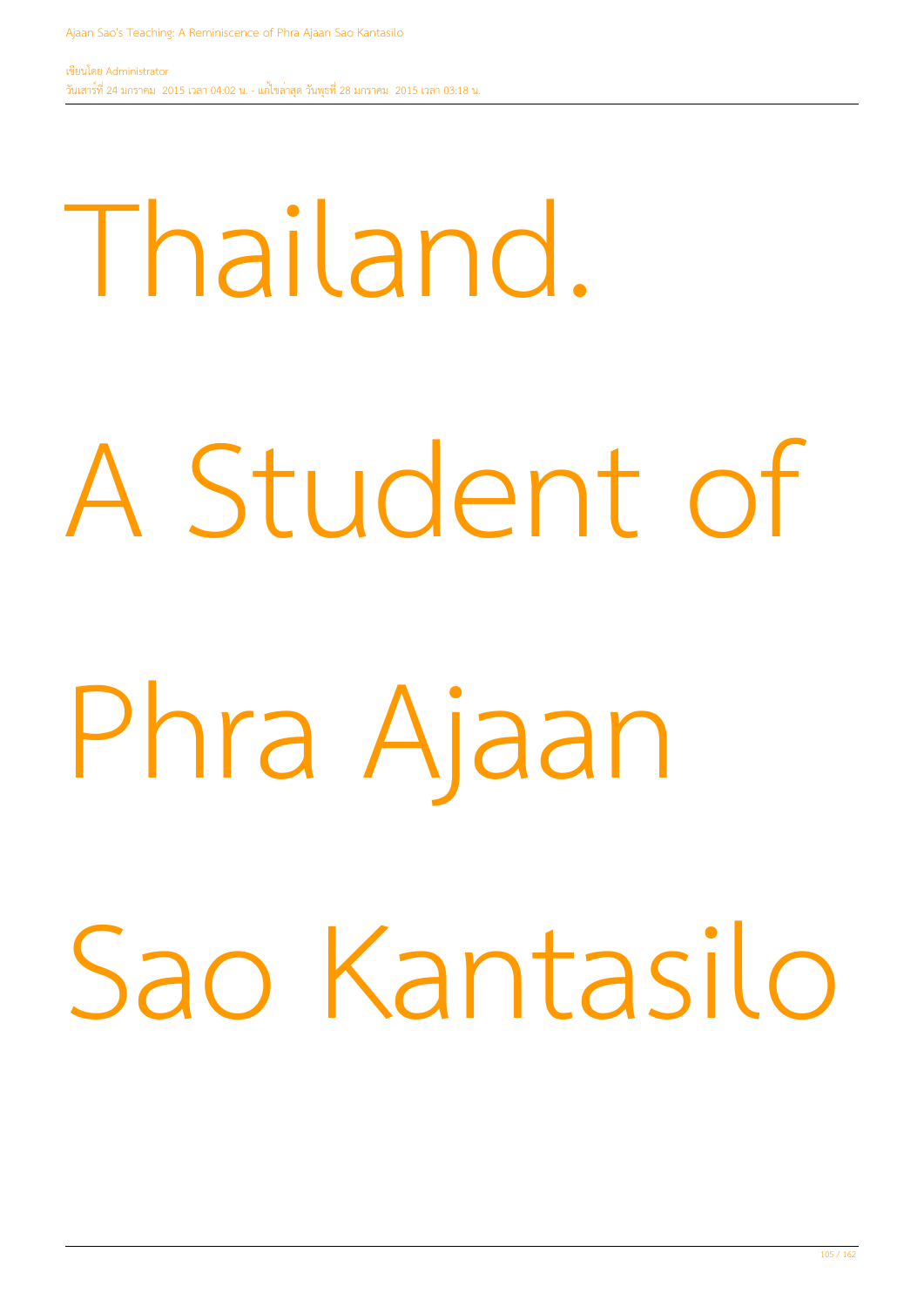# Thailand.

# A Student of Phra Ajaan Sao Kantasilo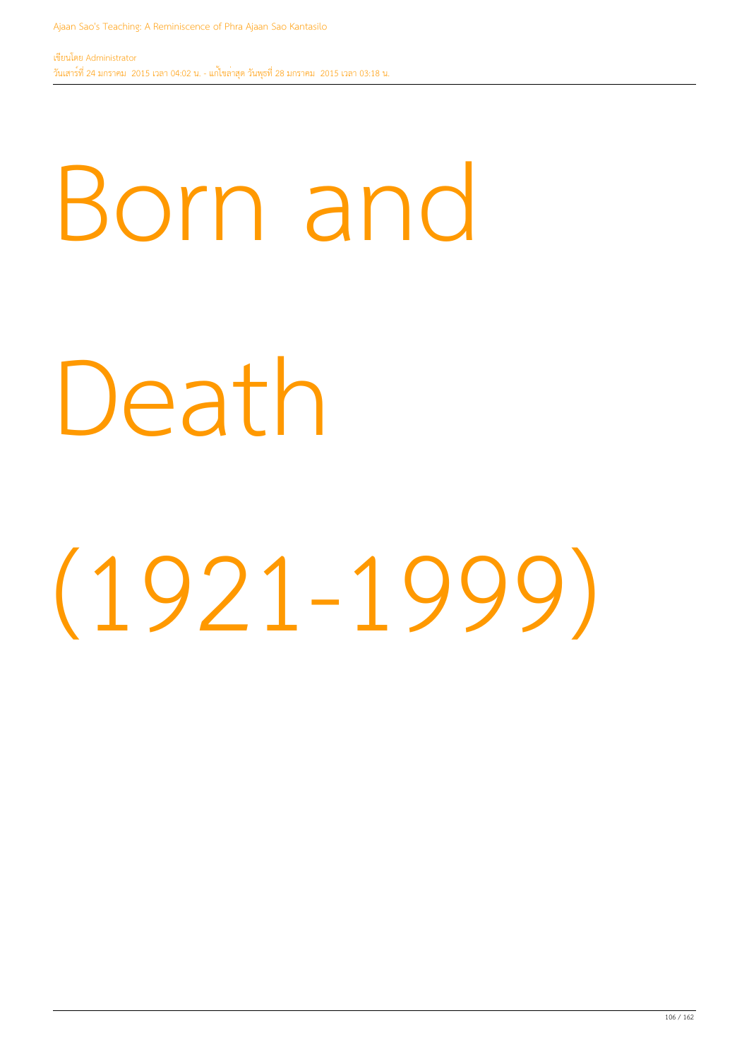# Born and Death (1921-1999)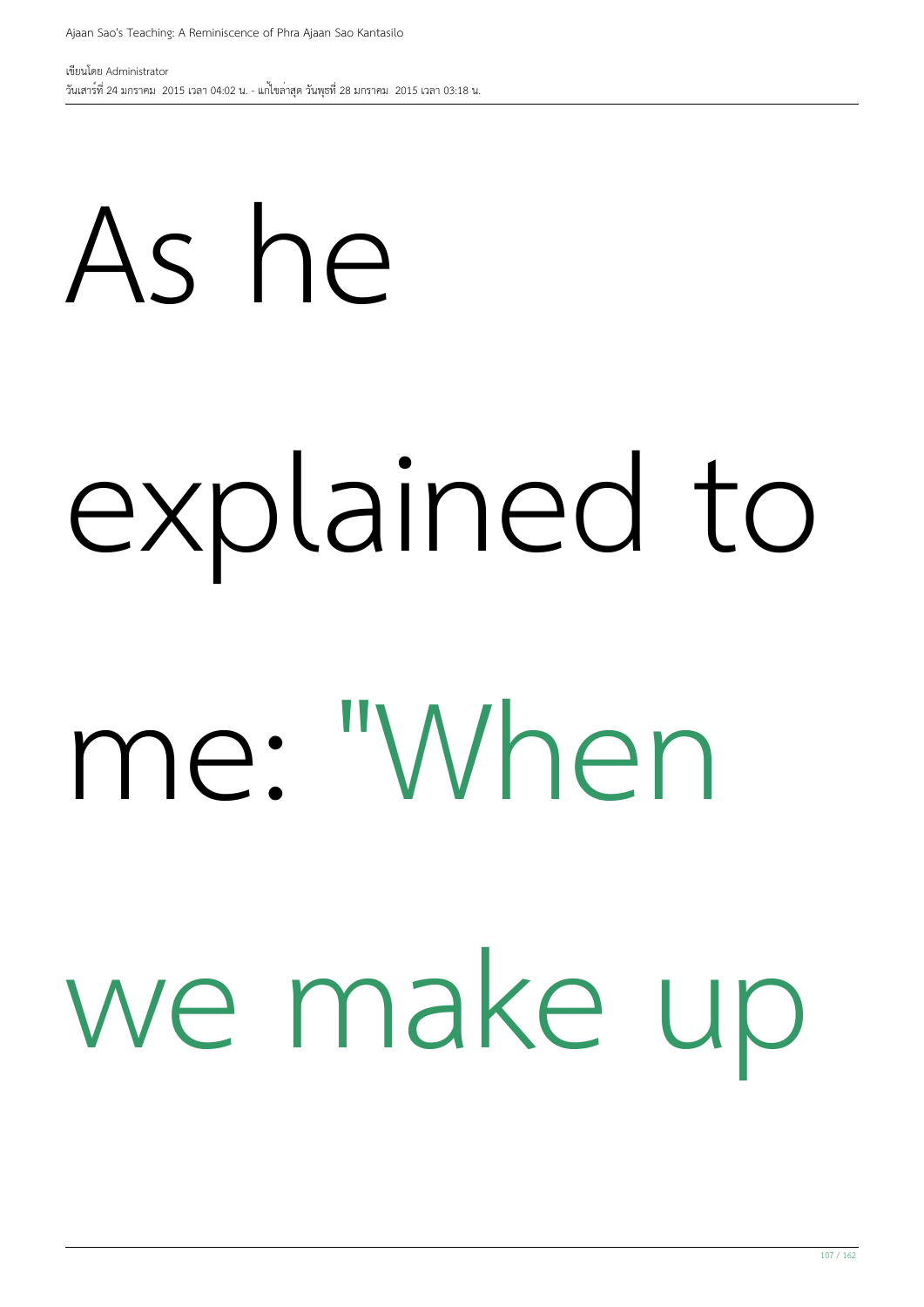As he explained to me: "When we make up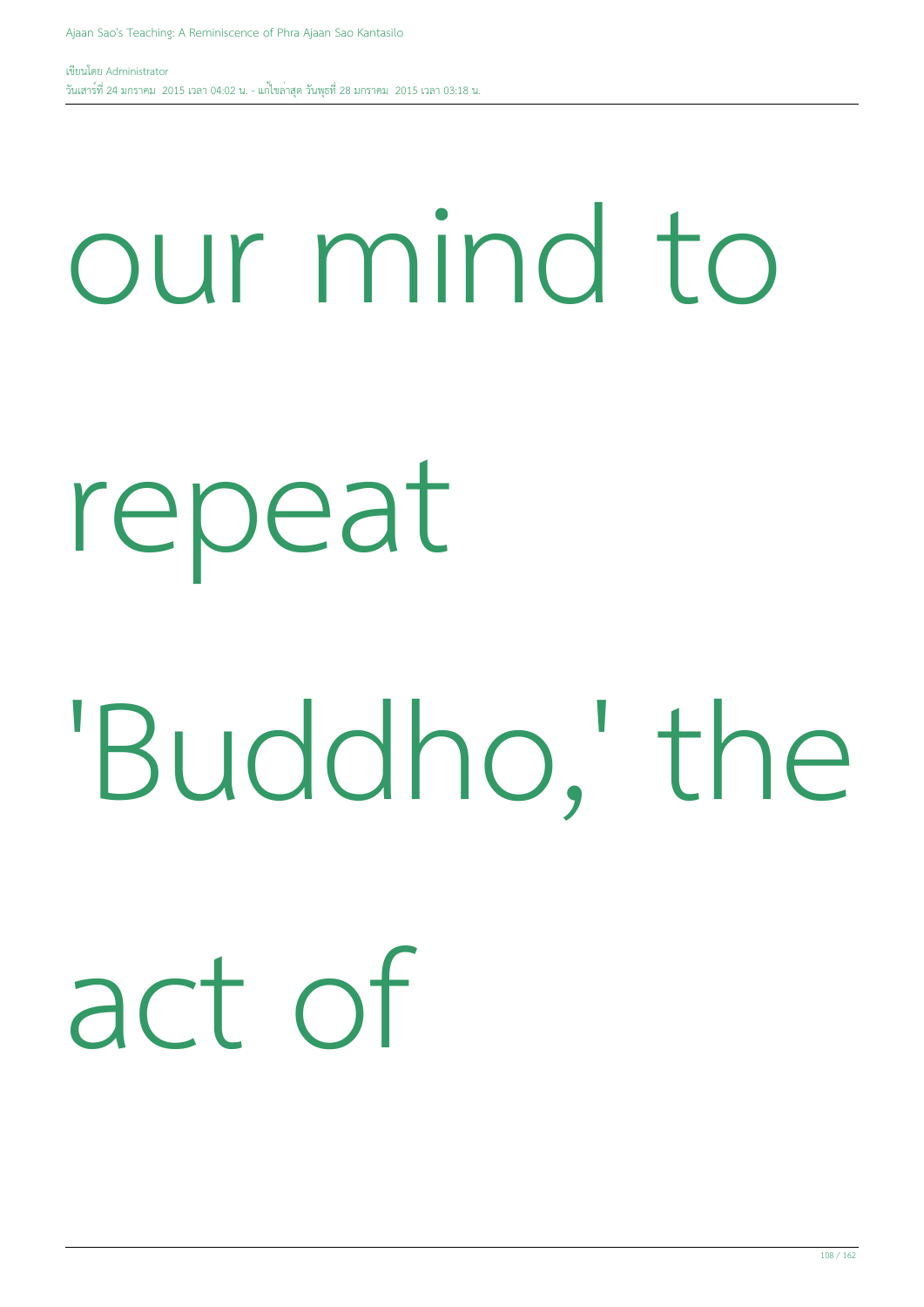our mind to repeat 'Buddho,' the act of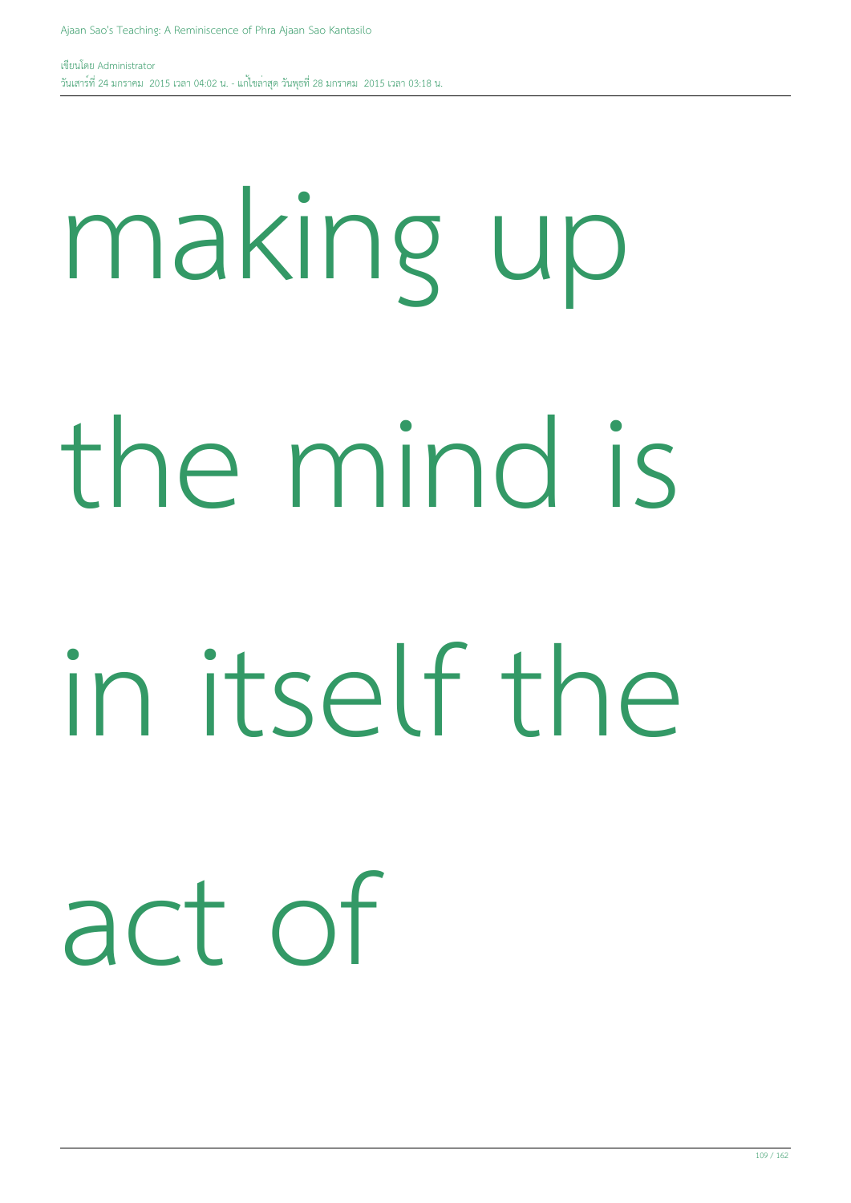making up the mind is in itself the act of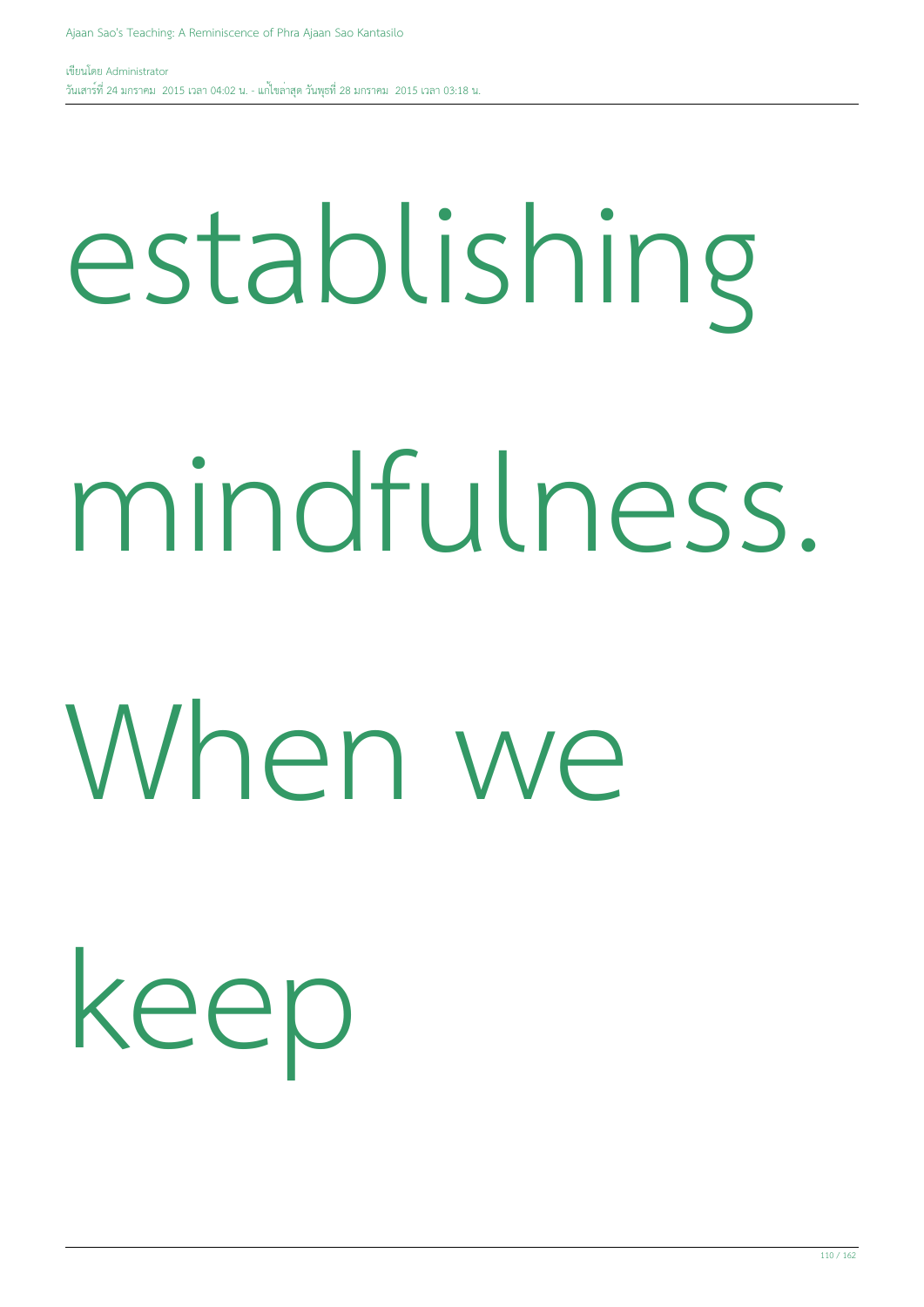establishing mindfulness. When we keep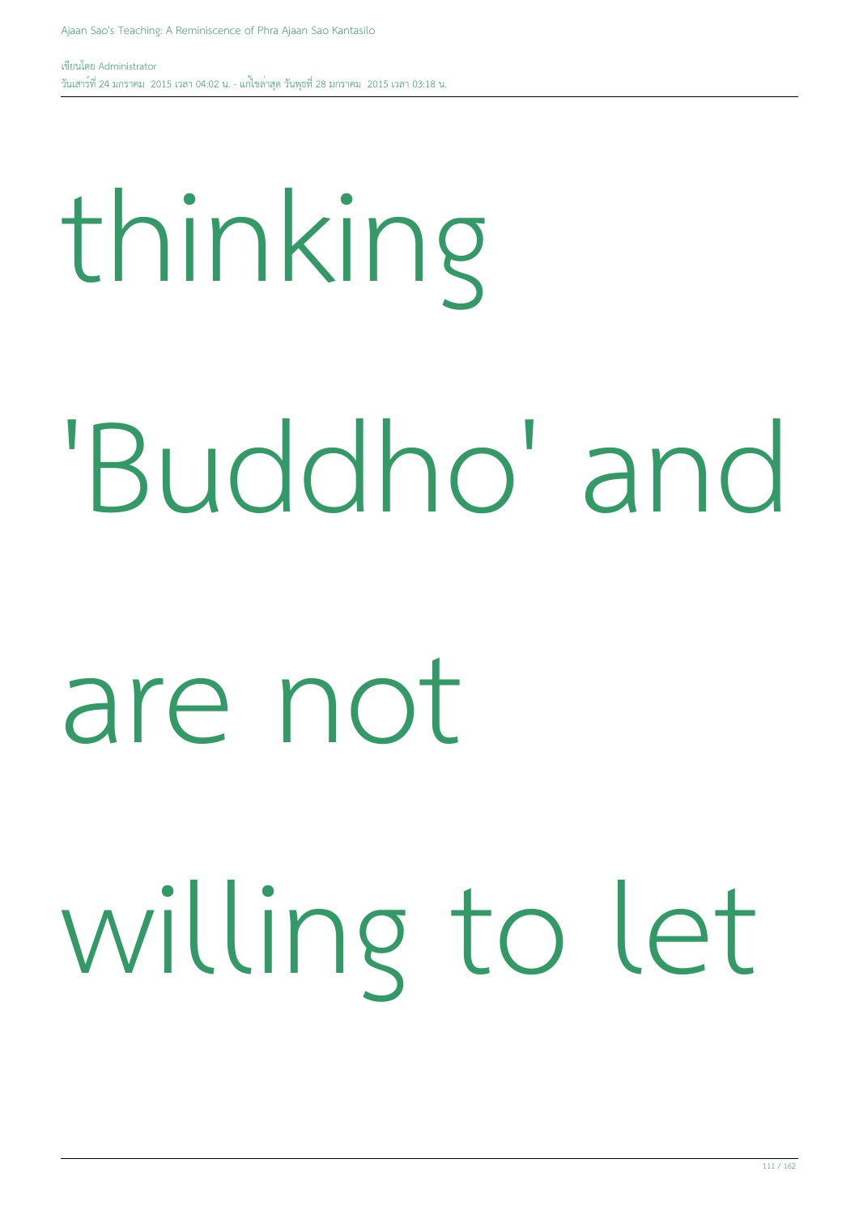thinking 'Buddho' and are not willing to let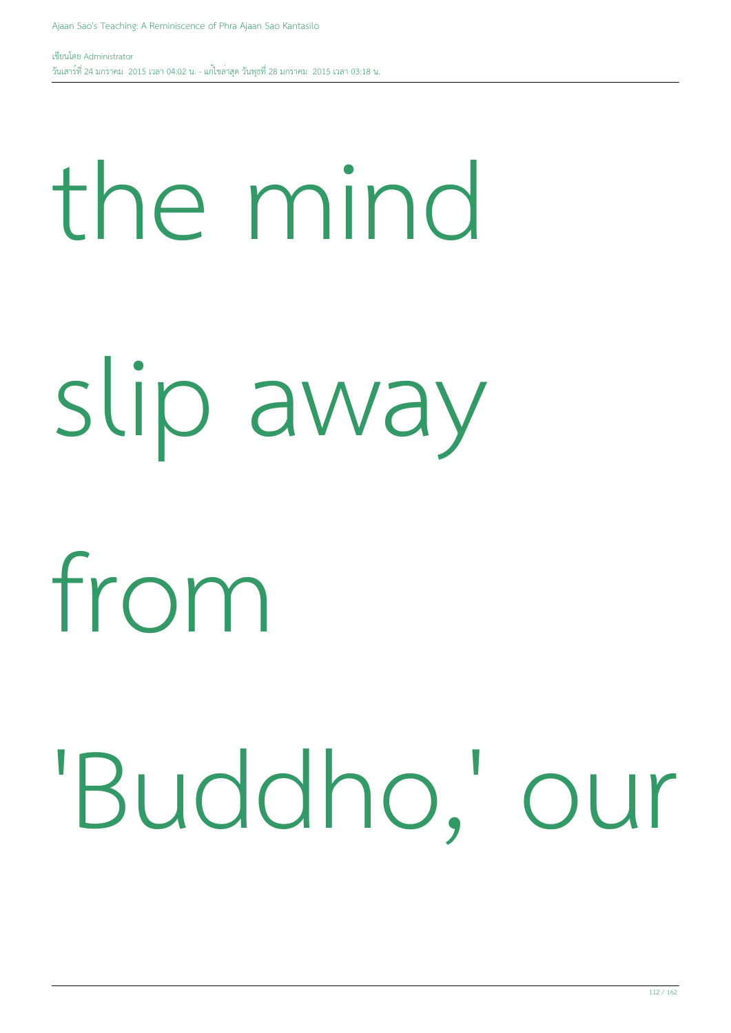the mind

slip away

from

'Buddho,' our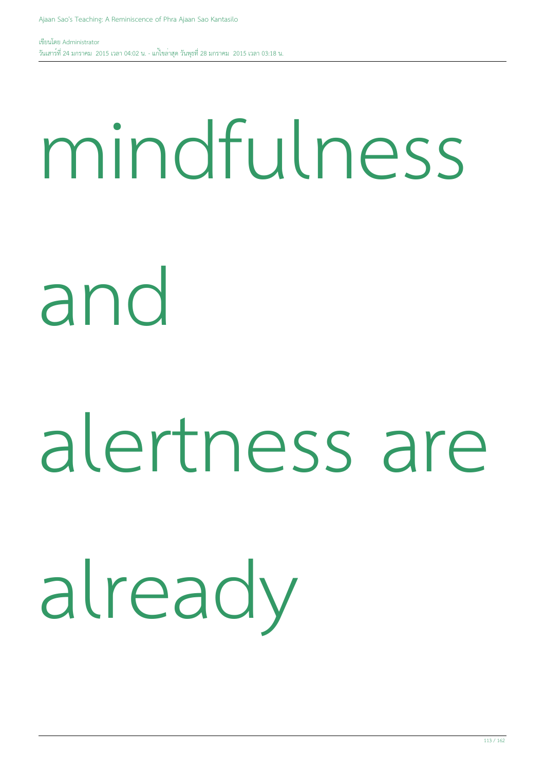mindfulness

and

alertness are

already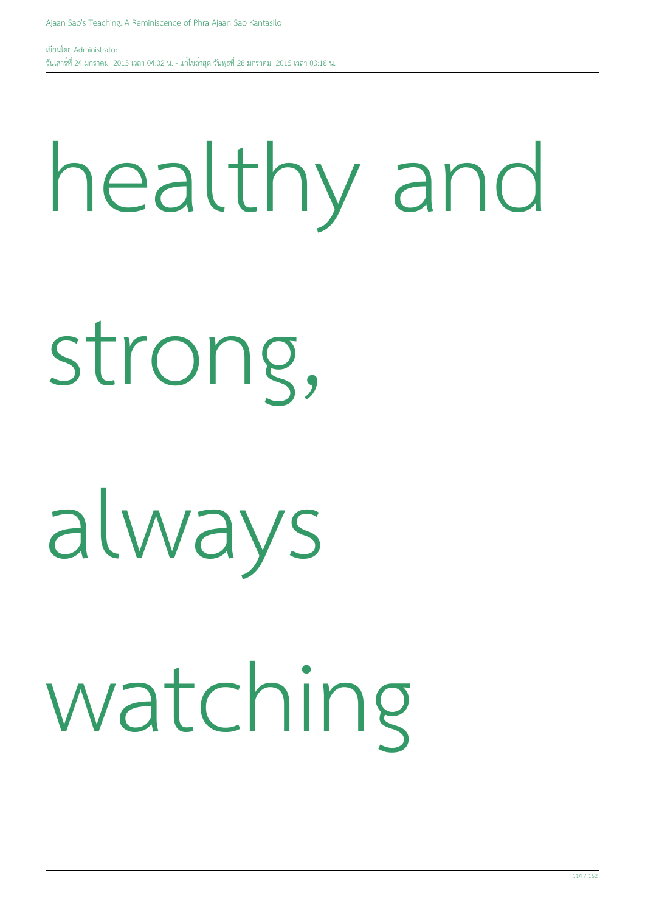healthy and

strong,

always

watching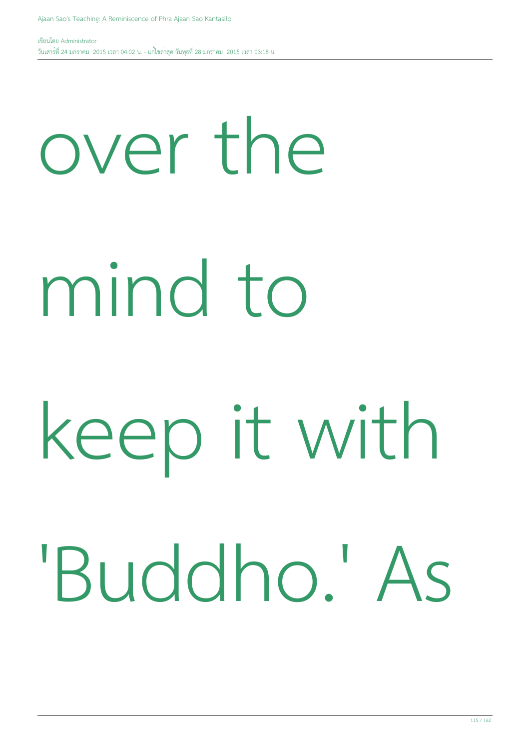over the mind to keep it with 'Buddho.' As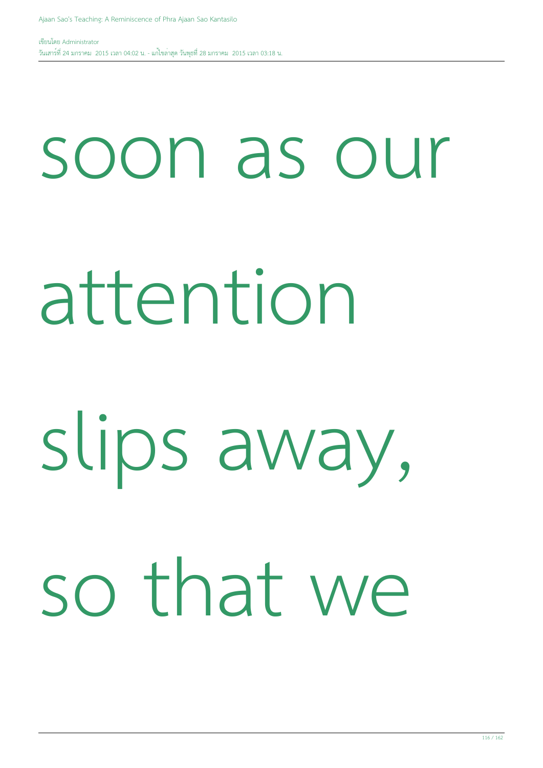soon as our attention slips away, so that we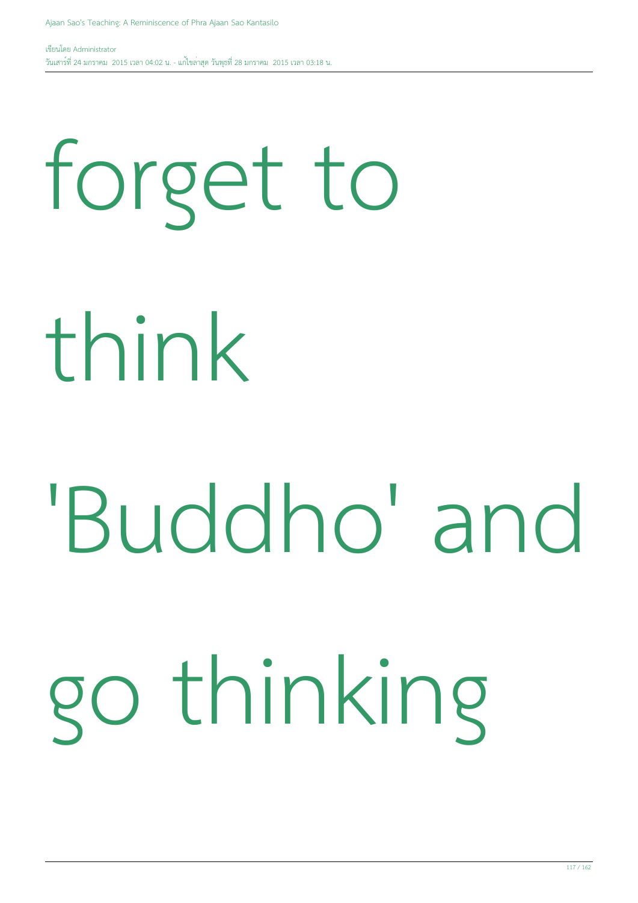forget to think 'Buddho' and go thinking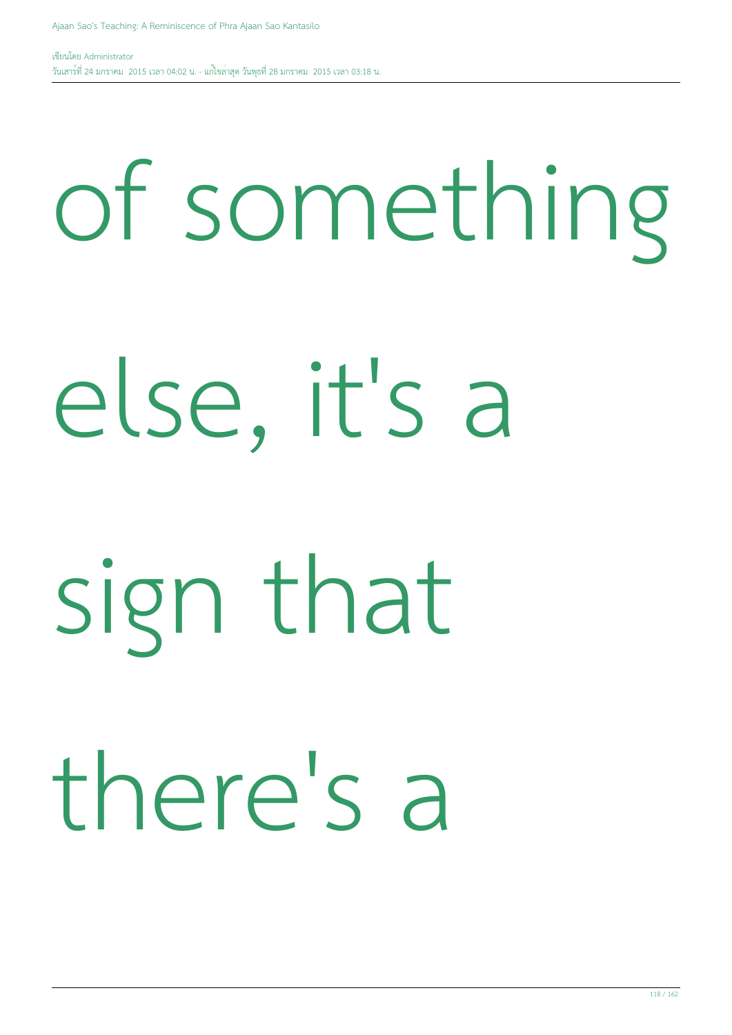of something else, it's a sign that there's a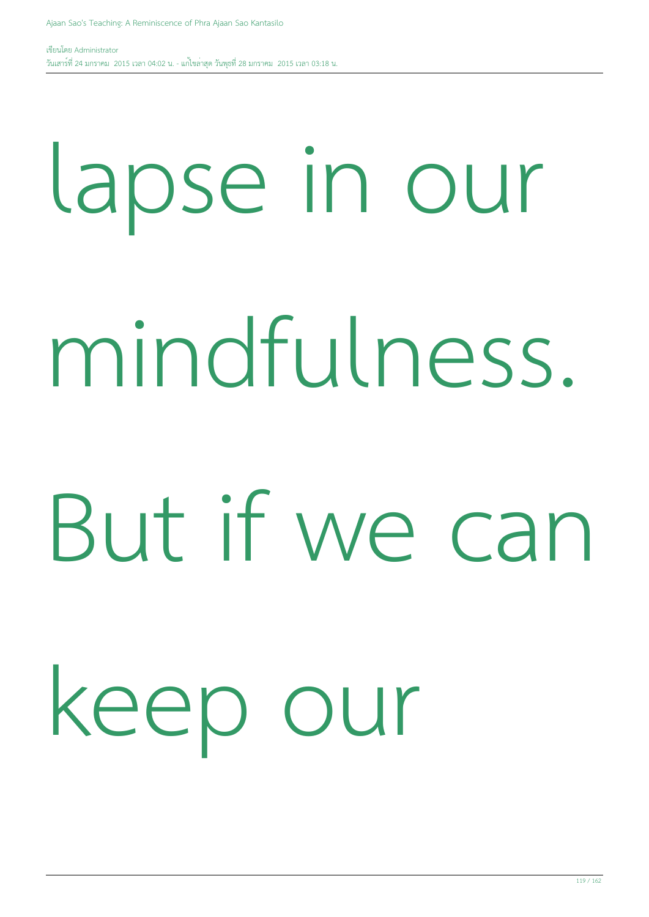lapse in our mindfulness. But if we can keep our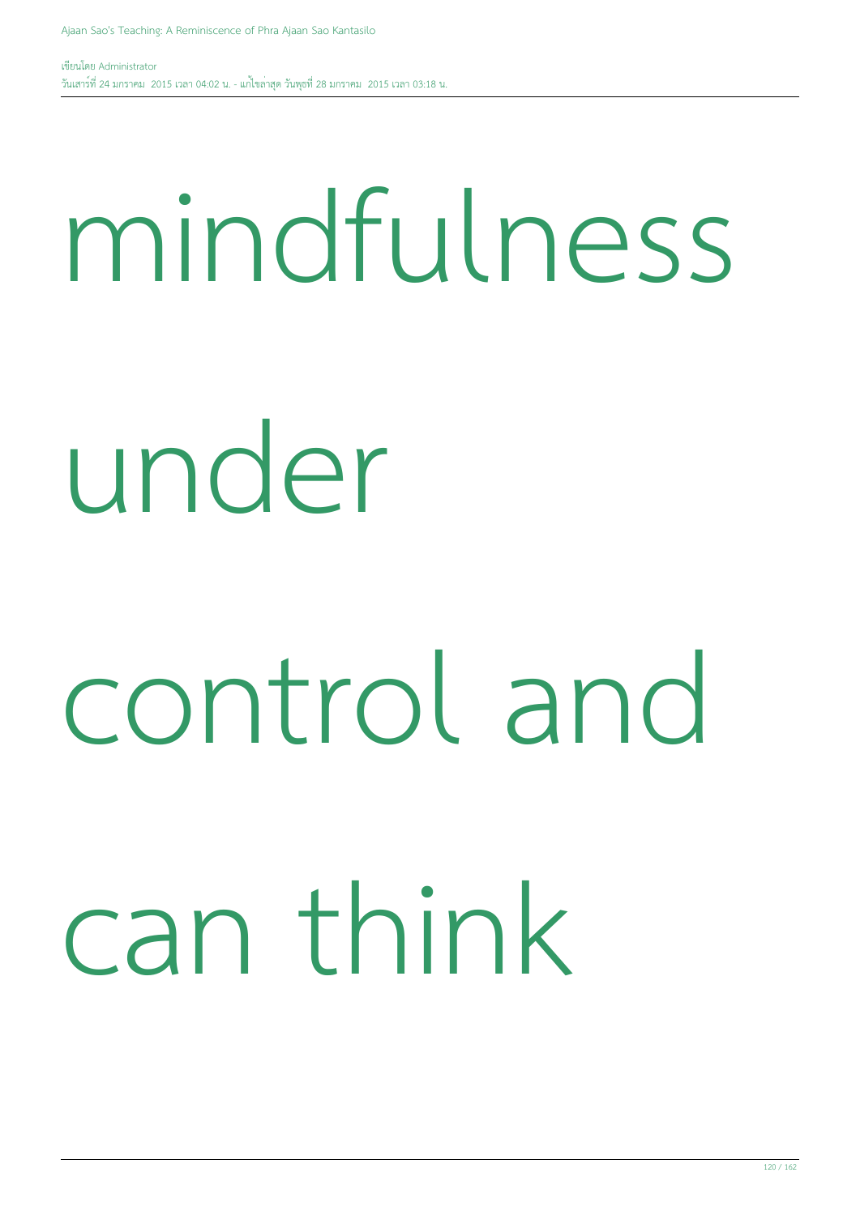mindfulness under control and can think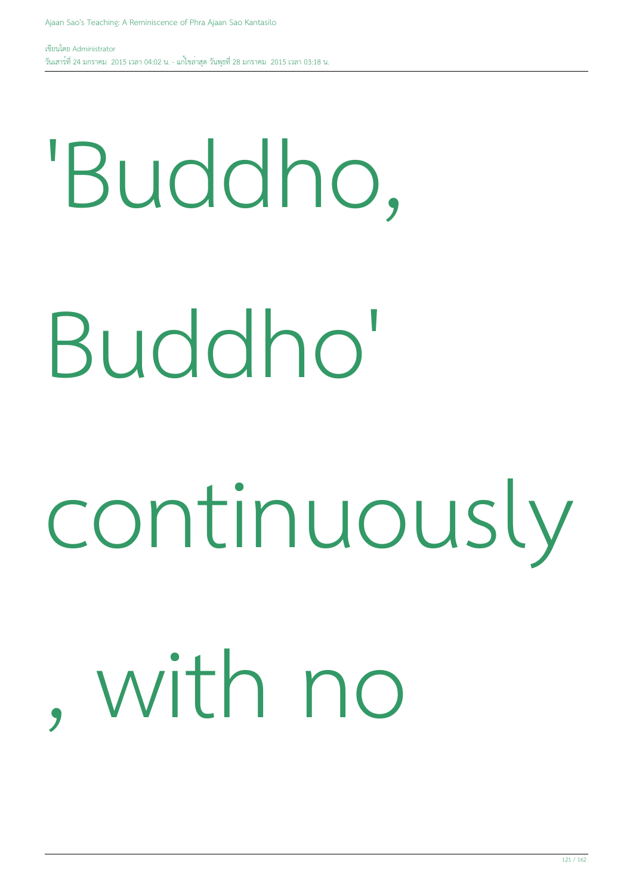'Buddho, Buddho' continuously, with no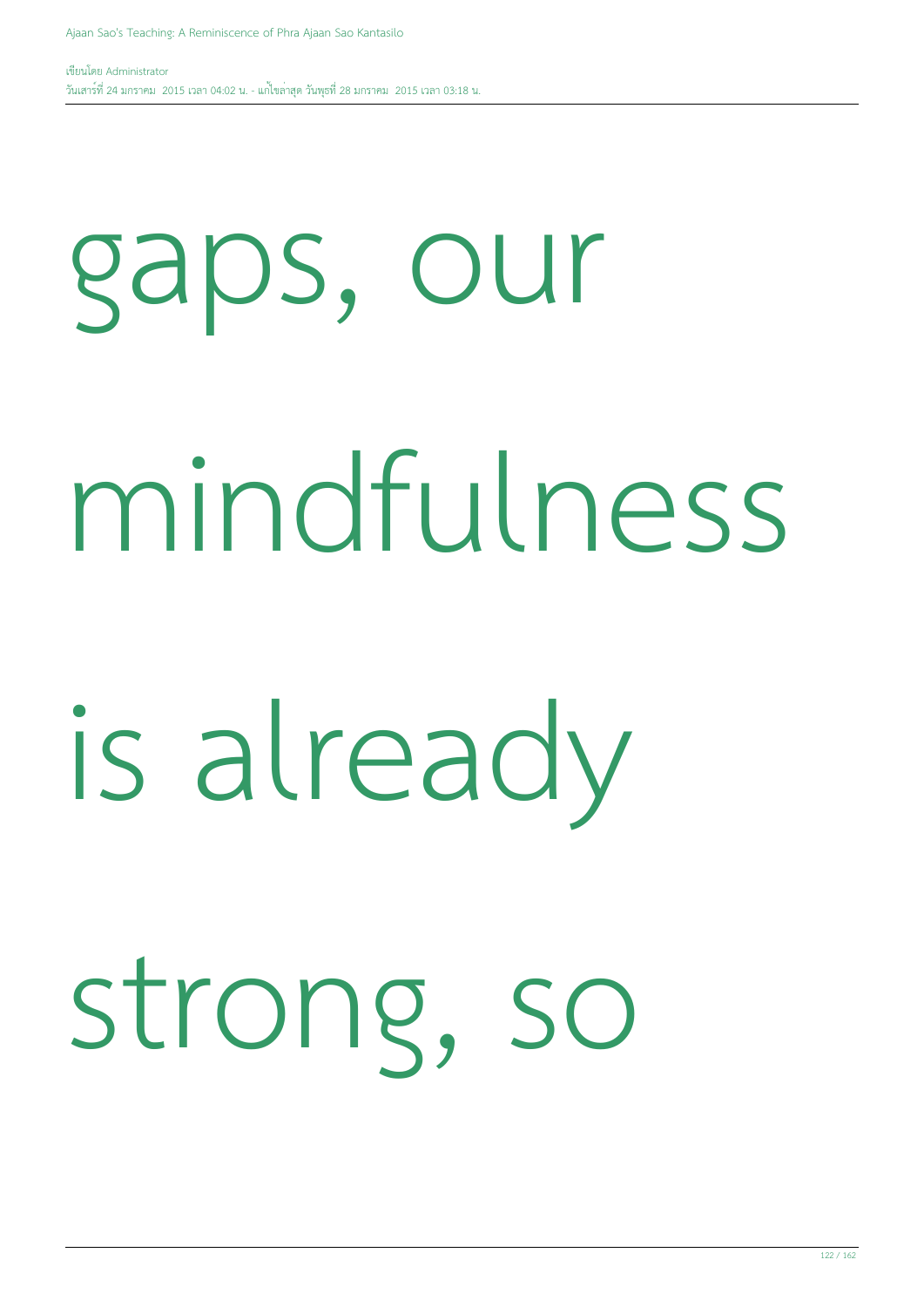gaps, our mindfulness is already strong, so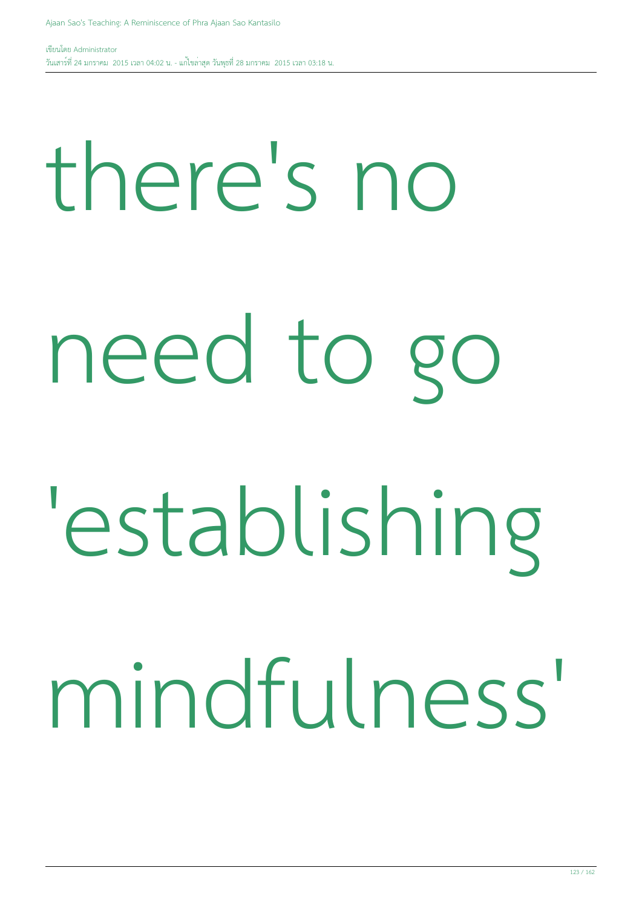there's no need to go 'establishing mindfulness'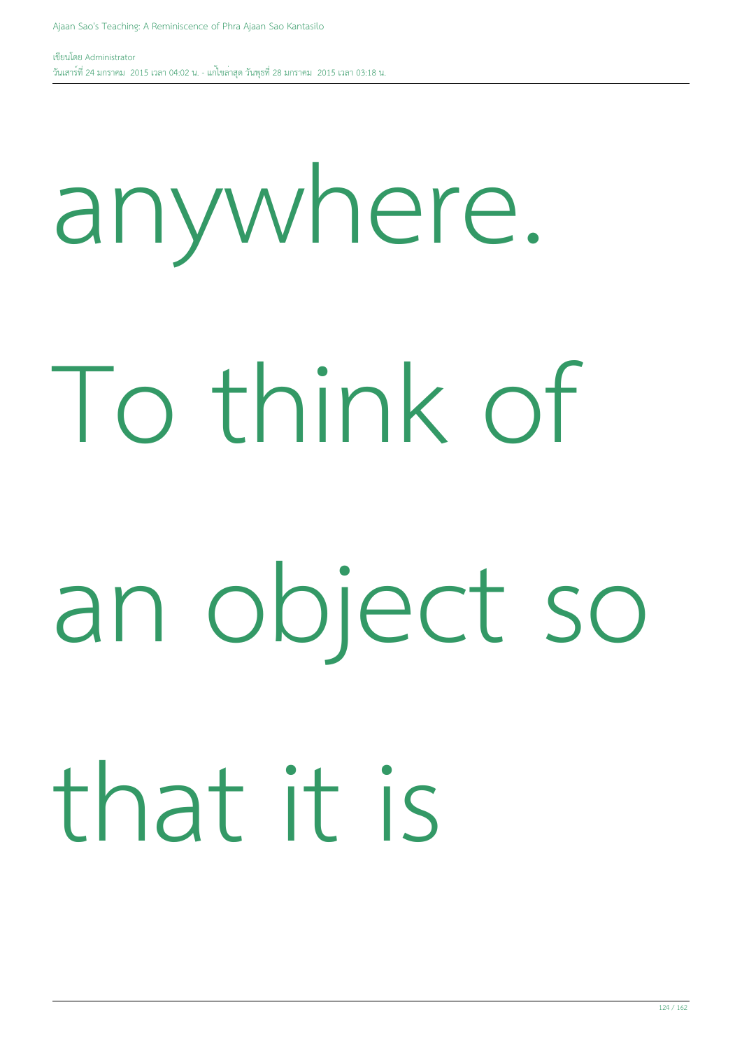anywhere. To think of an object so that it is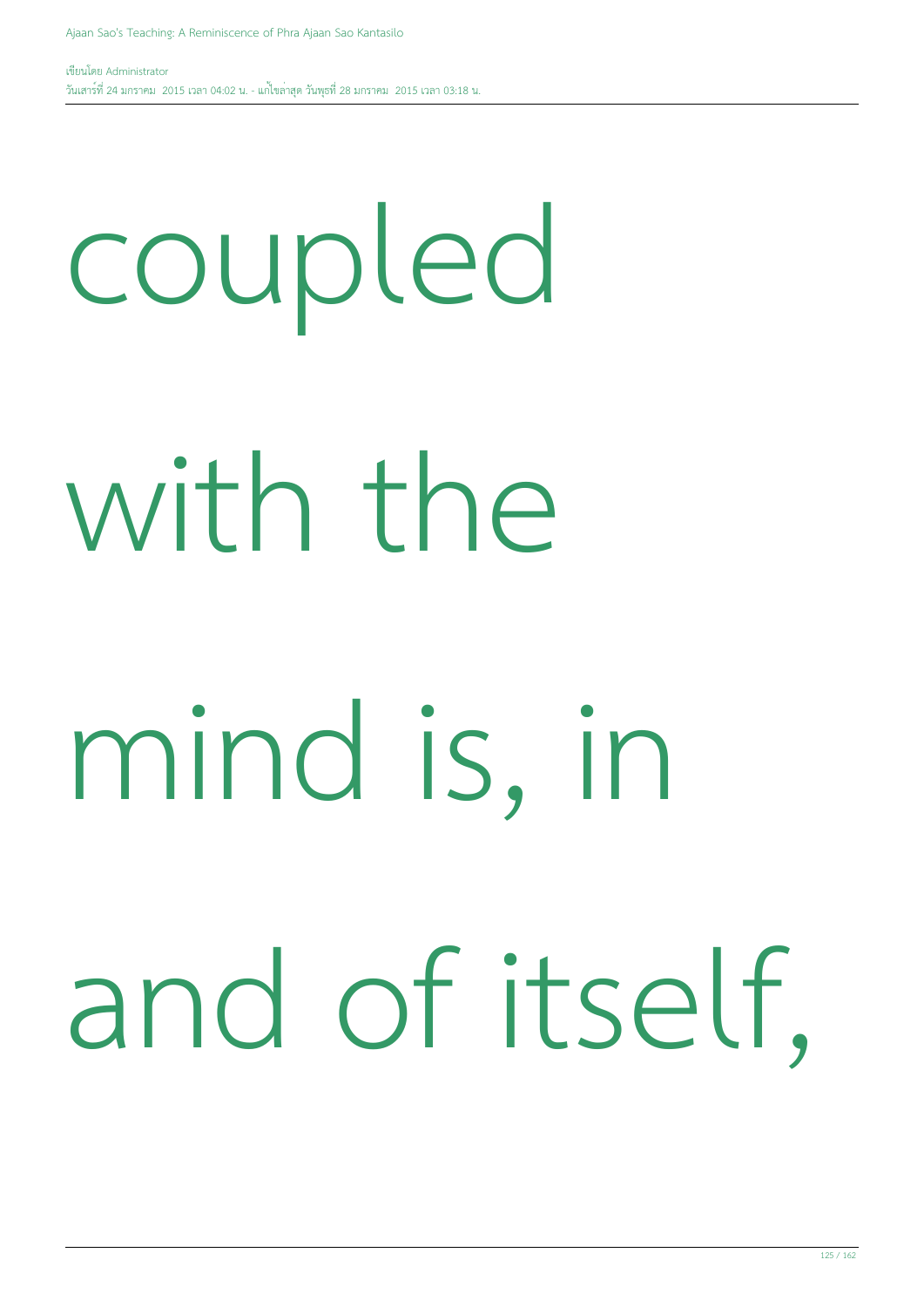coupled with the mind is, in and of itself,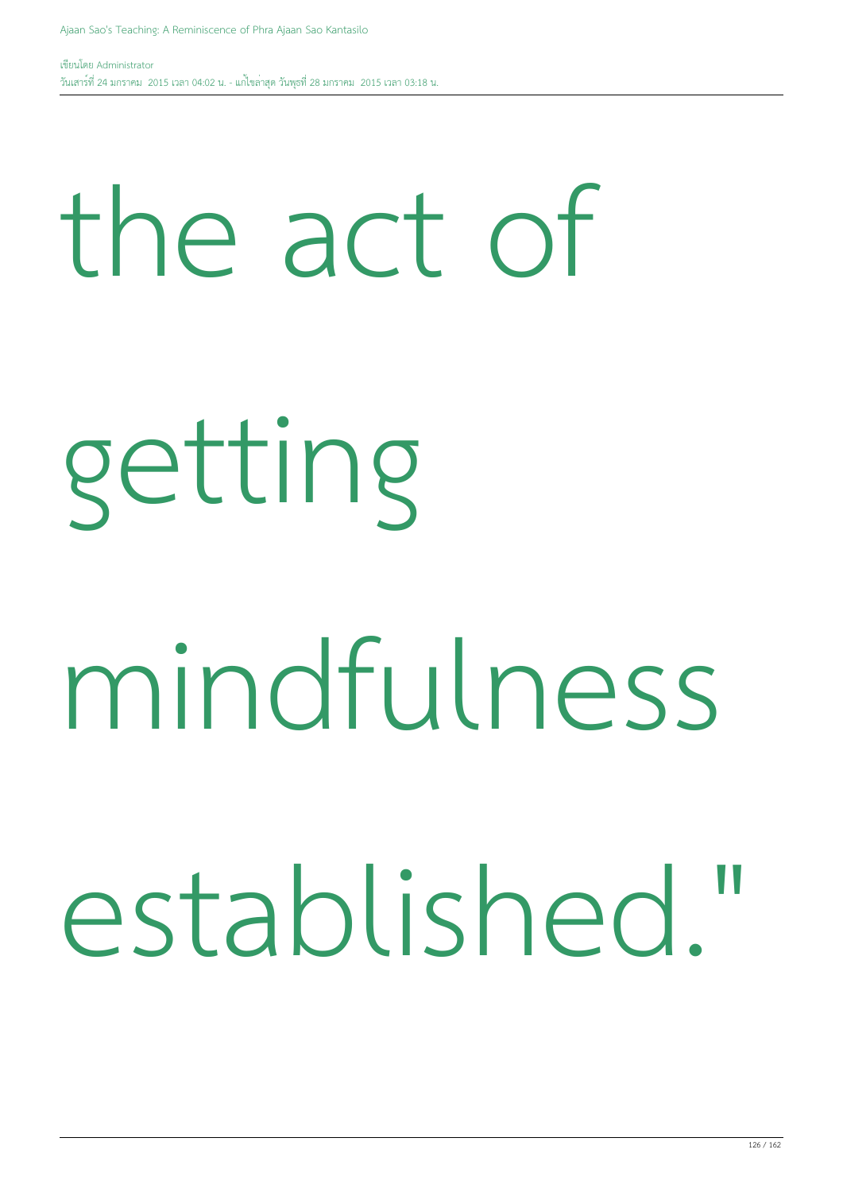the act of getting mindfulness established."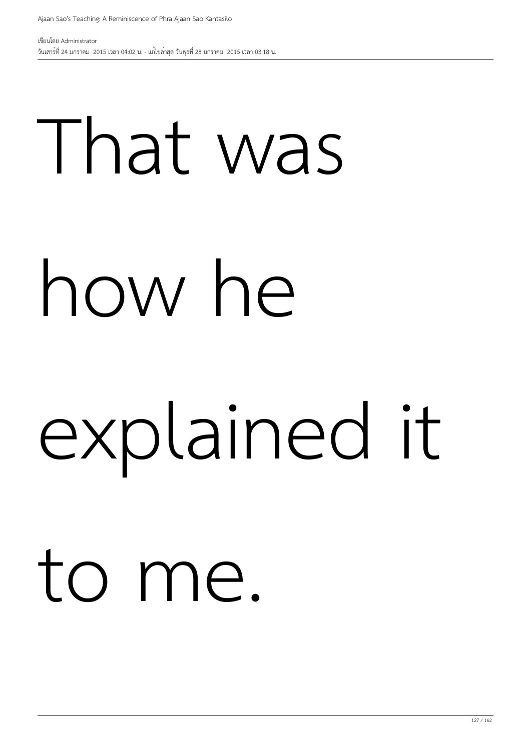That was how he explained it to me.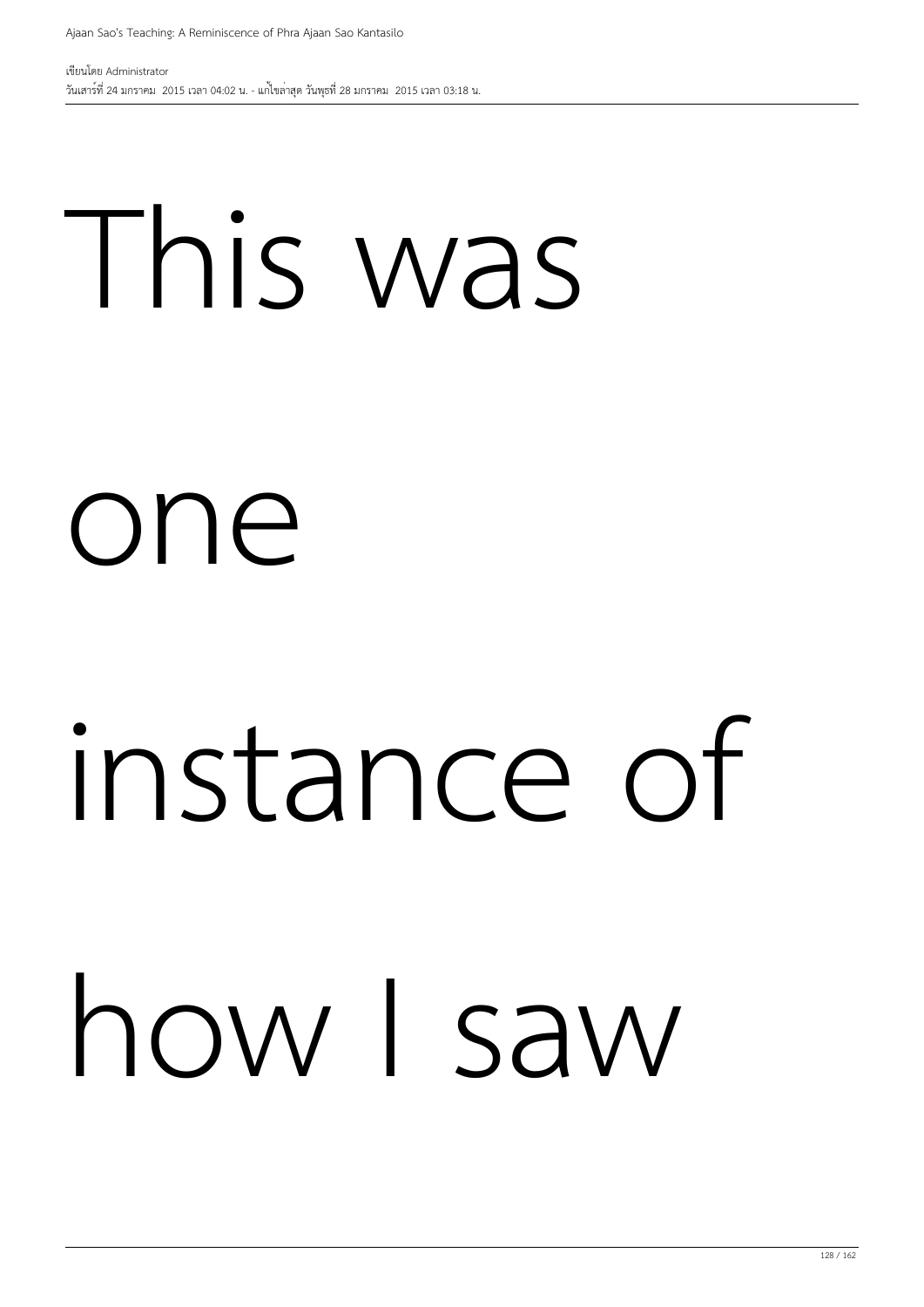This was one instance of how I saw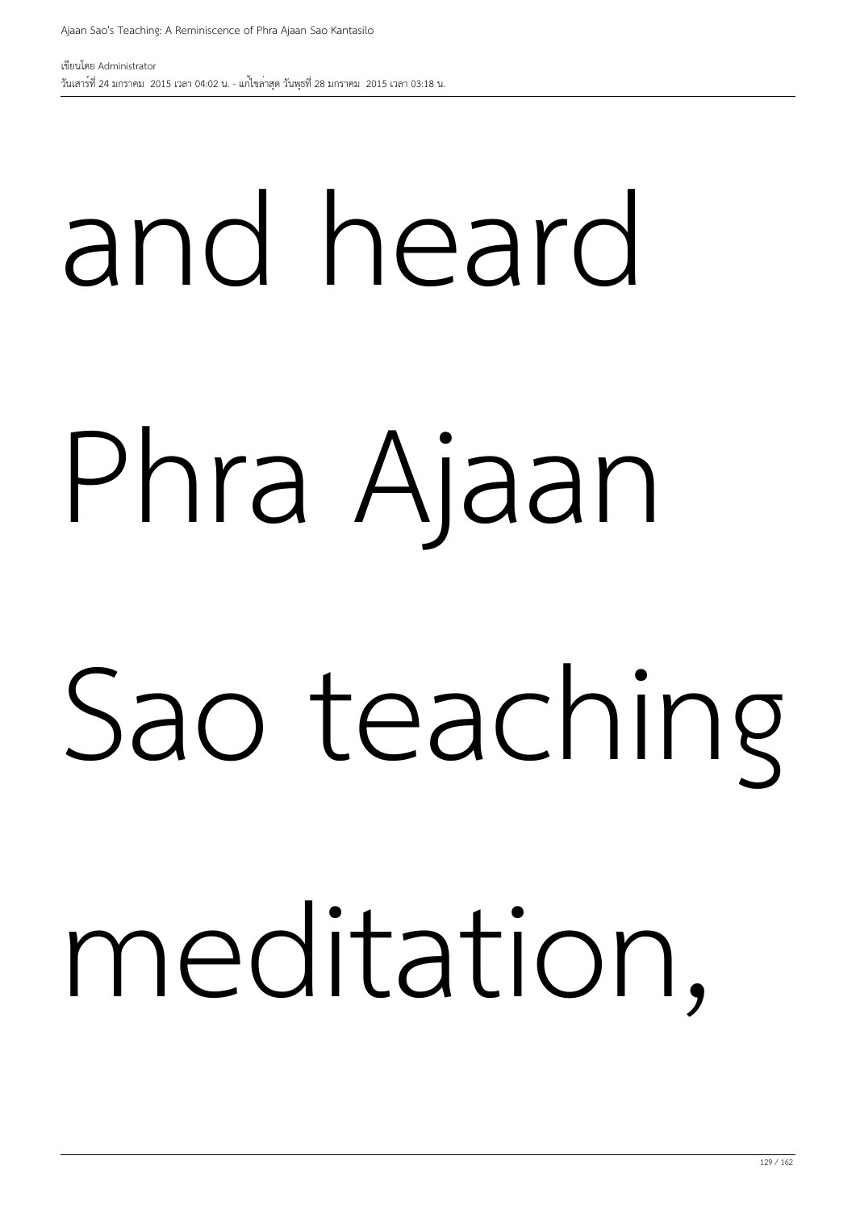and heard Phra Ajaan Sao teaching meditation,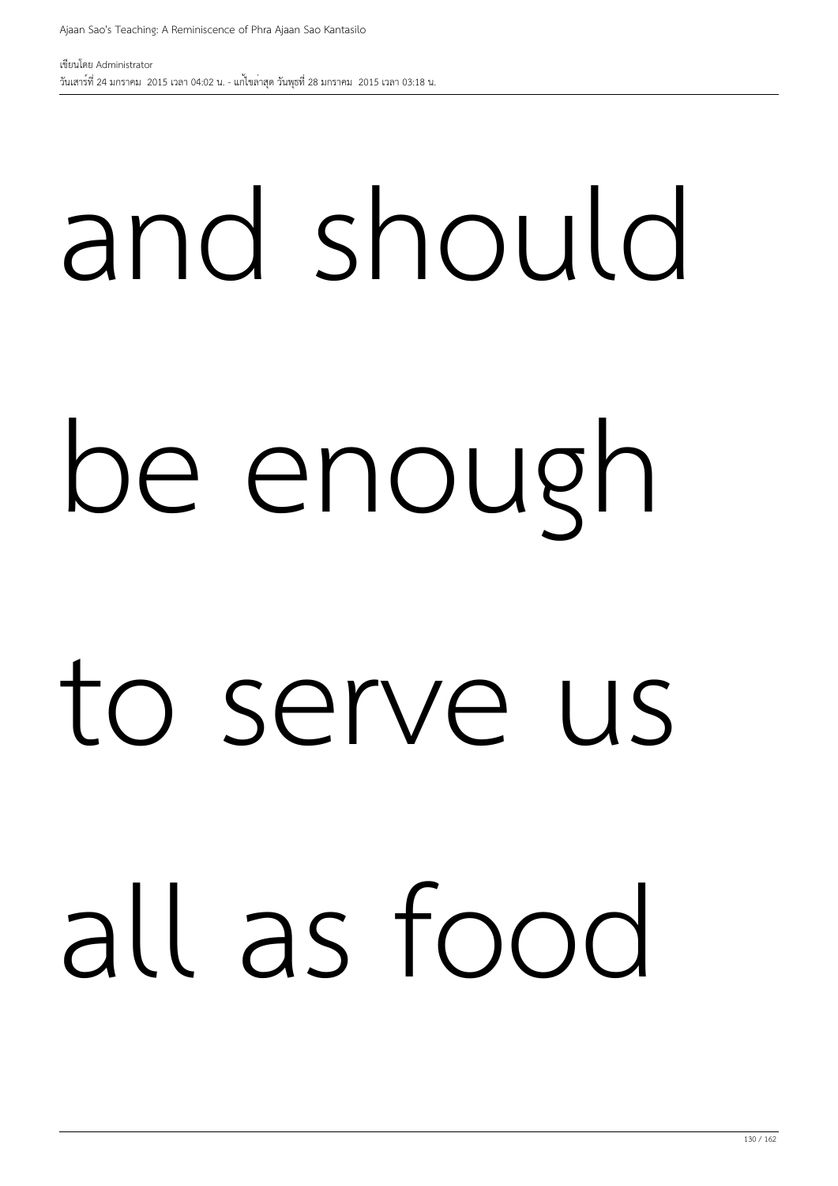and should be enough to serve us all as food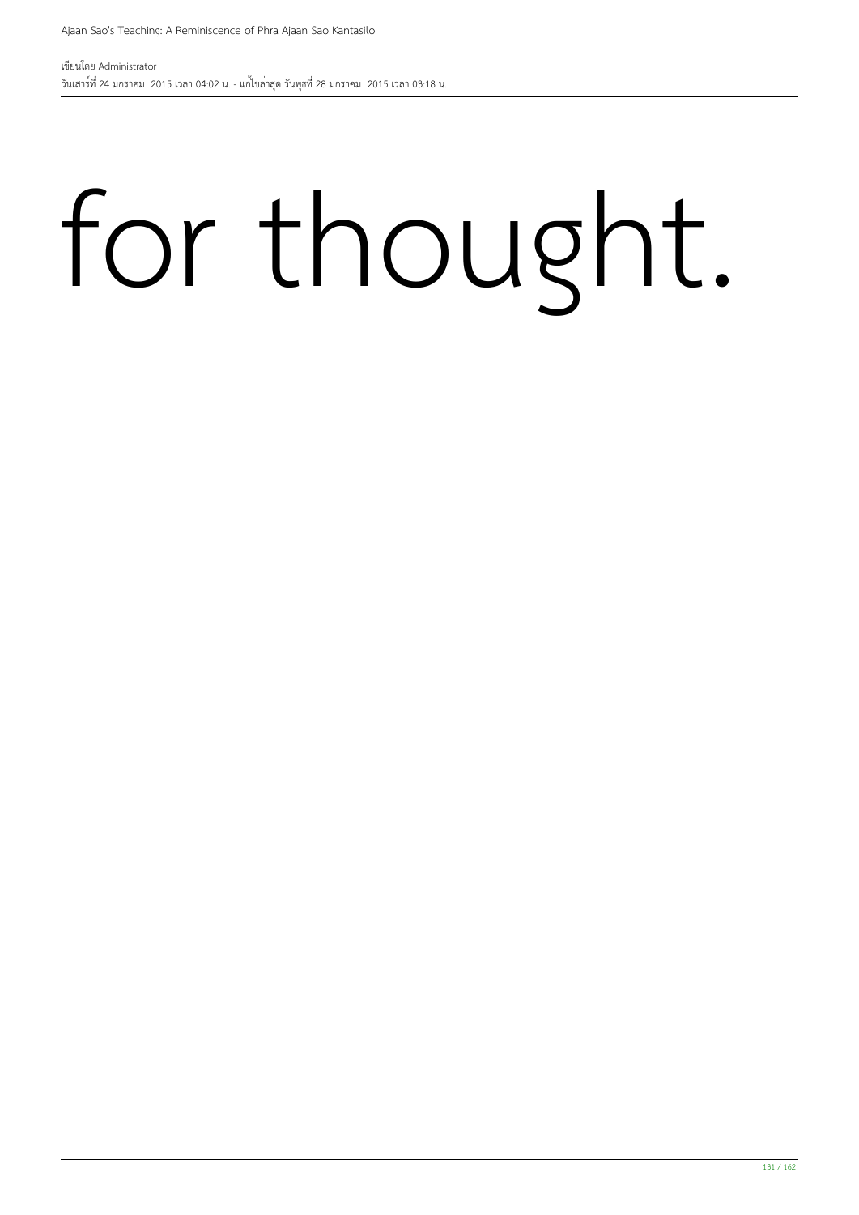for thought.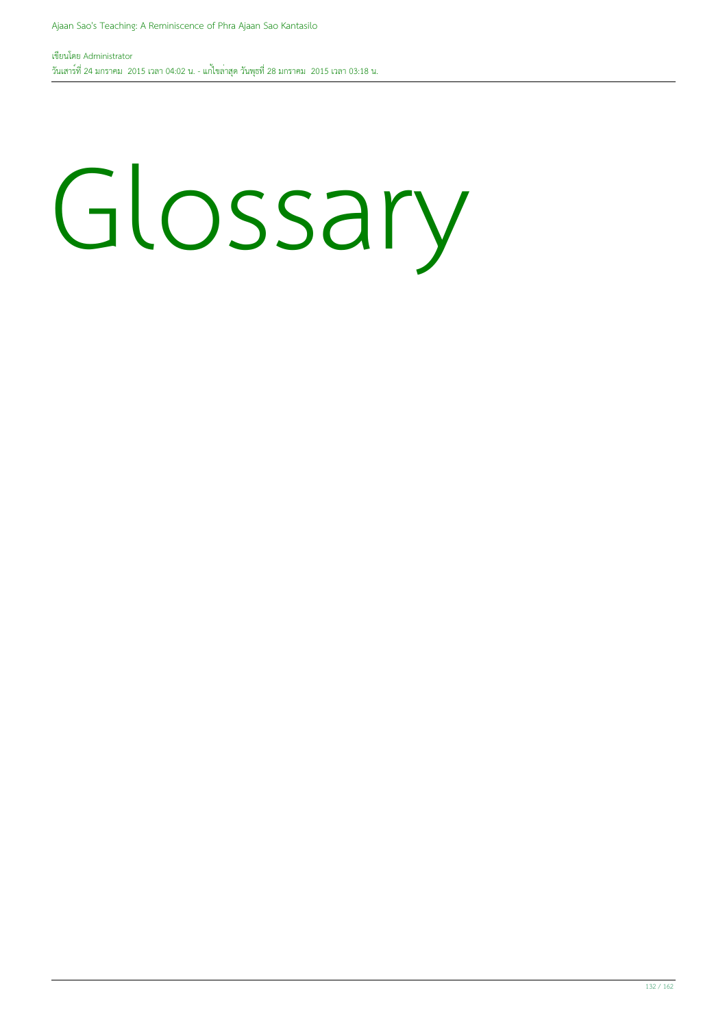# Glossary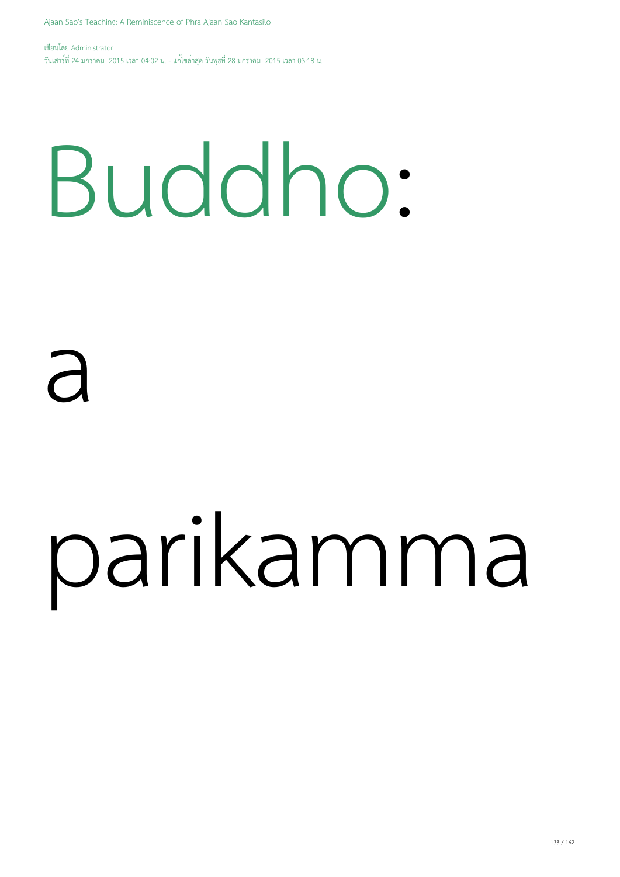# Buddho: a parikamma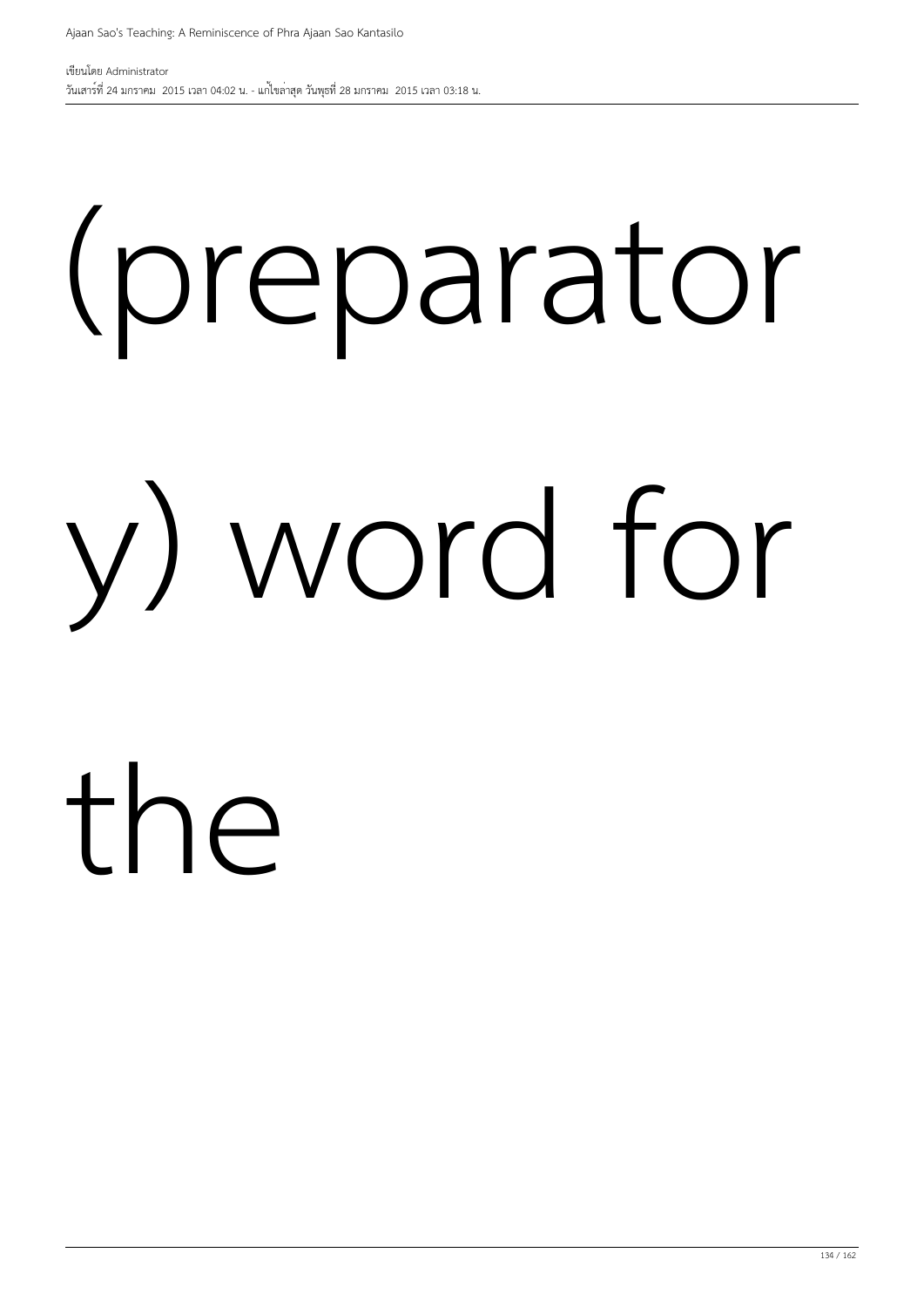(preparatory) word for the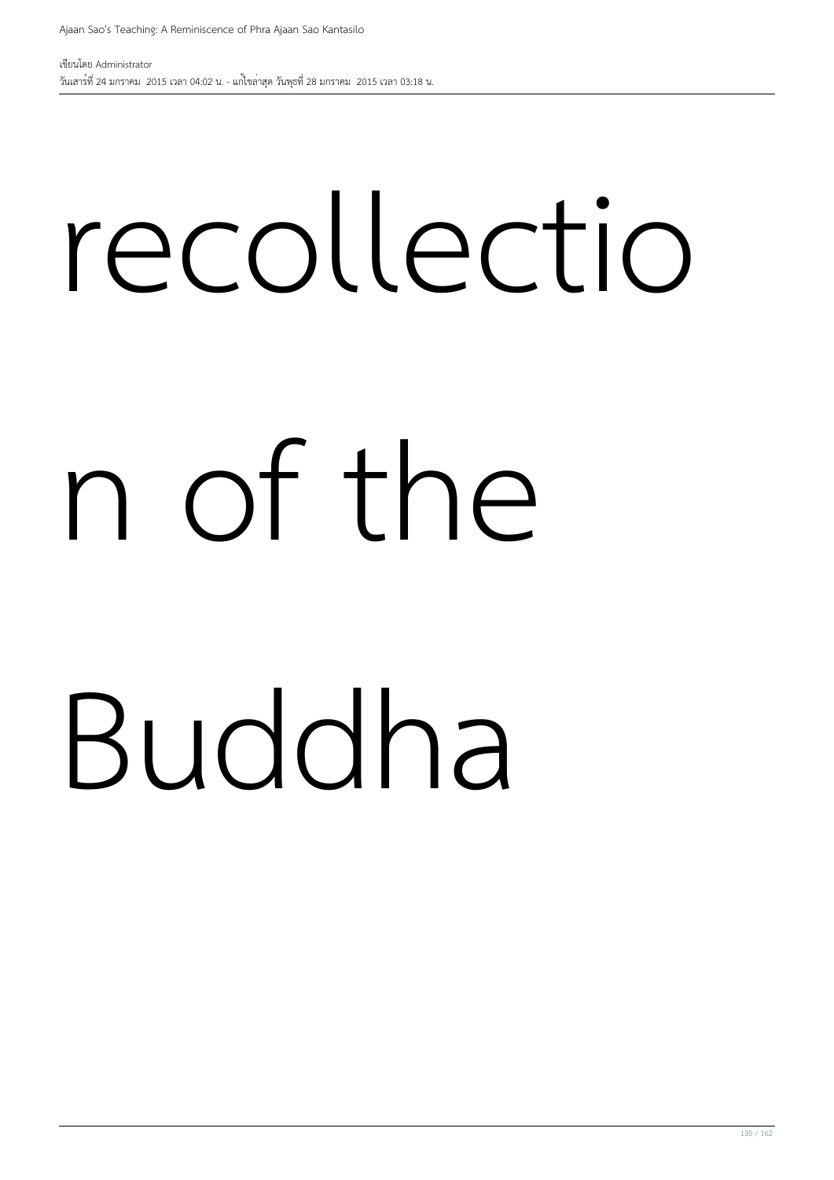recollection of the Buddha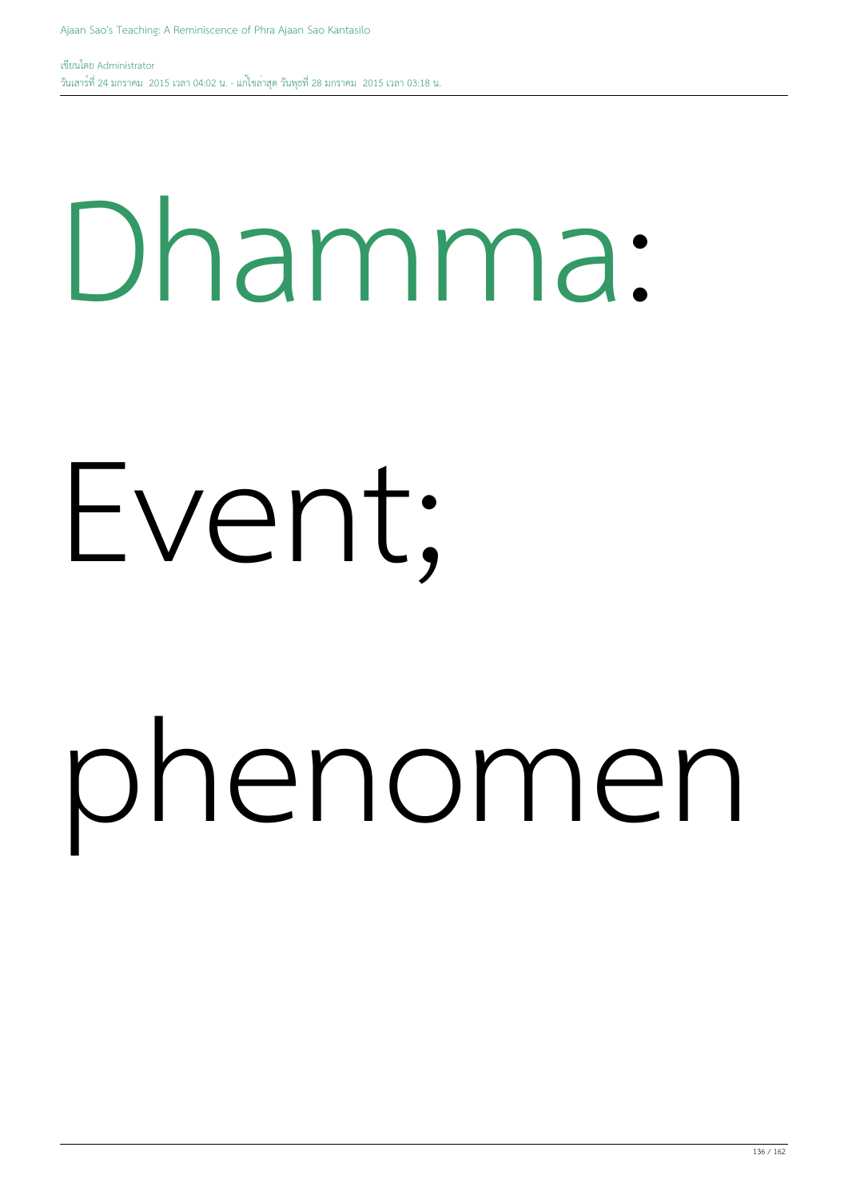Dhamma:

Event;

phenomen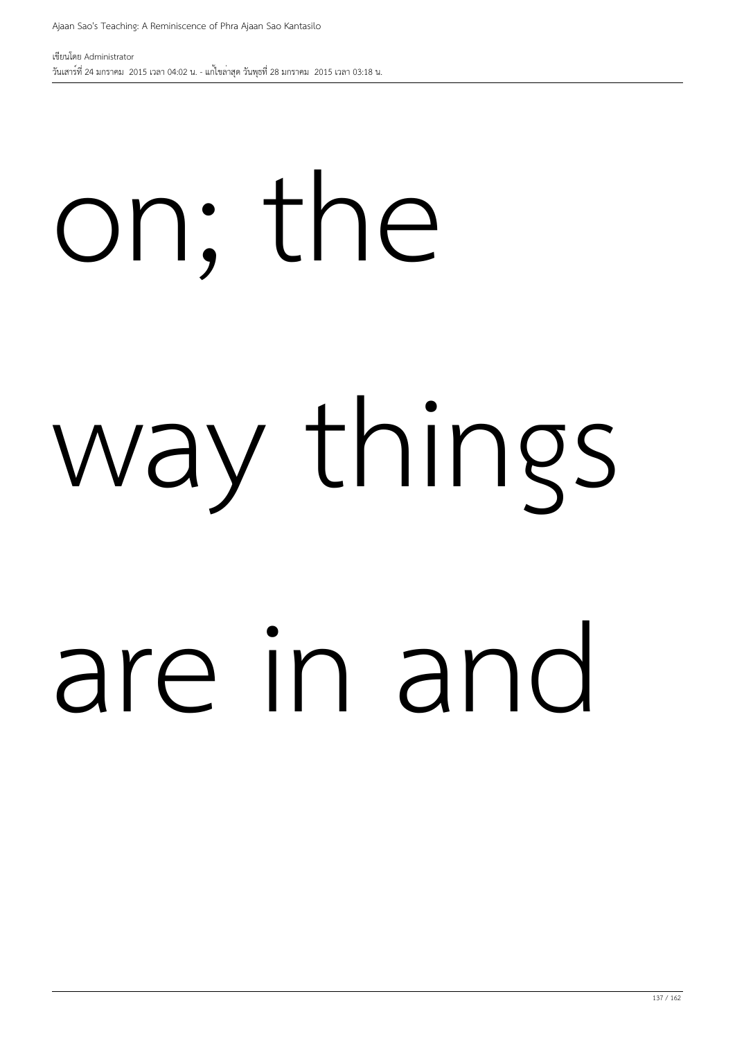on; the way things are in and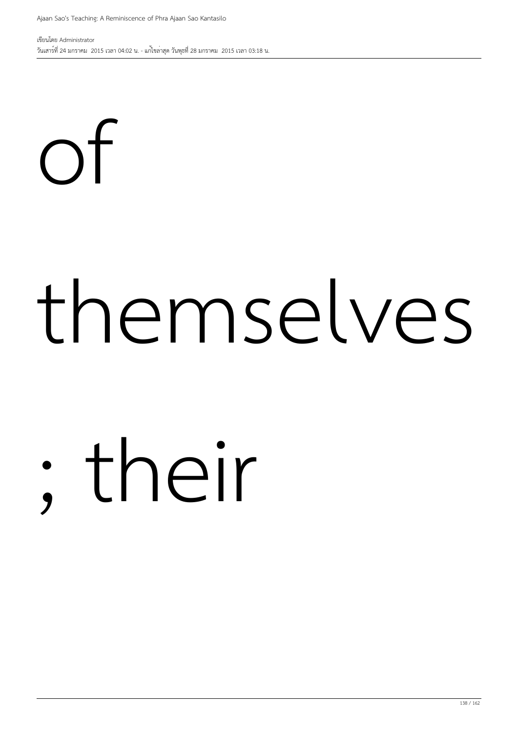of

themselves

; their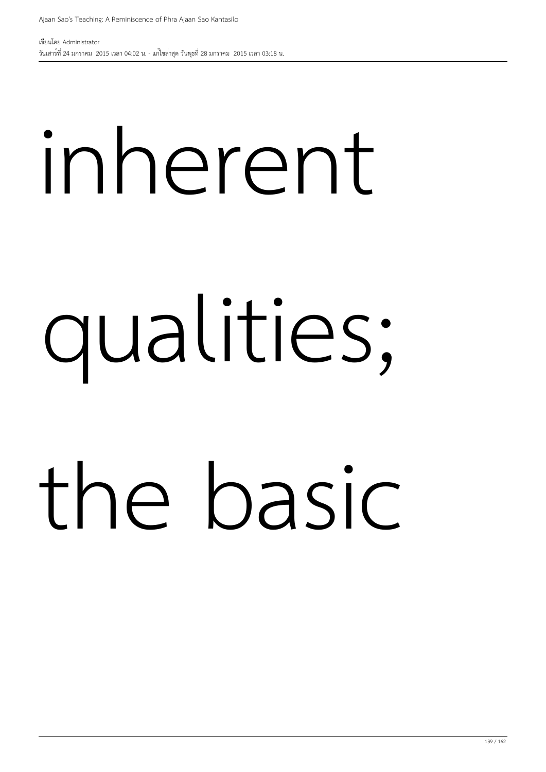inherent

qualities;

the basic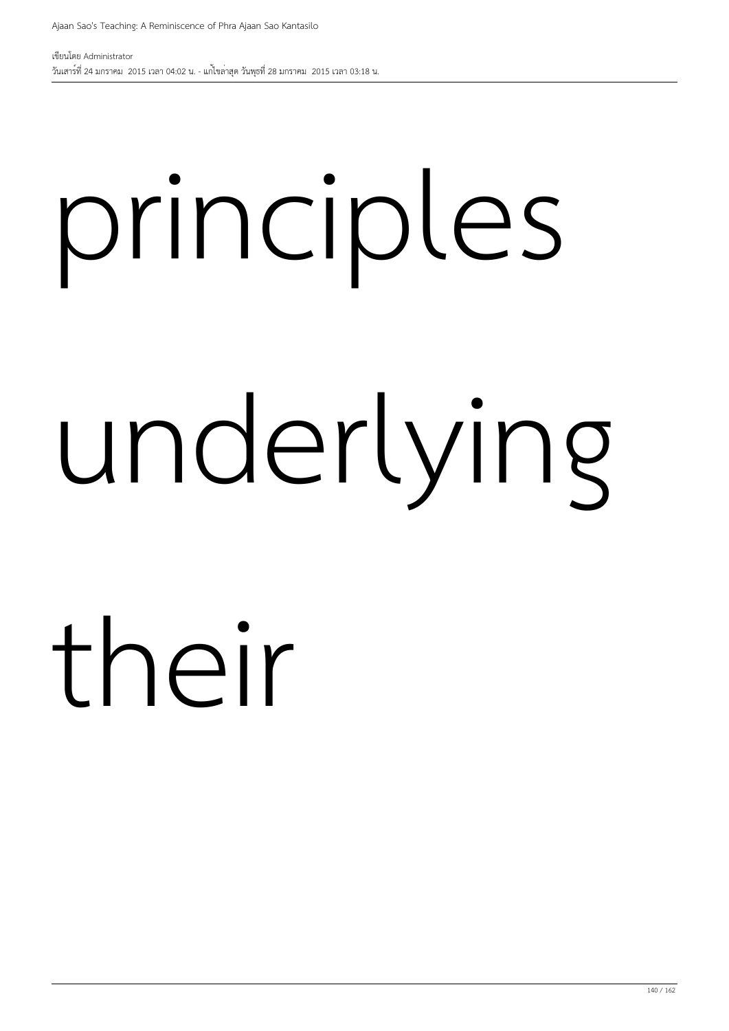principles

underlying

their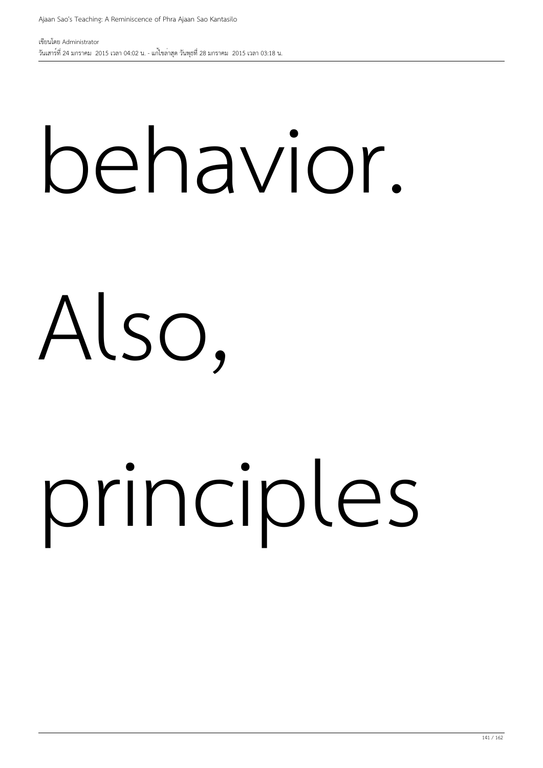behavior.

Also,

principles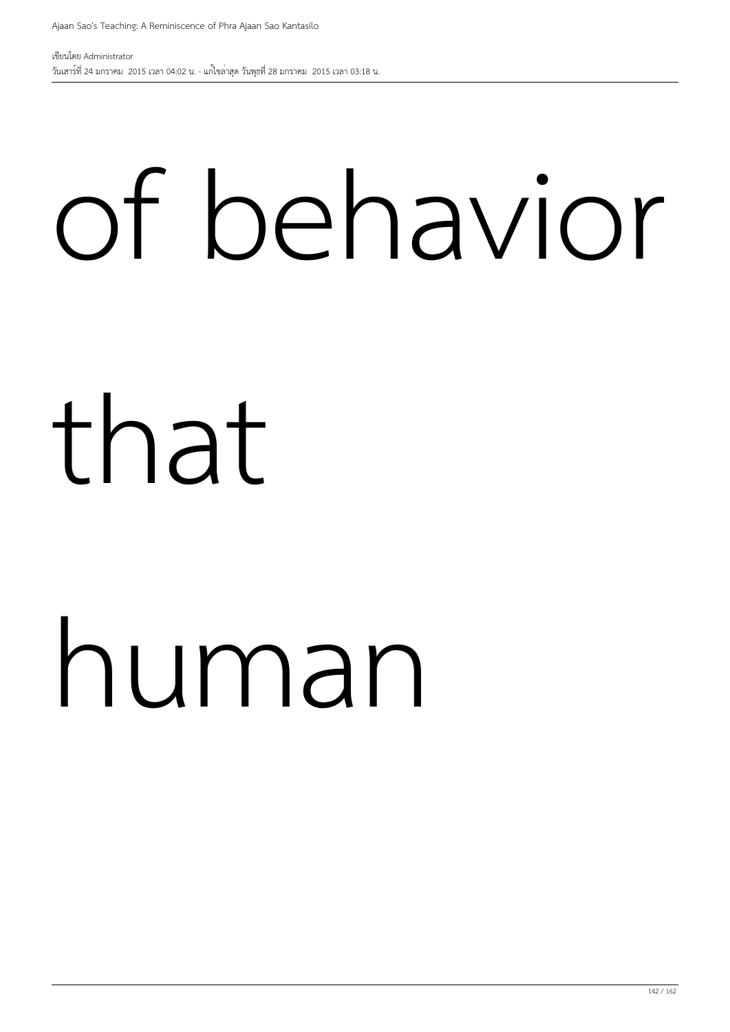of behavior

that

human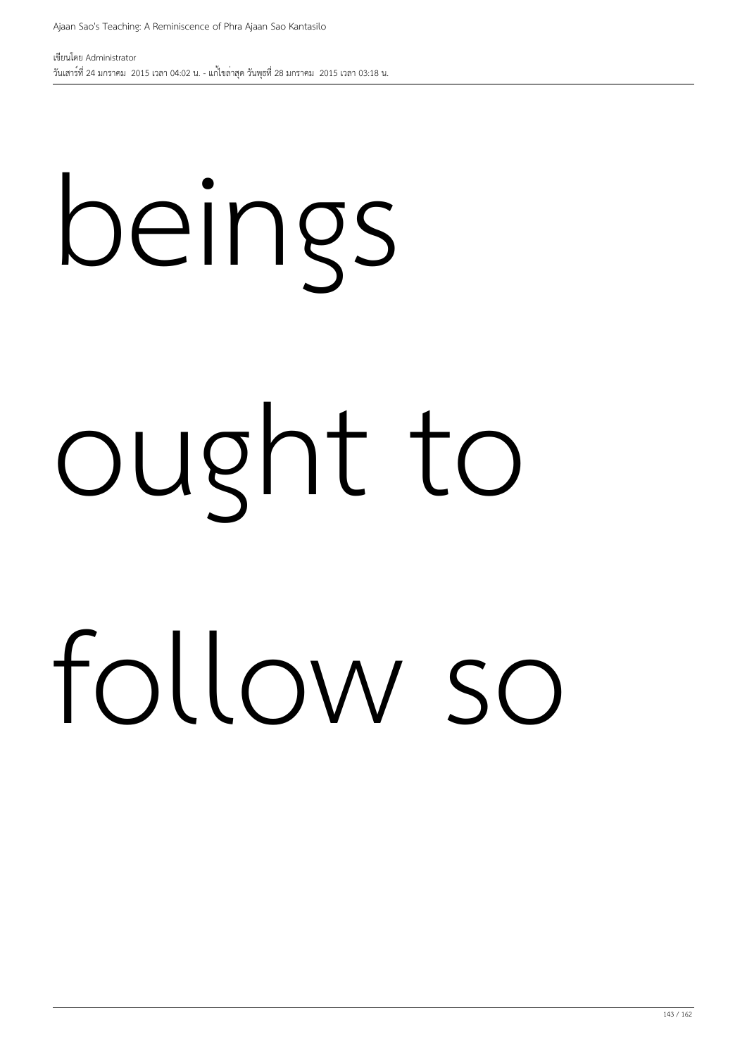beings

ought to

follow so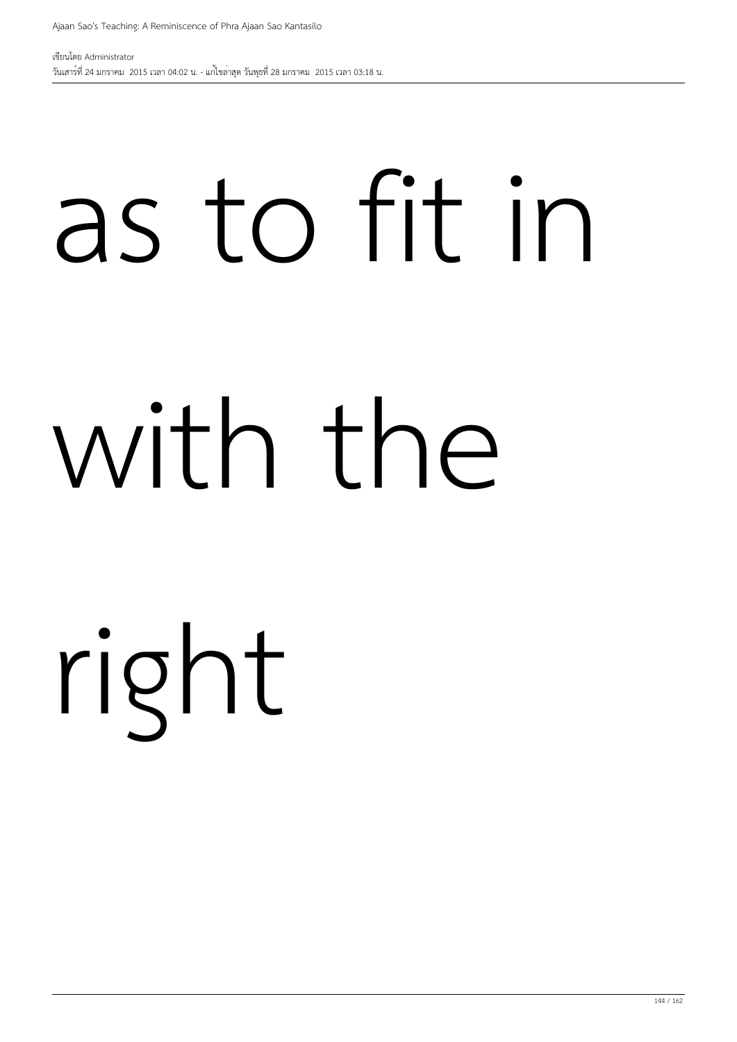as to fit in

with the

right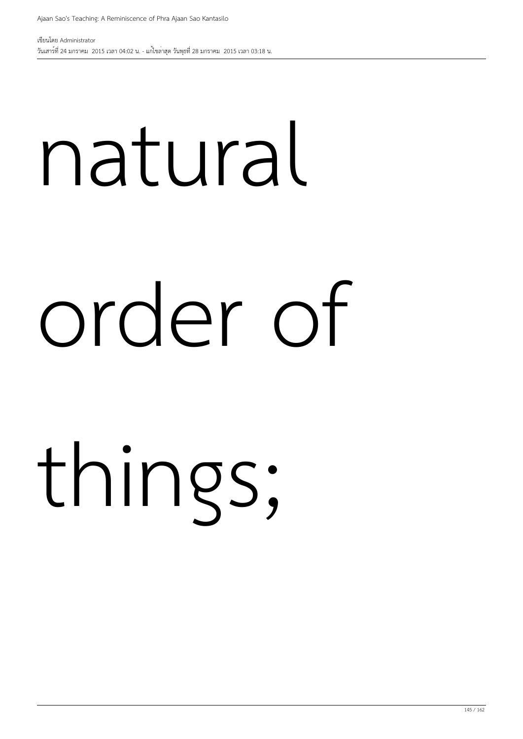natural

order of

things;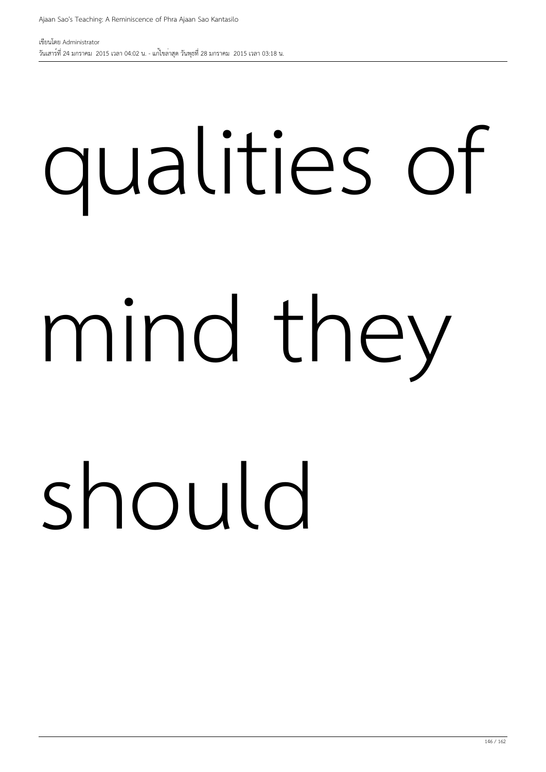qualities of mind they should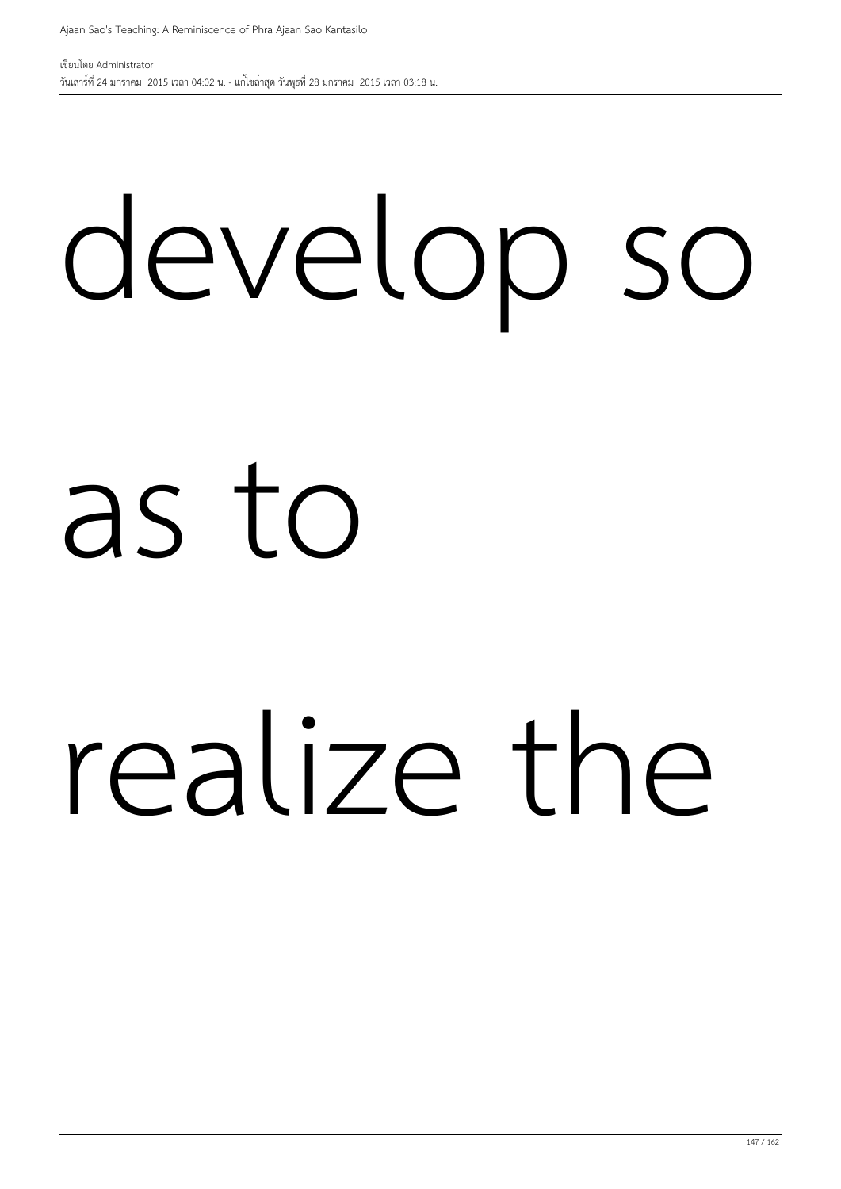develop so

as to

realize the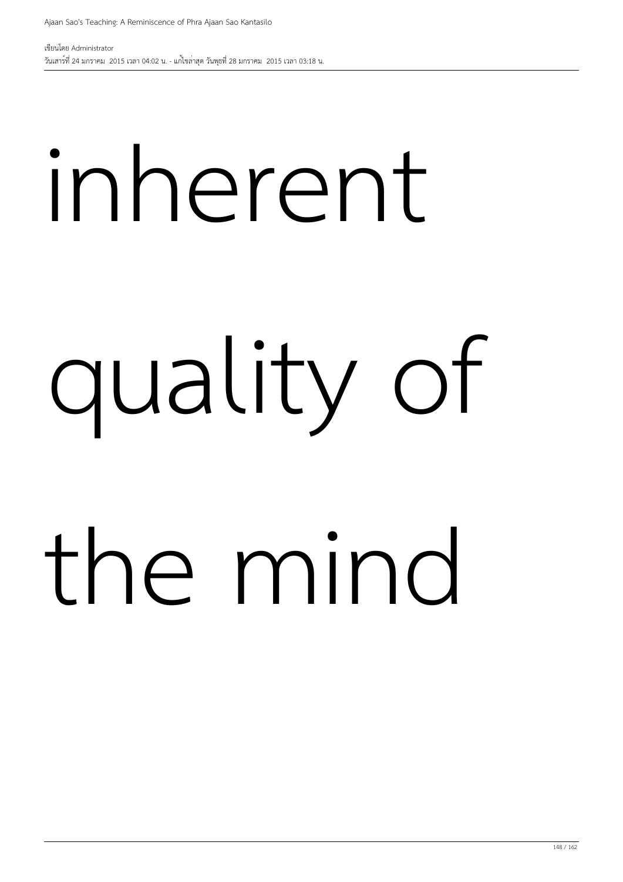inherent quality of the mind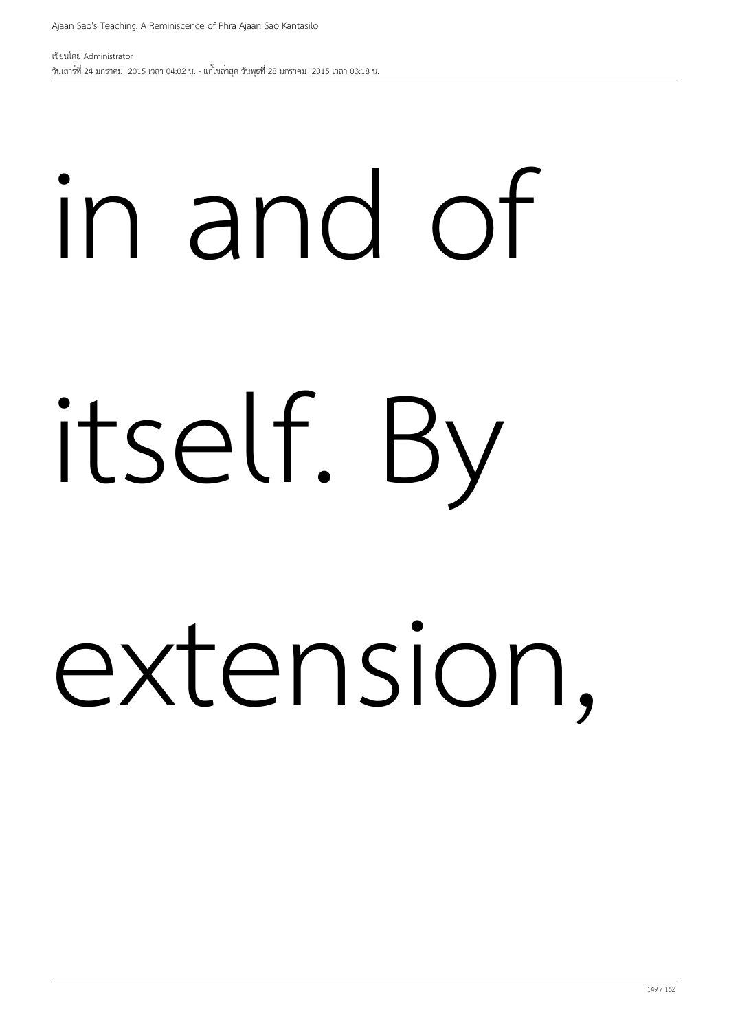in and of itself. By extension,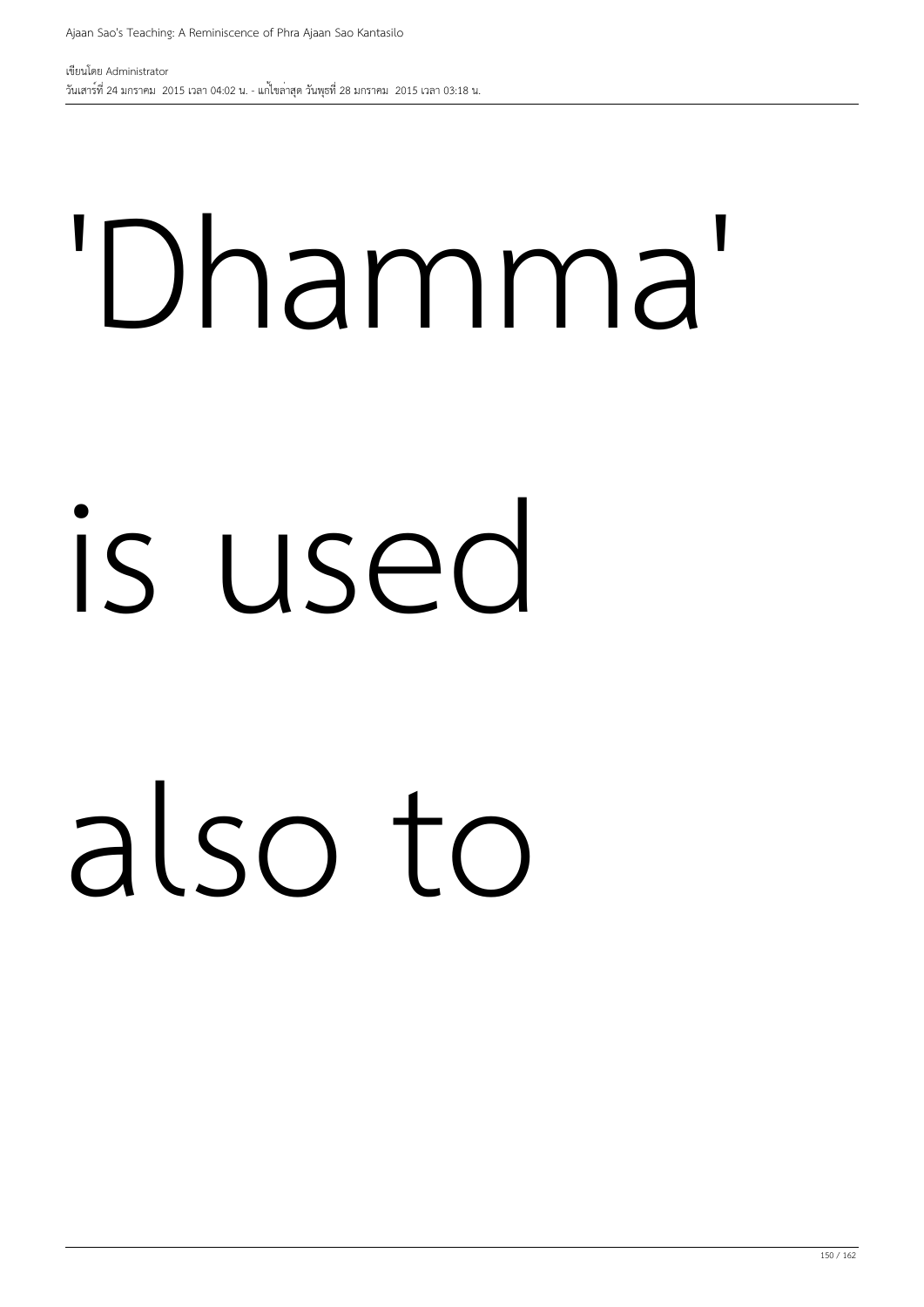'Dhamma'

is used

also to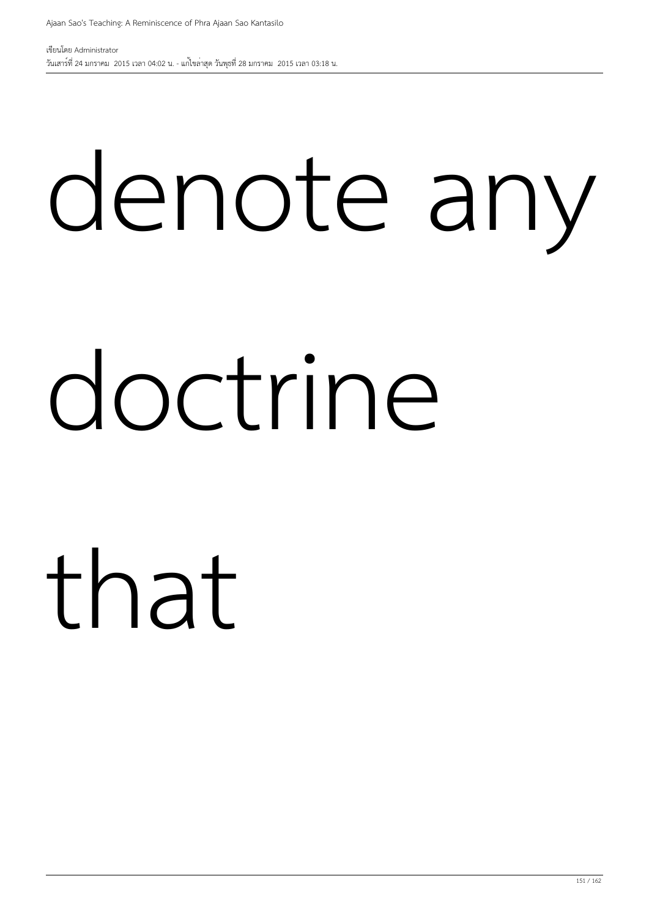denote any

doctrine

that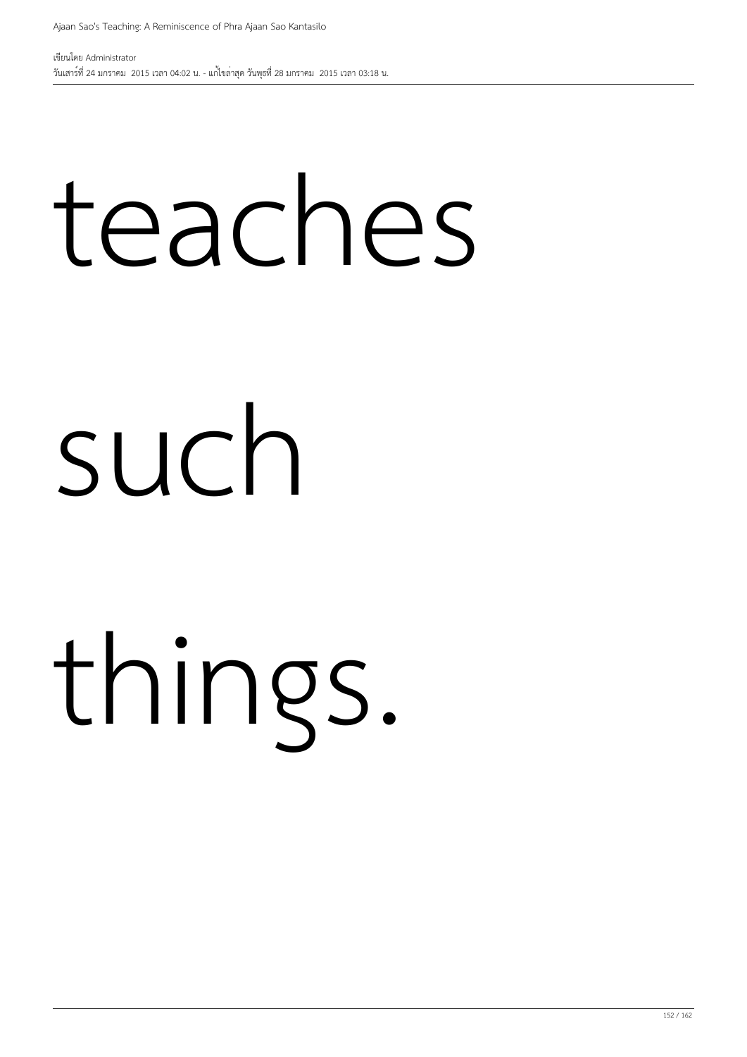teaches

such

things.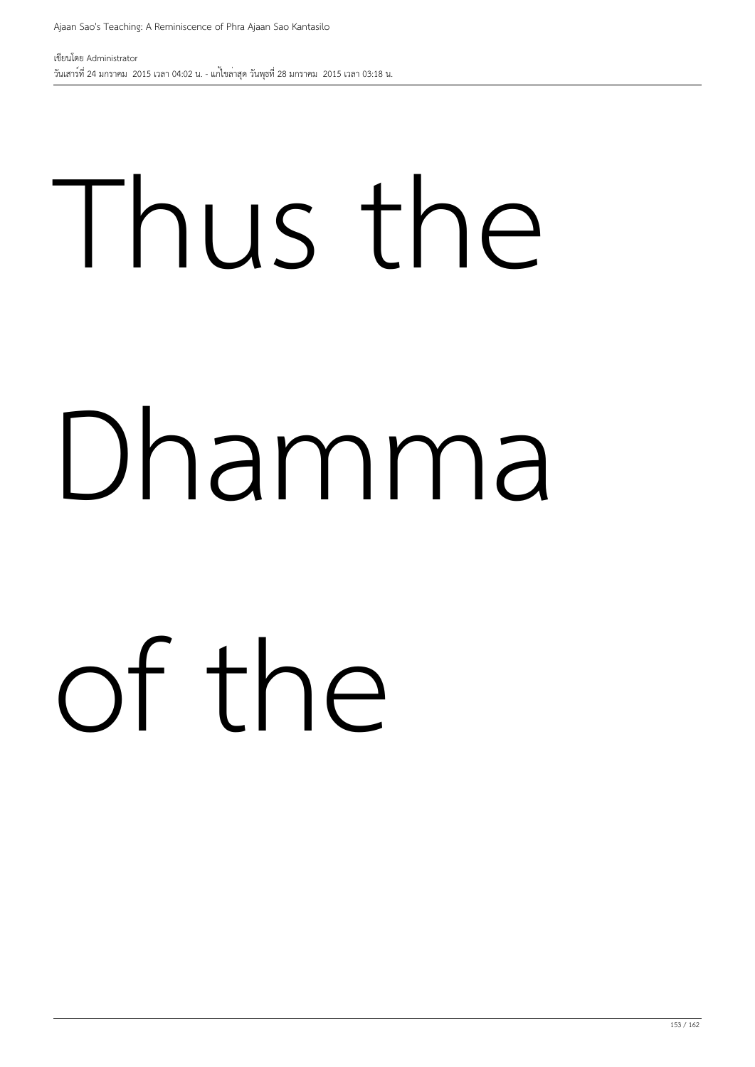Thus the

Dhamma

of the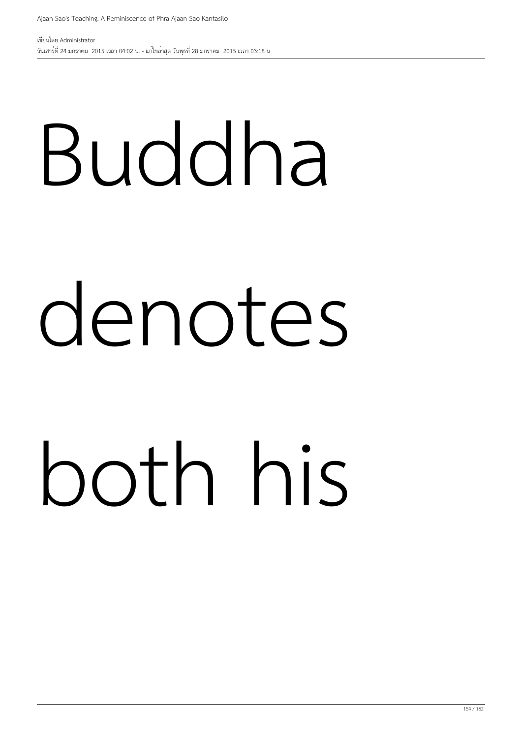Buddha

denotes

both his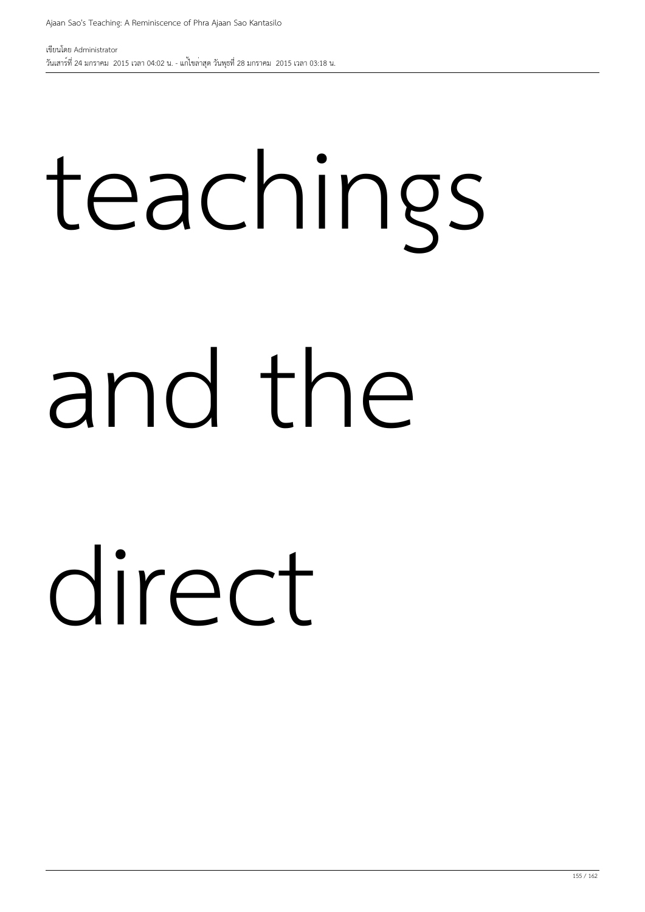teachings

and the

direct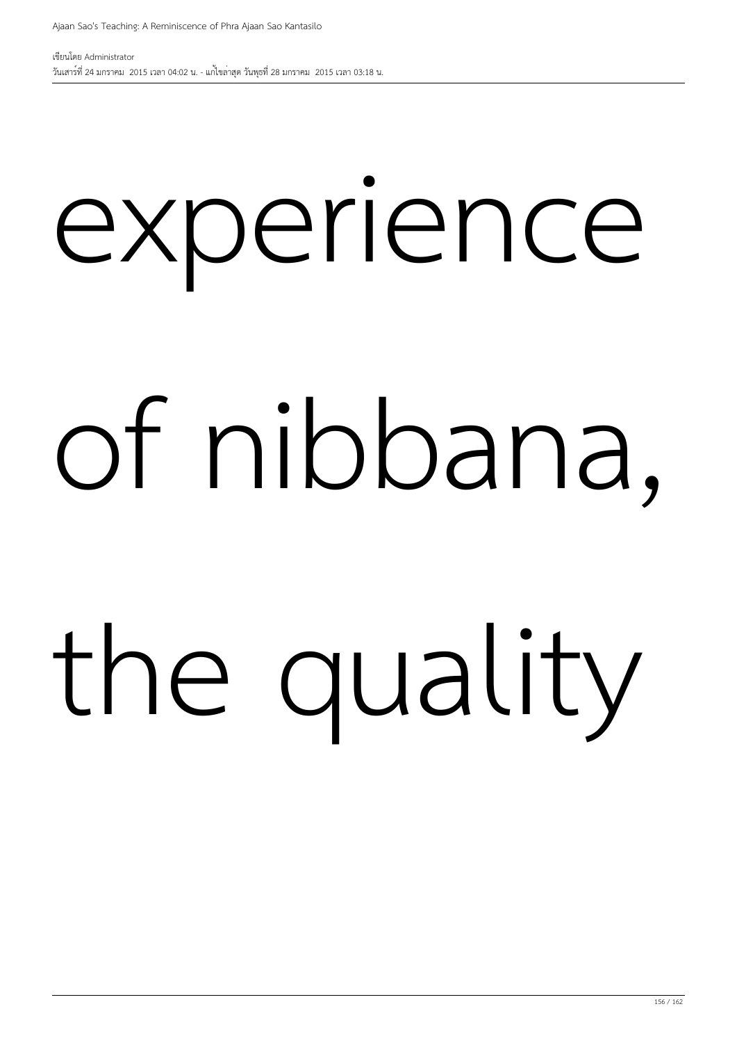experience

of nibbana,

the quality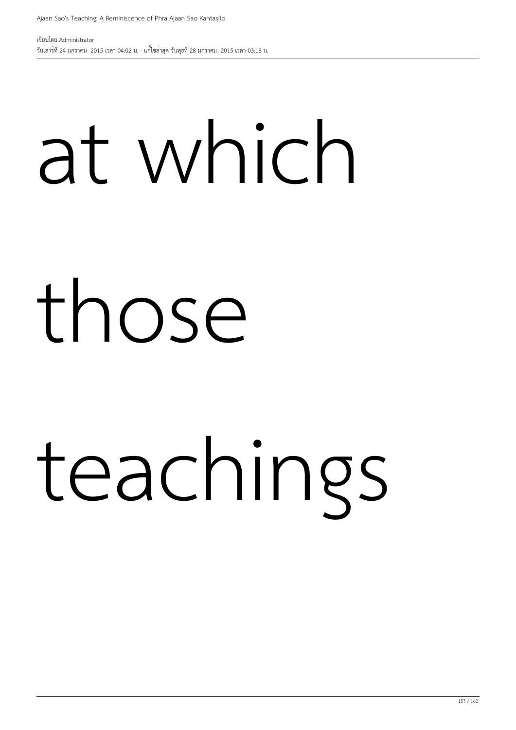at which

those

teachings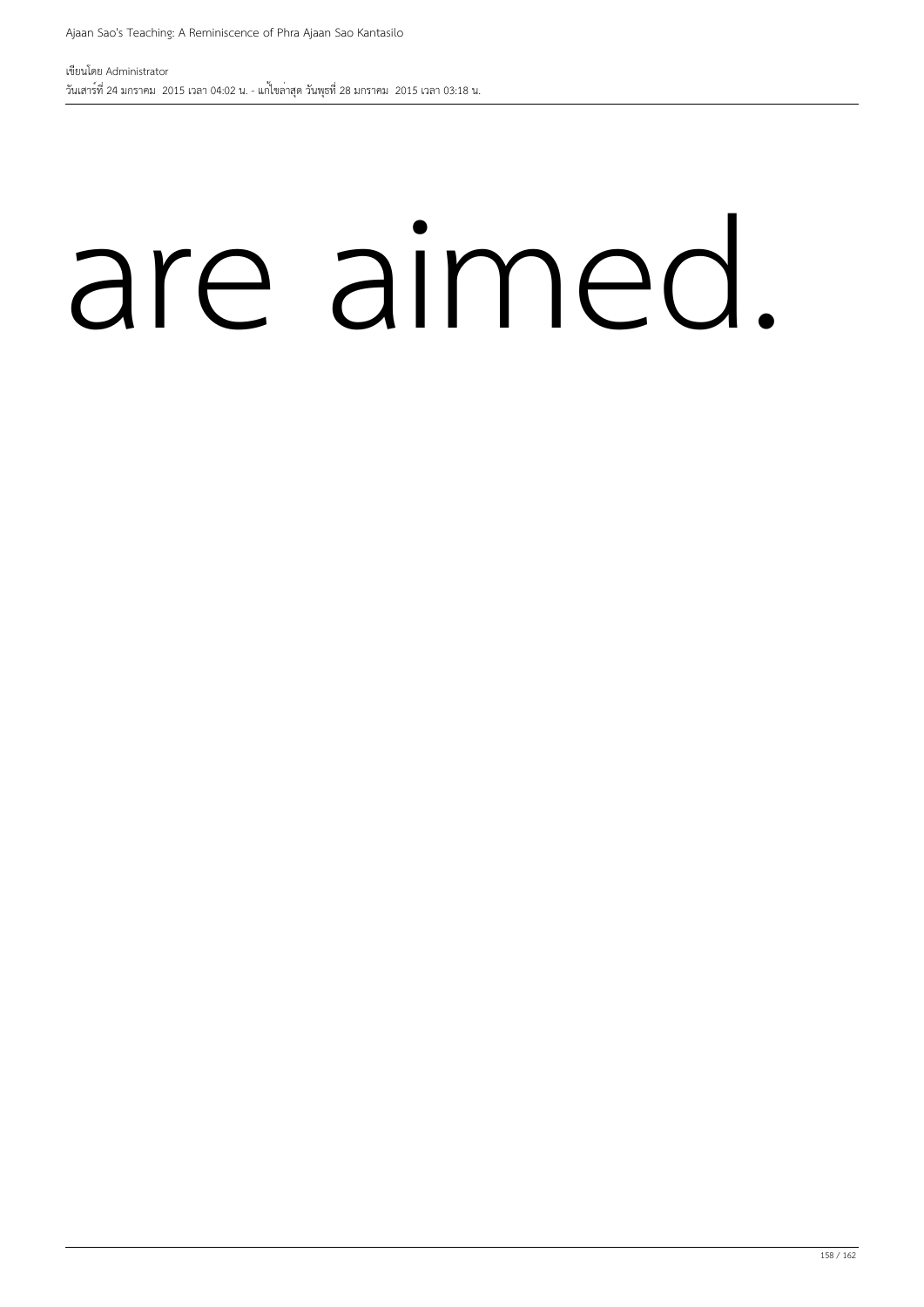are aimed.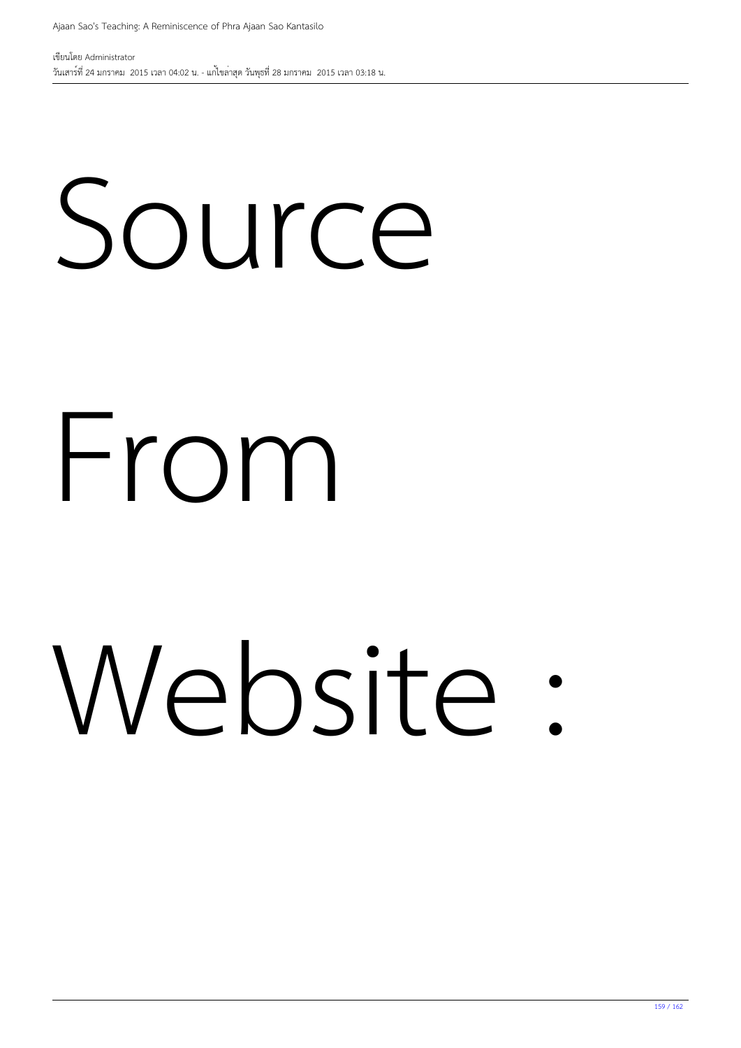# Source

# From

# Website :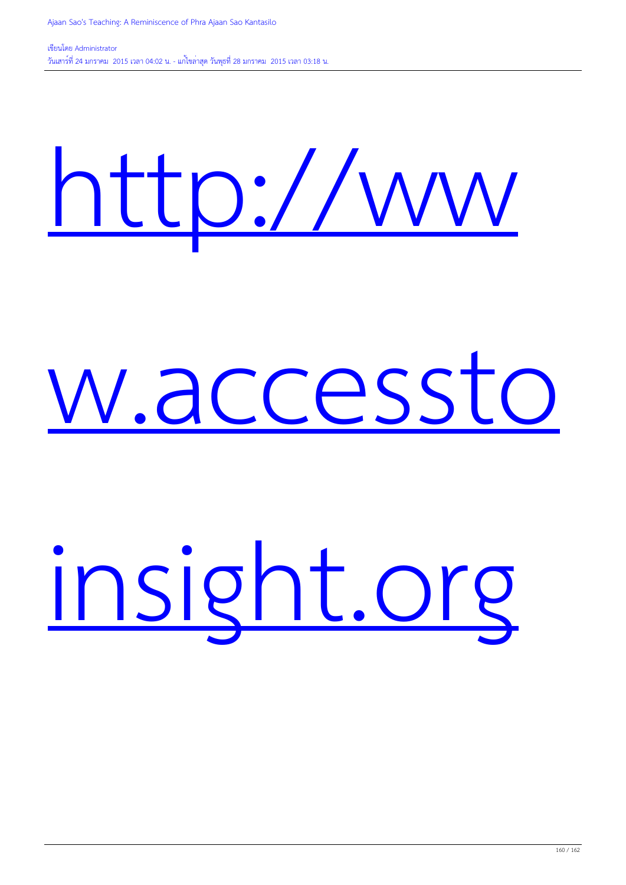[http://www.accesstoinsight.org](http://www.accesstoinsight.org)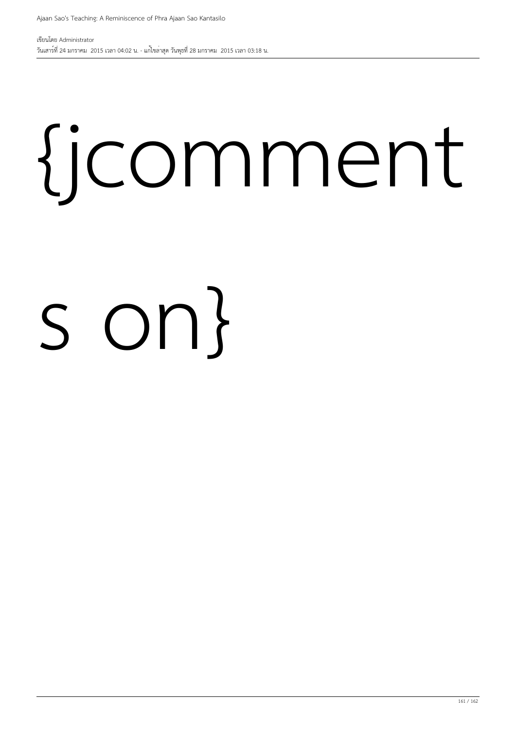{jcomments on}